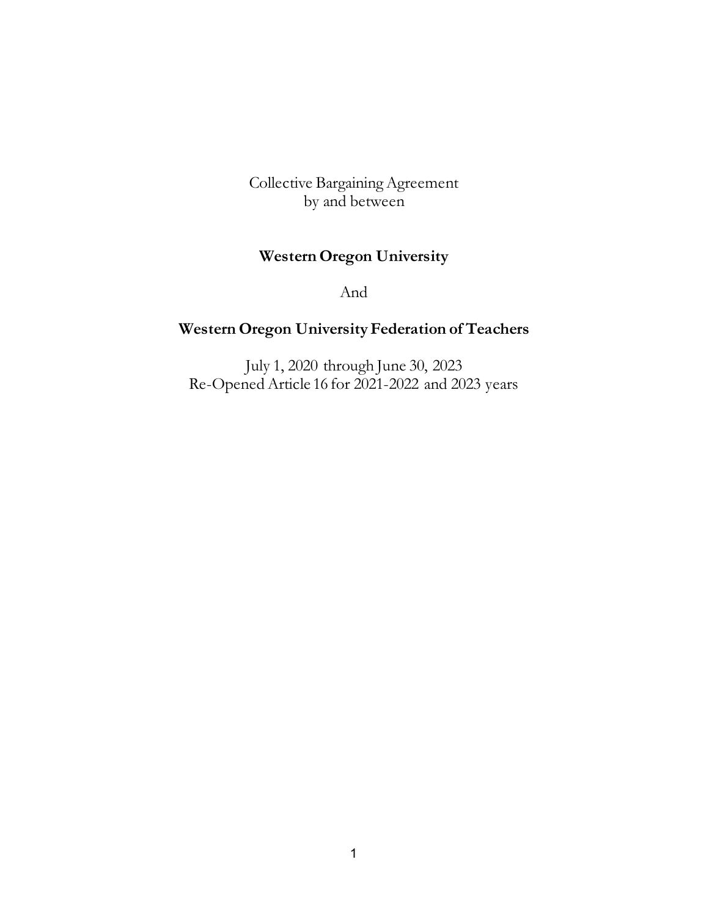Collective Bargaining Agreement
by and between

**Western Oregon University**

And

**Western Oregon University Federation of Teachers**

July 1, 2020 through June 30, 2023
Re-Opened Article 16 for 2021-2022 and 2023 years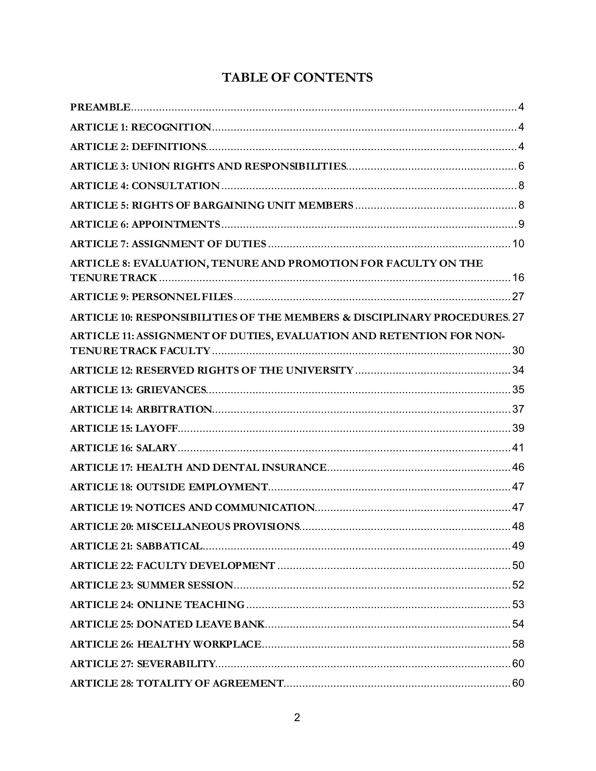# TABLE OF CONTENTS

PREAMBLE ... 4

ARTICLE 1: RECOGNITION ... 4

ARTICLE 2: DEFINITIONS ... 4

ARTICLE 3: UNION RIGHTS AND RESPONSIBILITIES ... 6

ARTICLE 4: CONSULTATION ... 8

ARTICLE 5: RIGHTS OF BARGAINING UNIT MEMBERS ... 8

ARTICLE 6: APPOINTMENTS ... 9

ARTICLE 7: ASSIGNMENT OF DUTIES ... 10

ARTICLE 8: EVALUATION, TENURE AND PROMOTION FOR FACULTY ON THE TENURE TRACK ... 16

ARTICLE 9: PERSONNEL FILES ... 27

ARTICLE 10: RESPONSIBILITIES OF THE MEMBERS & DISCIPLINARY PROCEDURES ... 27

ARTICLE 11: ASSIGNMENT OF DUTIES, EVALUATION AND RETENTION FOR NON-TENURE TRACK FACULTY ... 30

ARTICLE 12: RESERVED RIGHTS OF THE UNIVERSITY ... 34

ARTICLE 13: GRIEVANCES ... 35

ARTICLE 14: ARBITRATION ... 37

ARTICLE 15: LAYOFF ... 39

ARTICLE 16: SALARY ... 41

ARTICLE 17: HEALTH AND DENTAL INSURANCE ... 46

ARTICLE 18: OUTSIDE EMPLOYMENT ... 47

ARTICLE 19: NOTICES AND COMMUNICATION ... 47

ARTICLE 20: MISCELLANEOUS PROVISIONS ... 48

ARTICLE 21: SABBATICAL ... 49

ARTICLE 22: FACULTY DEVELOPMENT ... 50

ARTICLE 23: SUMMER SESSION ... 52

ARTICLE 24: ONLINE TEACHING ... 53

ARTICLE 25: DONATED LEAVE BANK ... 54

ARTICLE 26: HEALTHY WORKPLACE ... 58

ARTICLE 27: SEVERABILITY ... 60

ARTICLE 28: TOTALITY OF AGREEMENT ... 60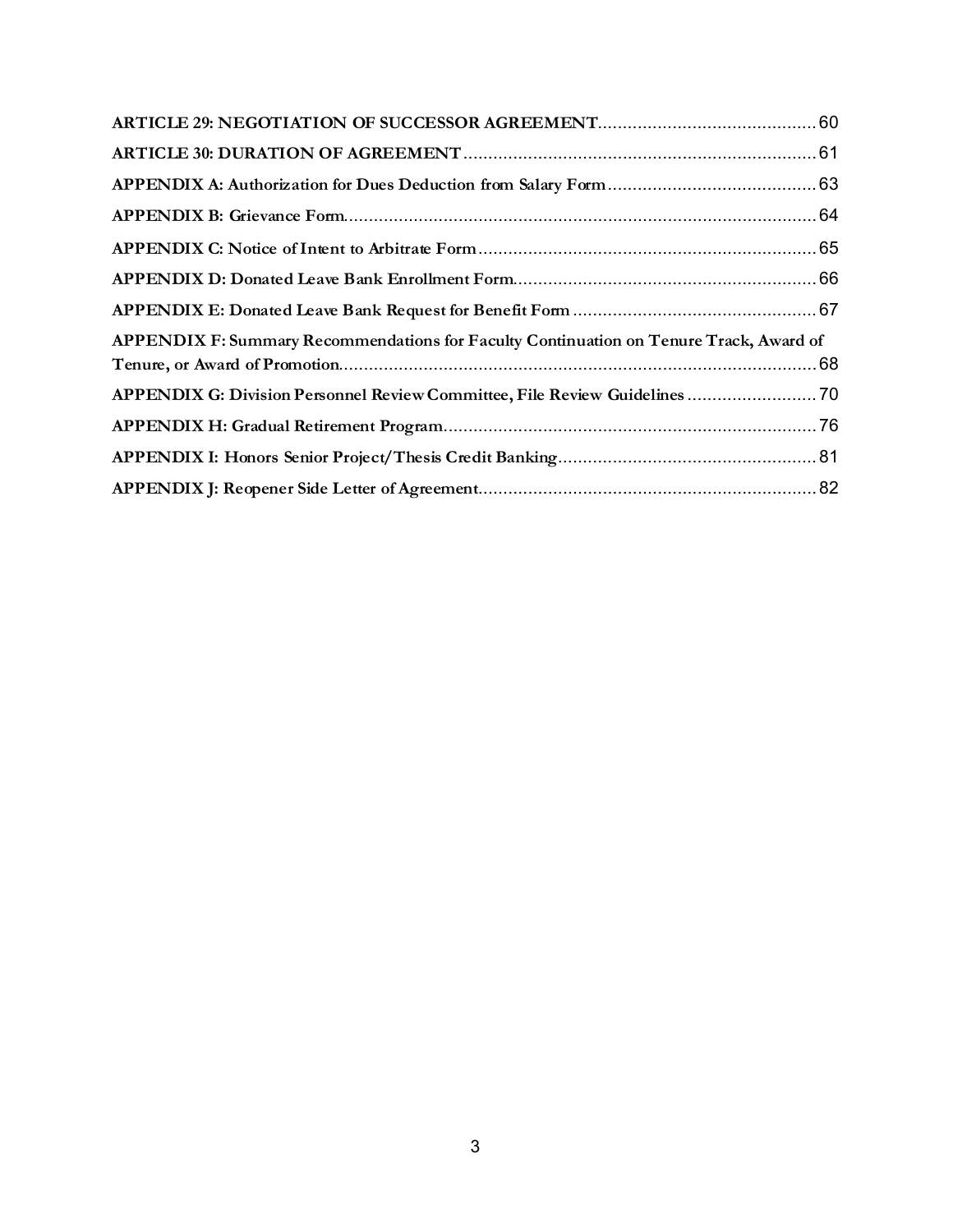**ARTICLE 29: NEGOTIATION OF SUCCESSOR AGREEMENT** ........................................ 60

**ARTICLE 30: DURATION OF AGREEMENT** ................................................................ 61

**APPENDIX A: Authorization for Dues Deduction from Salary Form** ................................. 63

**APPENDIX B: Grievance Form** .............................................................................. 64

**APPENDIX C: Notice of Intent to Arbitrate Form** ....................................................... 65

**APPENDIX D: Donated Leave Bank Enrollment Form** ................................................... 66

**APPENDIX E: Donated Leave Bank Request for Benefit Form** ....................................... 67

**APPENDIX F: Summary Recommendations for Faculty Continuation on Tenure Track, Award of Tenure, or Award of Promotion** ............................................................................ 68

**APPENDIX G: Division Personnel Review Committee, File Review Guidelines** ................. 70

**APPENDIX H: Gradual Retirement Program** ............................................................. 76

**APPENDIX I: Honors Senior Project/Thesis Credit Banking** ........................................ 81

**APPENDIX J: Reopener Side Letter of Agreement** ..................................................... 82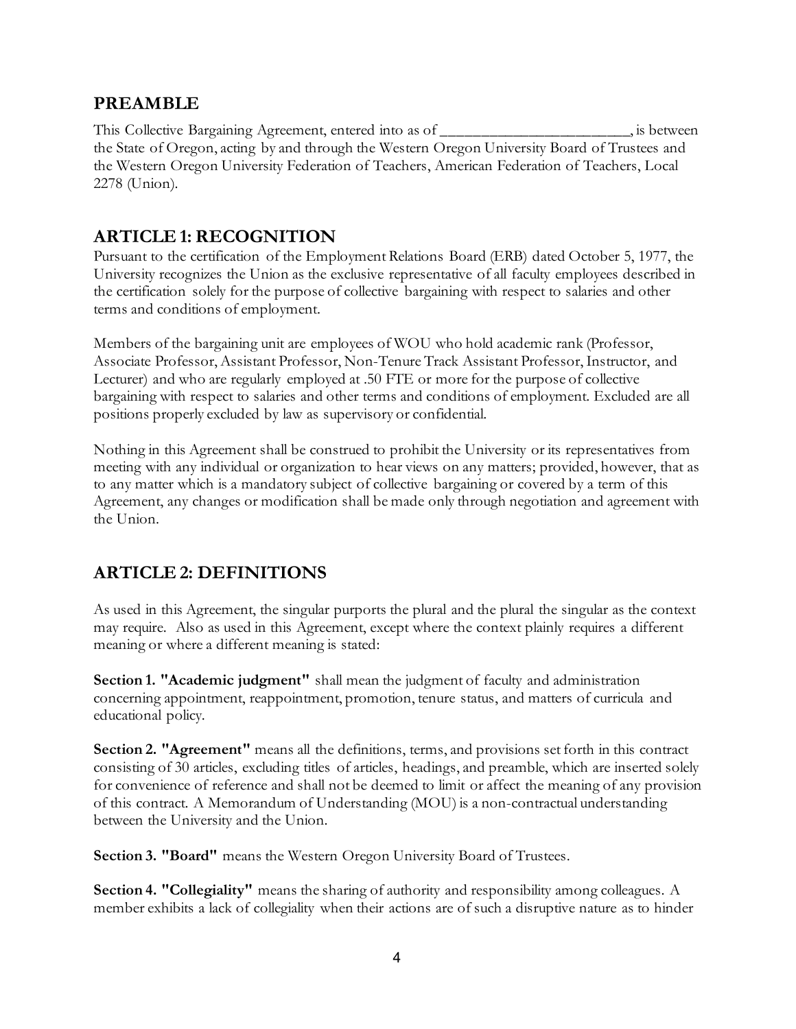## PREAMBLE

This Collective Bargaining Agreement, entered into as of ________________________, is between the State of Oregon, acting by and through the Western Oregon University Board of Trustees and the Western Oregon University Federation of Teachers, American Federation of Teachers, Local 2278 (Union).

## ARTICLE 1: RECOGNITION

Pursuant to the certification of the Employment Relations Board (ERB) dated October 5, 1977, the University recognizes the Union as the exclusive representative of all faculty employees described in the certification solely for the purpose of collective bargaining with respect to salaries and other terms and conditions of employment.

Members of the bargaining unit are employees of WOU who hold academic rank (Professor, Associate Professor, Assistant Professor, Non-Tenure Track Assistant Professor, Instructor, and Lecturer) and who are regularly employed at .50 FTE or more for the purpose of collective bargaining with respect to salaries and other terms and conditions of employment. Excluded are all positions properly excluded by law as supervisory or confidential.

Nothing in this Agreement shall be construed to prohibit the University or its representatives from meeting with any individual or organization to hear views on any matters; provided, however, that as to any matter which is a mandatory subject of collective bargaining or covered by a term of this Agreement, any changes or modification shall be made only through negotiation and agreement with the Union.

## ARTICLE 2: DEFINITIONS

As used in this Agreement, the singular purports the plural and the plural the singular as the context may require. Also as used in this Agreement, except where the context plainly requires a different meaning or where a different meaning is stated:

**Section 1. "Academic judgment"** shall mean the judgment of faculty and administration concerning appointment, reappointment, promotion, tenure status, and matters of curricula and educational policy.

**Section 2. "Agreement"** means all the definitions, terms, and provisions set forth in this contract consisting of 30 articles, excluding titles of articles, headings, and preamble, which are inserted solely for convenience of reference and shall not be deemed to limit or affect the meaning of any provision of this contract. A Memorandum of Understanding (MOU) is a non-contractual understanding between the University and the Union.

**Section 3. "Board"** means the Western Oregon University Board of Trustees.

**Section 4. "Collegiality"** means the sharing of authority and responsibility among colleagues. A member exhibits a lack of collegiality when their actions are of such a disruptive nature as to hinder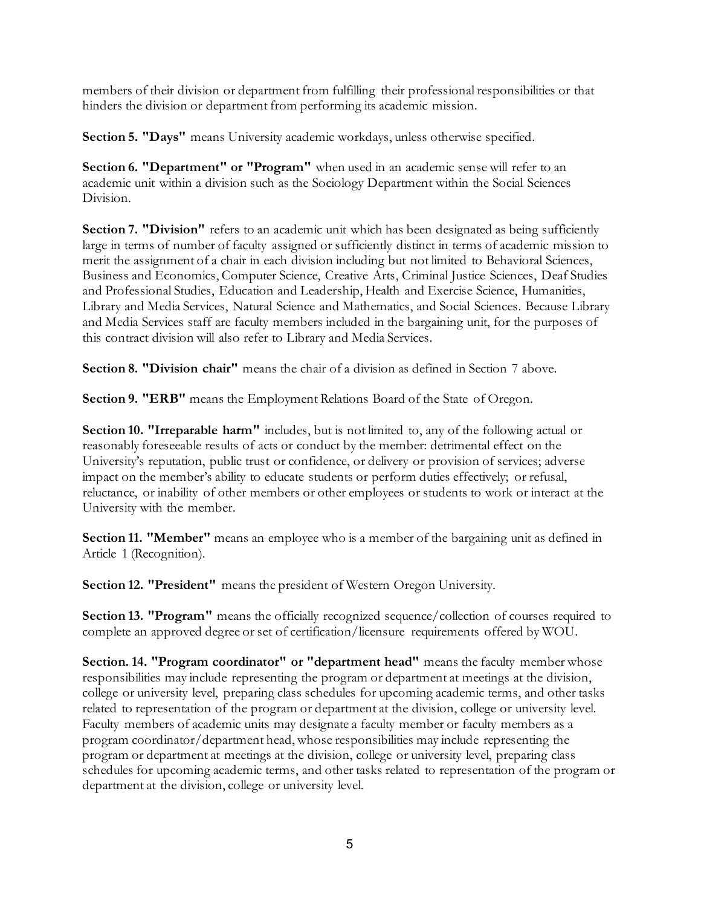members of their division or department from fulfilling their professional responsibilities or that hinders the division or department from performing its academic mission.

**Section 5. "Days"** means University academic workdays, unless otherwise specified.

**Section 6. "Department" or "Program"** when used in an academic sense will refer to an academic unit within a division such as the Sociology Department within the Social Sciences Division.

**Section 7. "Division"** refers to an academic unit which has been designated as being sufficiently large in terms of number of faculty assigned or sufficiently distinct in terms of academic mission to merit the assignment of a chair in each division including but not limited to Behavioral Sciences, Business and Economics, Computer Science, Creative Arts, Criminal Justice Sciences, Deaf Studies and Professional Studies, Education and Leadership, Health and Exercise Science, Humanities, Library and Media Services, Natural Science and Mathematics, and Social Sciences. Because Library and Media Services staff are faculty members included in the bargaining unit, for the purposes of this contract division will also refer to Library and Media Services.

**Section 8. "Division chair"** means the chair of a division as defined in Section 7 above.

**Section 9. "ERB"** means the Employment Relations Board of the State of Oregon.

**Section 10. "Irreparable harm"** includes, but is not limited to, any of the following actual or reasonably foreseeable results of acts or conduct by the member: detrimental effect on the University's reputation, public trust or confidence, or delivery or provision of services; adverse impact on the member's ability to educate students or perform duties effectively; or refusal, reluctance, or inability of other members or other employees or students to work or interact at the University with the member.

**Section 11. "Member"** means an employee who is a member of the bargaining unit as defined in Article 1 (Recognition).

**Section 12. "President"** means the president of Western Oregon University.

**Section 13. "Program"** means the officially recognized sequence/collection of courses required to complete an approved degree or set of certification/licensure requirements offered by WOU.

**Section. 14. "Program coordinator" or "department head"** means the faculty member whose responsibilities may include representing the program or department at meetings at the division, college or university level, preparing class schedules for upcoming academic terms, and other tasks related to representation of the program or department at the division, college or university level. Faculty members of academic units may designate a faculty member or faculty members as a program coordinator/department head, whose responsibilities may include representing the program or department at meetings at the division, college or university level, preparing class schedules for upcoming academic terms, and other tasks related to representation of the program or department at the division, college or university level.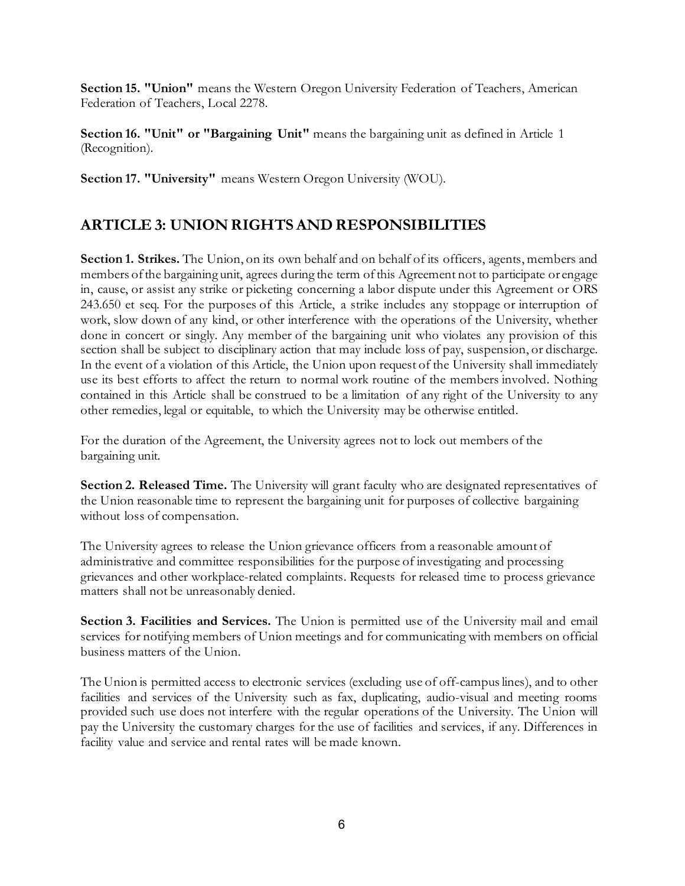**Section 15. "Union"** means the Western Oregon University Federation of Teachers, American Federation of Teachers, Local 2278.

**Section 16. "Unit" or "Bargaining Unit"** means the bargaining unit as defined in Article 1 (Recognition).

**Section 17. "University"** means Western Oregon University (WOU).

## ARTICLE 3: UNION RIGHTS AND RESPONSIBILITIES

**Section 1. Strikes.** The Union, on its own behalf and on behalf of its officers, agents, members and members of the bargaining unit, agrees during the term of this Agreement not to participate or engage in, cause, or assist any strike or picketing concerning a labor dispute under this Agreement or ORS 243.650 et seq. For the purposes of this Article, a strike includes any stoppage or interruption of work, slow down of any kind, or other interference with the operations of the University, whether done in concert or singly. Any member of the bargaining unit who violates any provision of this section shall be subject to disciplinary action that may include loss of pay, suspension, or discharge. In the event of a violation of this Article, the Union upon request of the University shall immediately use its best efforts to affect the return to normal work routine of the members involved. Nothing contained in this Article shall be construed to be a limitation of any right of the University to any other remedies, legal or equitable, to which the University may be otherwise entitled.

For the duration of the Agreement, the University agrees not to lock out members of the bargaining unit.

**Section 2. Released Time.** The University will grant faculty who are designated representatives of the Union reasonable time to represent the bargaining unit for purposes of collective bargaining without loss of compensation.

The University agrees to release the Union grievance officers from a reasonable amount of administrative and committee responsibilities for the purpose of investigating and processing grievances and other workplace-related complaints. Requests for released time to process grievance matters shall not be unreasonably denied.

**Section 3. Facilities and Services.** The Union is permitted use of the University mail and email services for notifying members of Union meetings and for communicating with members on official business matters of the Union.

The Union is permitted access to electronic services (excluding use of off-campus lines), and to other facilities and services of the University such as fax, duplicating, audio-visual and meeting rooms provided such use does not interfere with the regular operations of the University. The Union will pay the University the customary charges for the use of facilities and services, if any. Differences in facility value and service and rental rates will be made known.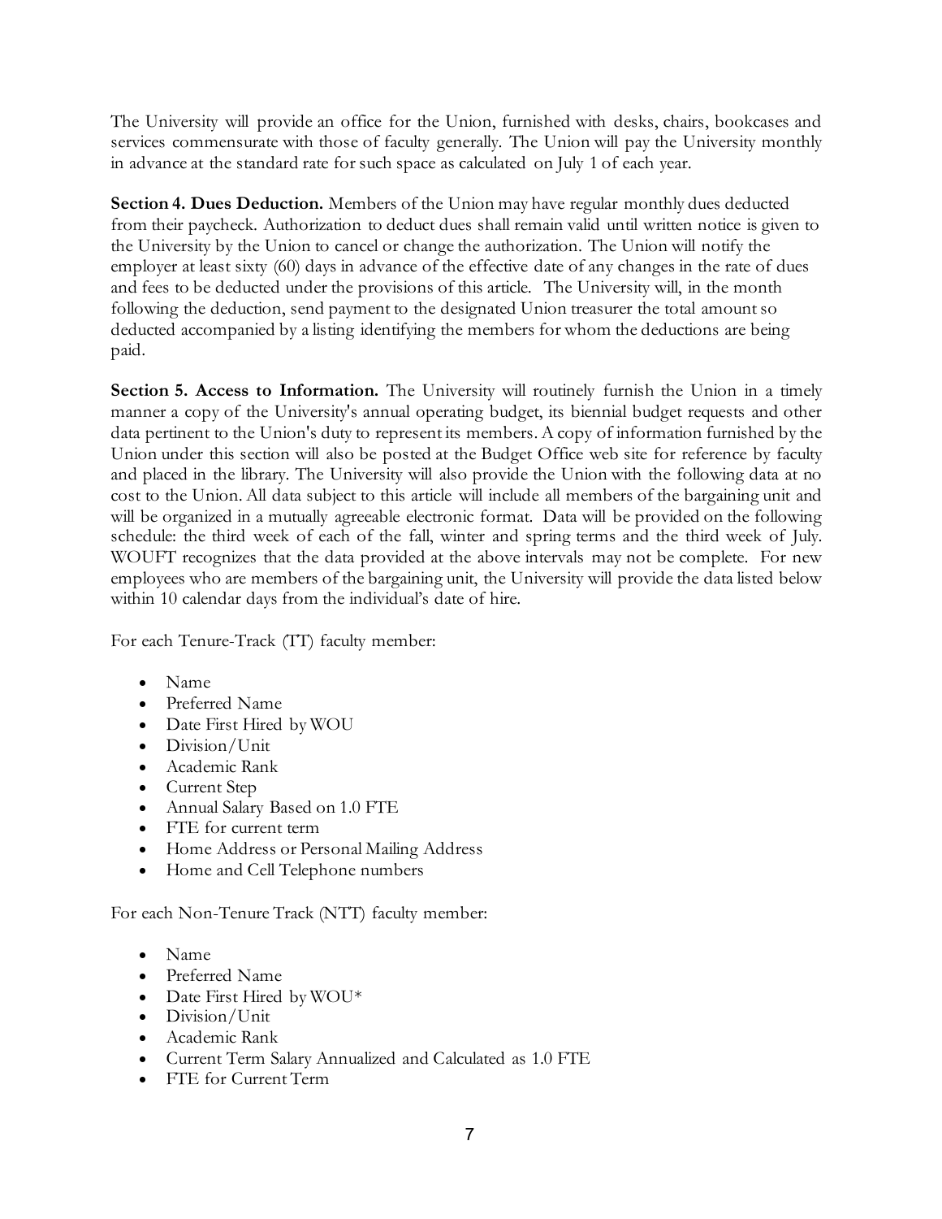The University will provide an office for the Union, furnished with desks, chairs, bookcases and services commensurate with those of faculty generally. The Union will pay the University monthly in advance at the standard rate for such space as calculated on July 1 of each year.

**Section 4. Dues Deduction.** Members of the Union may have regular monthly dues deducted from their paycheck. Authorization to deduct dues shall remain valid until written notice is given to the University by the Union to cancel or change the authorization. The Union will notify the employer at least sixty (60) days in advance of the effective date of any changes in the rate of dues and fees to be deducted under the provisions of this article. The University will, in the month following the deduction, send payment to the designated Union treasurer the total amount so deducted accompanied by a listing identifying the members for whom the deductions are being paid.

**Section 5. Access to Information.** The University will routinely furnish the Union in a timely manner a copy of the University's annual operating budget, its biennial budget requests and other data pertinent to the Union's duty to represent its members. A copy of information furnished by the Union under this section will also be posted at the Budget Office web site for reference by faculty and placed in the library. The University will also provide the Union with the following data at no cost to the Union. All data subject to this article will include all members of the bargaining unit and will be organized in a mutually agreeable electronic format. Data will be provided on the following schedule: the third week of each of the fall, winter and spring terms and the third week of July. WOUFT recognizes that the data provided at the above intervals may not be complete. For new employees who are members of the bargaining unit, the University will provide the data listed below within 10 calendar days from the individual's date of hire.

For each Tenure-Track (TT) faculty member:

- Name
- Preferred Name
- Date First Hired by WOU
- Division/Unit
- Academic Rank
- Current Step
- Annual Salary Based on 1.0 FTE
- FTE for current term
- Home Address or Personal Mailing Address
- Home and Cell Telephone numbers

For each Non-Tenure Track (NTT) faculty member:

- Name
- Preferred Name
- Date First Hired by WOU*
- Division/Unit
- Academic Rank
- Current Term Salary Annualized and Calculated as 1.0 FTE
- FTE for Current Term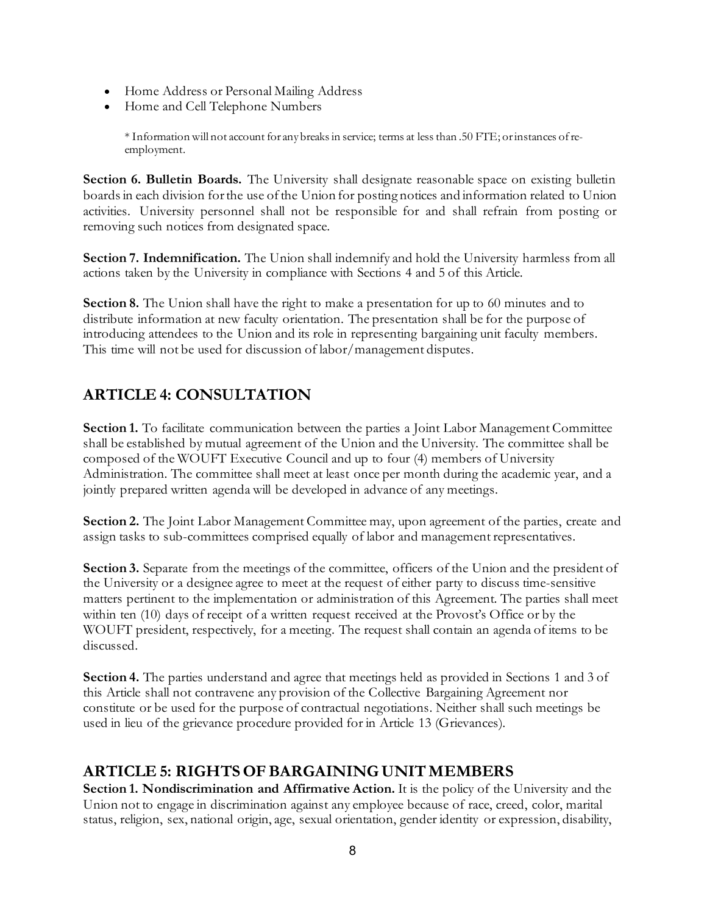- Home Address or Personal Mailing Address
- Home and Cell Telephone Numbers

  * Information will not account for any breaks in service; terms at less than .50 FTE; or instances of re-employment.

**Section 6. Bulletin Boards.** The University shall designate reasonable space on existing bulletin boards in each division for the use of the Union for posting notices and information related to Union activities. University personnel shall not be responsible for and shall refrain from posting or removing such notices from designated space.

**Section 7. Indemnification.** The Union shall indemnify and hold the University harmless from all actions taken by the University in compliance with Sections 4 and 5 of this Article.

**Section 8.** The Union shall have the right to make a presentation for up to 60 minutes and to distribute information at new faculty orientation. The presentation shall be for the purpose of introducing attendees to the Union and its role in representing bargaining unit faculty members. This time will not be used for discussion of labor/management disputes.

## ARTICLE 4: CONSULTATION

**Section 1.** To facilitate communication between the parties a Joint Labor Management Committee shall be established by mutual agreement of the Union and the University. The committee shall be composed of the WOUFT Executive Council and up to four (4) members of University Administration. The committee shall meet at least once per month during the academic year, and a jointly prepared written agenda will be developed in advance of any meetings.

**Section 2.** The Joint Labor Management Committee may, upon agreement of the parties, create and assign tasks to sub-committees comprised equally of labor and management representatives.

**Section 3.** Separate from the meetings of the committee, officers of the Union and the president of the University or a designee agree to meet at the request of either party to discuss time-sensitive matters pertinent to the implementation or administration of this Agreement. The parties shall meet within ten (10) days of receipt of a written request received at the Provost's Office or by the WOUFT president, respectively, for a meeting. The request shall contain an agenda of items to be discussed.

**Section 4.** The parties understand and agree that meetings held as provided in Sections 1 and 3 of this Article shall not contravene any provision of the Collective Bargaining Agreement nor constitute or be used for the purpose of contractual negotiations. Neither shall such meetings be used in lieu of the grievance procedure provided for in Article 13 (Grievances).

## ARTICLE 5: RIGHTS OF BARGAINING UNIT MEMBERS

**Section 1. Nondiscrimination and Affirmative Action.** It is the policy of the University and the Union not to engage in discrimination against any employee because of race, creed, color, marital status, religion, sex, national origin, age, sexual orientation, gender identity or expression, disability,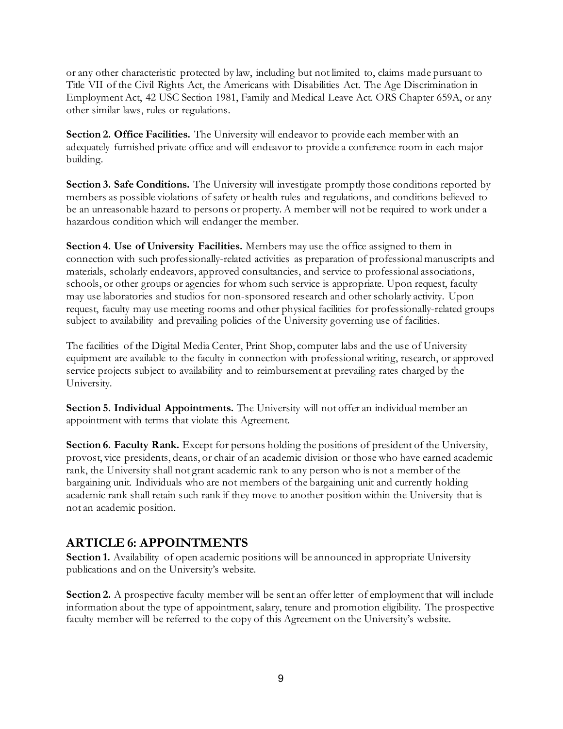or any other characteristic protected by law, including but not limited to, claims made pursuant to Title VII of the Civil Rights Act, the Americans with Disabilities Act. The Age Discrimination in Employment Act, 42 USC Section 1981, Family and Medical Leave Act. ORS Chapter 659A, or any other similar laws, rules or regulations.

**Section 2. Office Facilities.** The University will endeavor to provide each member with an adequately furnished private office and will endeavor to provide a conference room in each major building.

**Section 3. Safe Conditions.** The University will investigate promptly those conditions reported by members as possible violations of safety or health rules and regulations, and conditions believed to be an unreasonable hazard to persons or property. A member will not be required to work under a hazardous condition which will endanger the member.

**Section 4. Use of University Facilities.** Members may use the office assigned to them in connection with such professionally-related activities as preparation of professional manuscripts and materials, scholarly endeavors, approved consultancies, and service to professional associations, schools, or other groups or agencies for whom such service is appropriate. Upon request, faculty may use laboratories and studios for non-sponsored research and other scholarly activity. Upon request, faculty may use meeting rooms and other physical facilities for professionally-related groups subject to availability and prevailing policies of the University governing use of facilities.

The facilities of the Digital Media Center, Print Shop, computer labs and the use of University equipment are available to the faculty in connection with professional writing, research, or approved service projects subject to availability and to reimbursement at prevailing rates charged by the University.

**Section 5. Individual Appointments.** The University will not offer an individual member an appointment with terms that violate this Agreement.

**Section 6. Faculty Rank.** Except for persons holding the positions of president of the University, provost, vice presidents, deans, or chair of an academic division or those who have earned academic rank, the University shall not grant academic rank to any person who is not a member of the bargaining unit. Individuals who are not members of the bargaining unit and currently holding academic rank shall retain such rank if they move to another position within the University that is not an academic position.

## ARTICLE 6: APPOINTMENTS

**Section 1.** Availability of open academic positions will be announced in appropriate University publications and on the University's website.

**Section 2.** A prospective faculty member will be sent an offer letter of employment that will include information about the type of appointment, salary, tenure and promotion eligibility. The prospective faculty member will be referred to the copy of this Agreement on the University's website.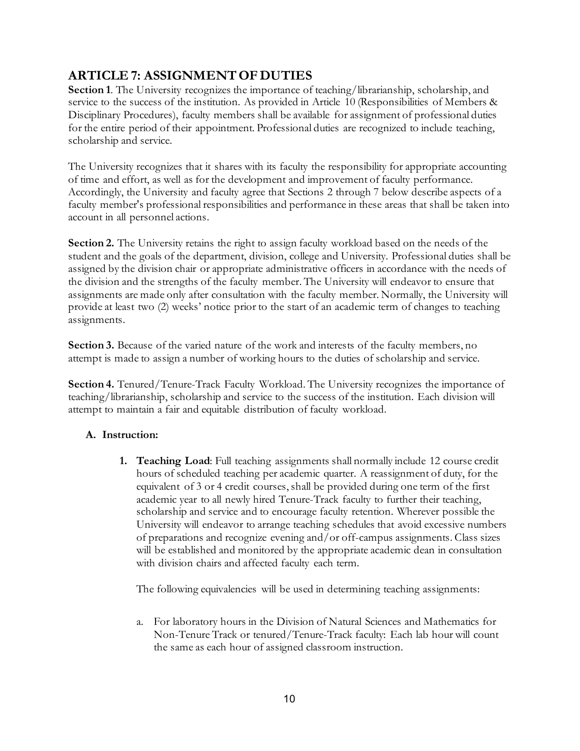## ARTICLE 7: ASSIGNMENT OF DUTIES

**Section 1**. The University recognizes the importance of teaching/librarianship, scholarship, and service to the success of the institution. As provided in Article 10 (Responsibilities of Members & Disciplinary Procedures), faculty members shall be available for assignment of professional duties for the entire period of their appointment. Professional duties are recognized to include teaching, scholarship and service.

The University recognizes that it shares with its faculty the responsibility for appropriate accounting of time and effort, as well as for the development and improvement of faculty performance. Accordingly, the University and faculty agree that Sections 2 through 7 below describe aspects of a faculty member's professional responsibilities and performance in these areas that shall be taken into account in all personnel actions.

**Section 2.** The University retains the right to assign faculty workload based on the needs of the student and the goals of the department, division, college and University. Professional duties shall be assigned by the division chair or appropriate administrative officers in accordance with the needs of the division and the strengths of the faculty member. The University will endeavor to ensure that assignments are made only after consultation with the faculty member. Normally, the University will provide at least two (2) weeks' notice prior to the start of an academic term of changes to teaching assignments.

**Section 3.** Because of the varied nature of the work and interests of the faculty members, no attempt is made to assign a number of working hours to the duties of scholarship and service.

**Section 4.** Tenured/Tenure-Track Faculty Workload. The University recognizes the importance of teaching/librarianship, scholarship and service to the success of the institution. Each division will attempt to maintain a fair and equitable distribution of faculty workload.

**A. Instruction:**

1. **Teaching Load**: Full teaching assignments shall normally include 12 course credit hours of scheduled teaching per academic quarter. A reassignment of duty, for the equivalent of 3 or 4 credit courses, shall be provided during one term of the first academic year to all newly hired Tenure-Track faculty to further their teaching, scholarship and service and to encourage faculty retention. Wherever possible the University will endeavor to arrange teaching schedules that avoid excessive numbers of preparations and recognize evening and/or off-campus assignments. Class sizes will be established and monitored by the appropriate academic dean in consultation with division chairs and affected faculty each term.

   The following equivalencies will be used in determining teaching assignments:

   a. For laboratory hours in the Division of Natural Sciences and Mathematics for Non-Tenure Track or tenured/Tenure-Track faculty: Each lab hour will count the same as each hour of assigned classroom instruction.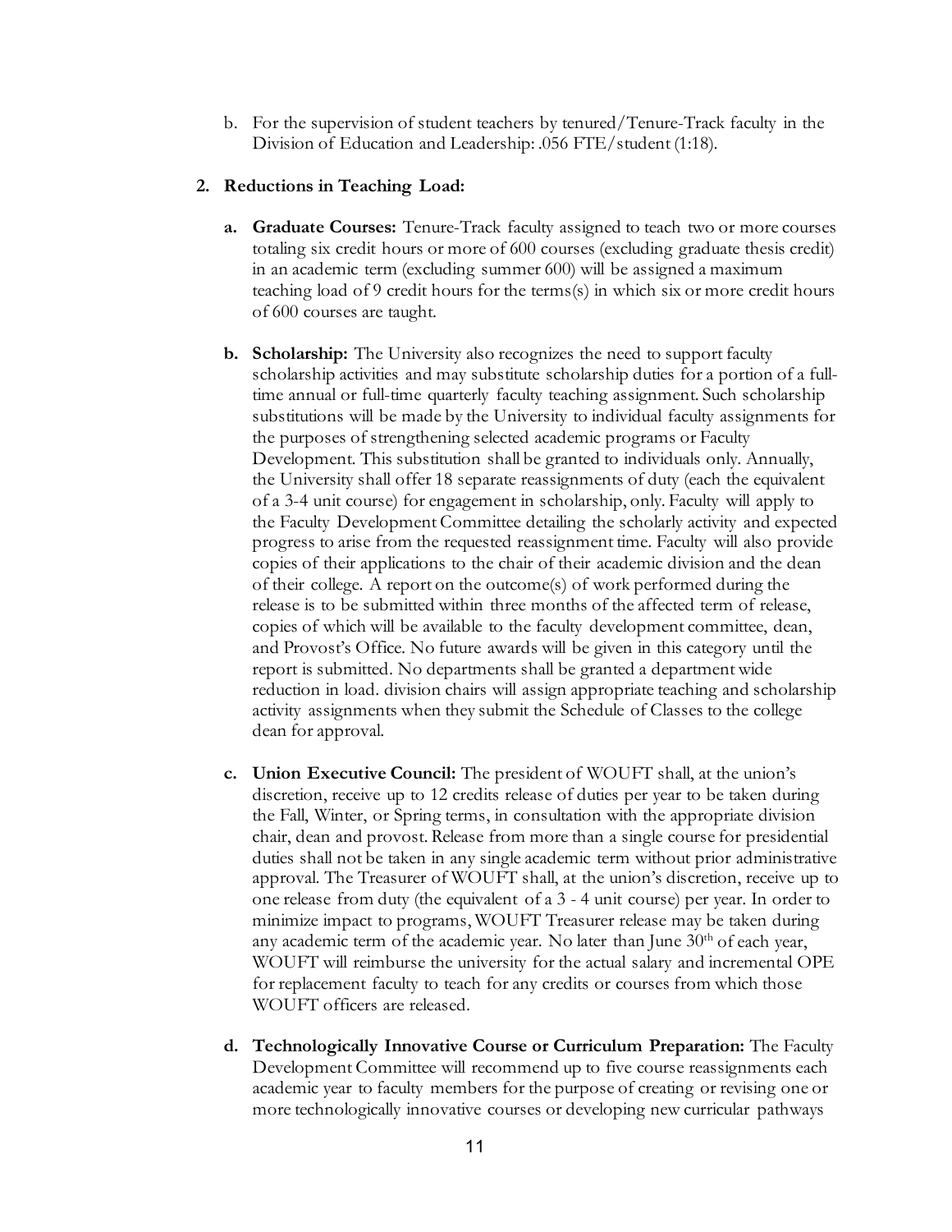b. For the supervision of student teachers by tenured/Tenure-Track faculty in the Division of Education and Leadership: .056 FTE/student (1:18).

2. **Reductions in Teaching Load:**

   a. **Graduate Courses:** Tenure-Track faculty assigned to teach two or more courses totaling six credit hours or more of 600 courses (excluding graduate thesis credit) in an academic term (excluding summer 600) will be assigned a maximum teaching load of 9 credit hours for the terms(s) in which six or more credit hours of 600 courses are taught.

   b. **Scholarship:** The University also recognizes the need to support faculty scholarship activities and may substitute scholarship duties for a portion of a full-time annual or full-time quarterly faculty teaching assignment. Such scholarship substitutions will be made by the University to individual faculty assignments for the purposes of strengthening selected academic programs or Faculty Development. This substitution shall be granted to individuals only. Annually, the University shall offer 18 separate reassignments of duty (each the equivalent of a 3-4 unit course) for engagement in scholarship, only. Faculty will apply to the Faculty Development Committee detailing the scholarly activity and expected progress to arise from the requested reassignment time. Faculty will also provide copies of their applications to the chair of their academic division and the dean of their college. A report on the outcome(s) of work performed during the release is to be submitted within three months of the affected term of release, copies of which will be available to the faculty development committee, dean, and Provost's Office. No future awards will be given in this category until the report is submitted. No departments shall be granted a department wide reduction in load. division chairs will assign appropriate teaching and scholarship activity assignments when they submit the Schedule of Classes to the college dean for approval.

   c. **Union Executive Council:** The president of WOUFT shall, at the union's discretion, receive up to 12 credits release of duties per year to be taken during the Fall, Winter, or Spring terms, in consultation with the appropriate division chair, dean and provost. Release from more than a single course for presidential duties shall not be taken in any single academic term without prior administrative approval. The Treasurer of WOUFT shall, at the union's discretion, receive up to one release from duty (the equivalent of a 3 - 4 unit course) per year. In order to minimize impact to programs, WOUFT Treasurer release may be taken during any academic term of the academic year. No later than June 30th of each year, WOUFT will reimburse the university for the actual salary and incremental OPE for replacement faculty to teach for any credits or courses from which those WOUFT officers are released.

   d. **Technologically Innovative Course or Curriculum Preparation:** The Faculty Development Committee will recommend up to five course reassignments each academic year to faculty members for the purpose of creating or revising one or more technologically innovative courses or developing new curricular pathways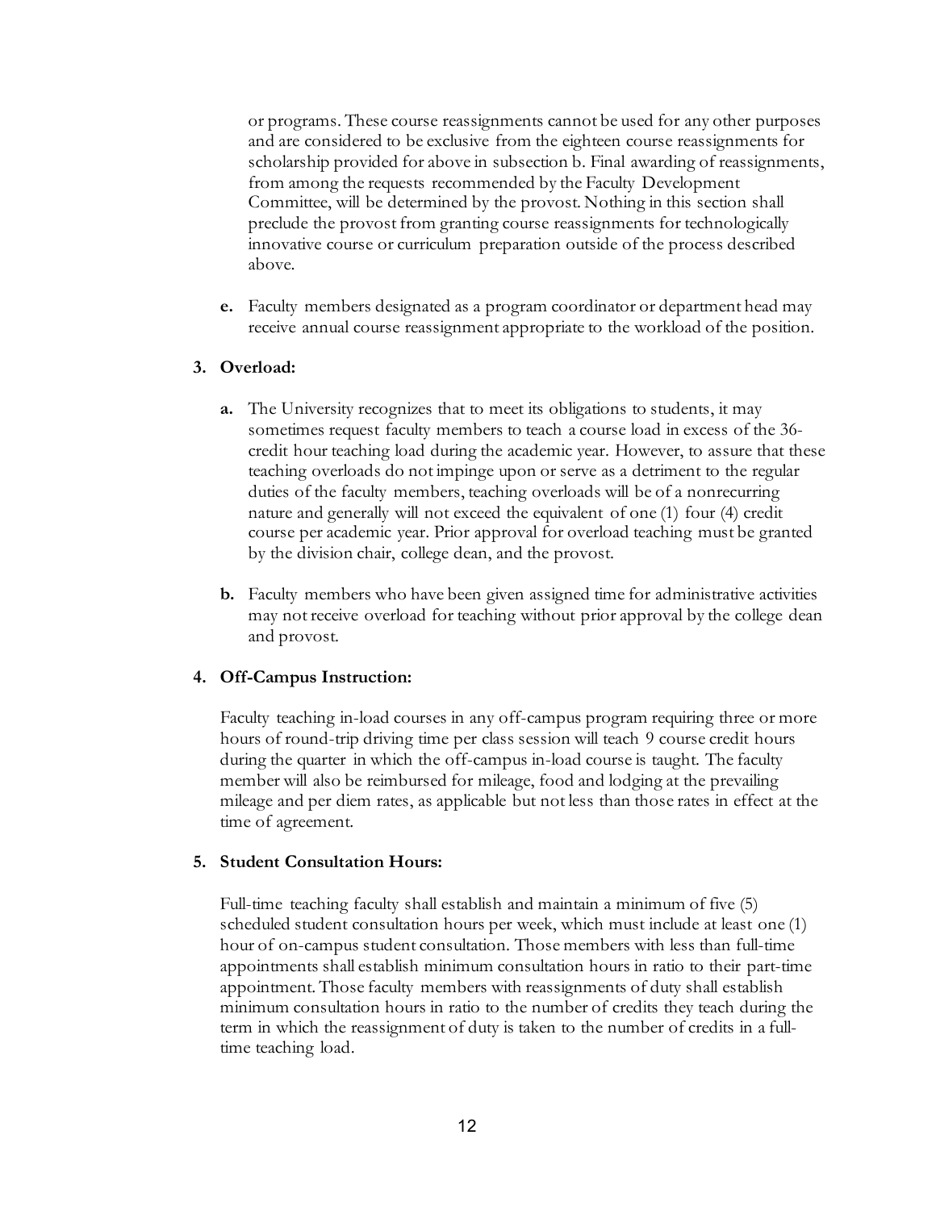or programs. These course reassignments cannot be used for any other purposes and are considered to be exclusive from the eighteen course reassignments for scholarship provided for above in subsection b. Final awarding of reassignments, from among the requests recommended by the Faculty Development Committee, will be determined by the provost. Nothing in this section shall preclude the provost from granting course reassignments for technologically innovative course or curriculum preparation outside of the process described above.

**e.** Faculty members designated as a program coordinator or department head may receive annual course reassignment appropriate to the workload of the position.

**3. Overload:**

**a.** The University recognizes that to meet its obligations to students, it may sometimes request faculty members to teach a course load in excess of the 36-credit hour teaching load during the academic year. However, to assure that these teaching overloads do not impinge upon or serve as a detriment to the regular duties of the faculty members, teaching overloads will be of a nonrecurring nature and generally will not exceed the equivalent of one (1) four (4) credit course per academic year. Prior approval for overload teaching must be granted by the division chair, college dean, and the provost.

**b.** Faculty members who have been given assigned time for administrative activities may not receive overload for teaching without prior approval by the college dean and provost.

**4. Off-Campus Instruction:**

Faculty teaching in-load courses in any off-campus program requiring three or more hours of round-trip driving time per class session will teach 9 course credit hours during the quarter in which the off-campus in-load course is taught. The faculty member will also be reimbursed for mileage, food and lodging at the prevailing mileage and per diem rates, as applicable but not less than those rates in effect at the time of agreement.

**5. Student Consultation Hours:**

Full-time teaching faculty shall establish and maintain a minimum of five (5) scheduled student consultation hours per week, which must include at least one (1) hour of on-campus student consultation. Those members with less than full-time appointments shall establish minimum consultation hours in ratio to their part-time appointment. Those faculty members with reassignments of duty shall establish minimum consultation hours in ratio to the number of credits they teach during the term in which the reassignment of duty is taken to the number of credits in a full-time teaching load.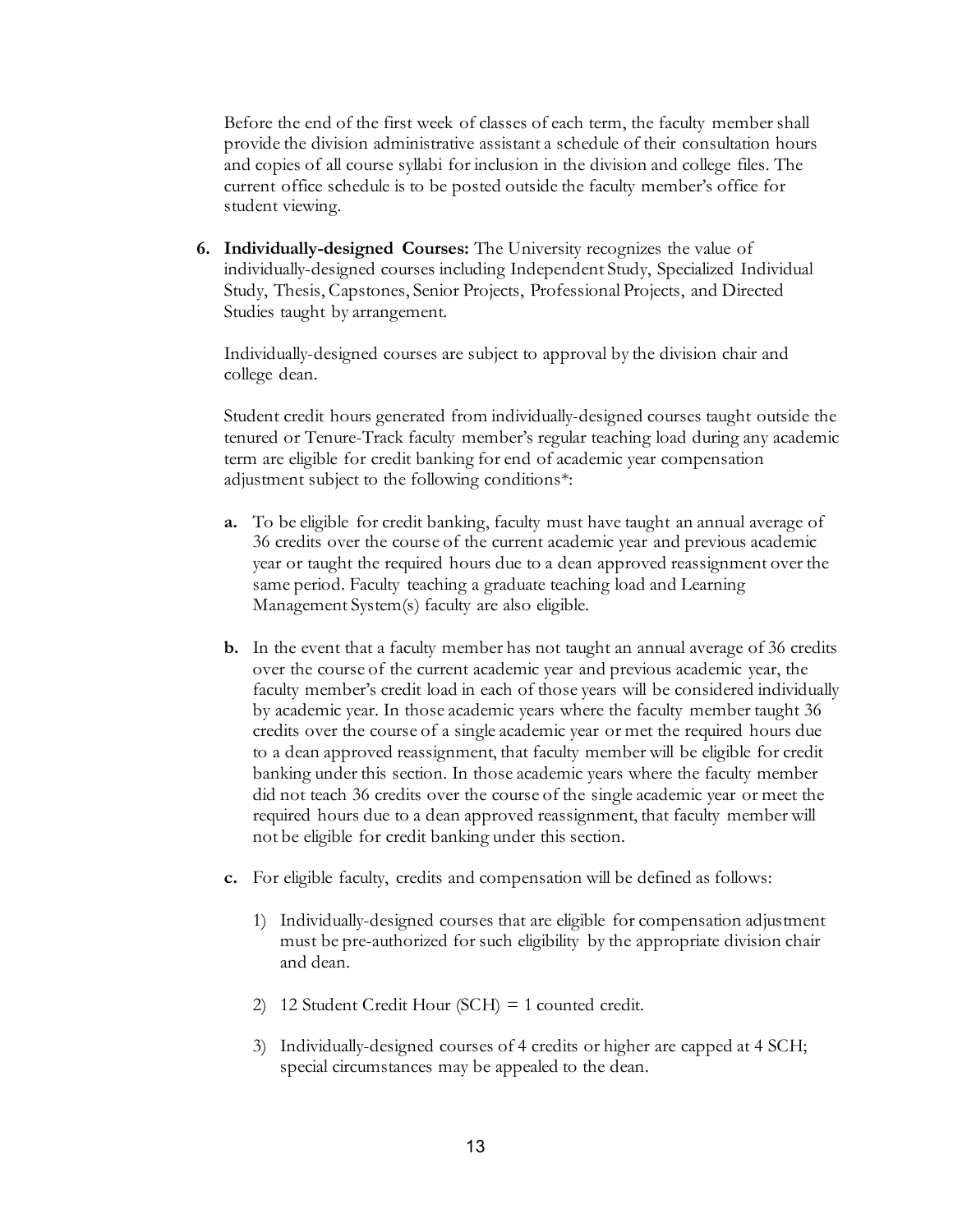Before the end of the first week of classes of each term, the faculty member shall provide the division administrative assistant a schedule of their consultation hours and copies of all course syllabi for inclusion in the division and college files. The current office schedule is to be posted outside the faculty member's office for student viewing.

6. **Individually-designed Courses:** The University recognizes the value of individually-designed courses including Independent Study, Specialized Individual Study, Thesis, Capstones, Senior Projects, Professional Projects, and Directed Studies taught by arrangement.

   Individually-designed courses are subject to approval by the division chair and college dean.

   Student credit hours generated from individually-designed courses taught outside the tenured or Tenure-Track faculty member's regular teaching load during any academic term are eligible for credit banking for end of academic year compensation adjustment subject to the following conditions*:

   **a.** To be eligible for credit banking, faculty must have taught an annual average of 36 credits over the course of the current academic year and previous academic year or taught the required hours due to a dean approved reassignment over the same period. Faculty teaching a graduate teaching load and Learning Management System(s) faculty are also eligible.

   **b.** In the event that a faculty member has not taught an annual average of 36 credits over the course of the current academic year and previous academic year, the faculty member's credit load in each of those years will be considered individually by academic year. In those academic years where the faculty member taught 36 credits over the course of a single academic year or met the required hours due to a dean approved reassignment, that faculty member will be eligible for credit banking under this section. In those academic years where the faculty member did not teach 36 credits over the course of the single academic year or meet the required hours due to a dean approved reassignment, that faculty member will not be eligible for credit banking under this section.

   **c.** For eligible faculty, credits and compensation will be defined as follows:

      1) Individually-designed courses that are eligible for compensation adjustment must be pre-authorized for such eligibility by the appropriate division chair and dean.

      2) 12 Student Credit Hour (SCH) = 1 counted credit.

      3) Individually-designed courses of 4 credits or higher are capped at 4 SCH; special circumstances may be appealed to the dean.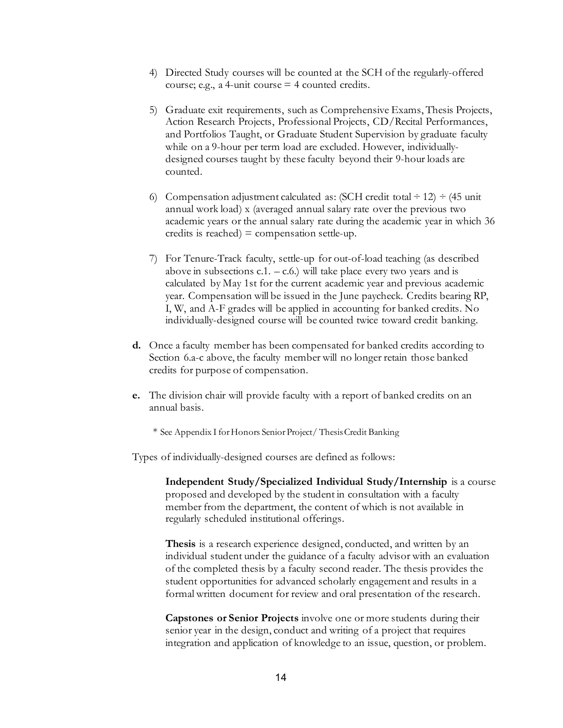4) Directed Study courses will be counted at the SCH of the regularly-offered course; e.g., a 4-unit course = 4 counted credits.

5) Graduate exit requirements, such as Comprehensive Exams, Thesis Projects, Action Research Projects, Professional Projects, CD/Recital Performances, and Portfolios Taught, or Graduate Student Supervision by graduate faculty while on a 9-hour per term load are excluded. However, individually-designed courses taught by these faculty beyond their 9-hour loads are counted.

6) Compensation adjustment calculated as: (SCH credit total ÷ 12) ÷ (45 unit annual work load) x (averaged annual salary rate over the previous two academic years or the annual salary rate during the academic year in which 36 credits is reached) = compensation settle-up.

7) For Tenure-Track faculty, settle-up for out-of-load teaching (as described above in subsections c.1. – c.6.) will take place every two years and is calculated by May 1st for the current academic year and previous academic year. Compensation will be issued in the June paycheck. Credits bearing RP, I, W, and A-F grades will be applied in accounting for banked credits. No individually-designed course will be counted twice toward credit banking.

**d.** Once a faculty member has been compensated for banked credits according to Section 6.a-c above, the faculty member will no longer retain those banked credits for purpose of compensation.

**e.** The division chair will provide faculty with a report of banked credits on an annual basis.

\* See Appendix I for Honors Senior Project/ Thesis Credit Banking

Types of individually-designed courses are defined as follows:

**Independent Study/Specialized Individual Study/Internship** is a course proposed and developed by the student in consultation with a faculty member from the department, the content of which is not available in regularly scheduled institutional offerings.

**Thesis** is a research experience designed, conducted, and written by an individual student under the guidance of a faculty advisor with an evaluation of the completed thesis by a faculty second reader. The thesis provides the student opportunities for advanced scholarly engagement and results in a formal written document for review and oral presentation of the research.

**Capstones or Senior Projects** involve one or more students during their senior year in the design, conduct and writing of a project that requires integration and application of knowledge to an issue, question, or problem.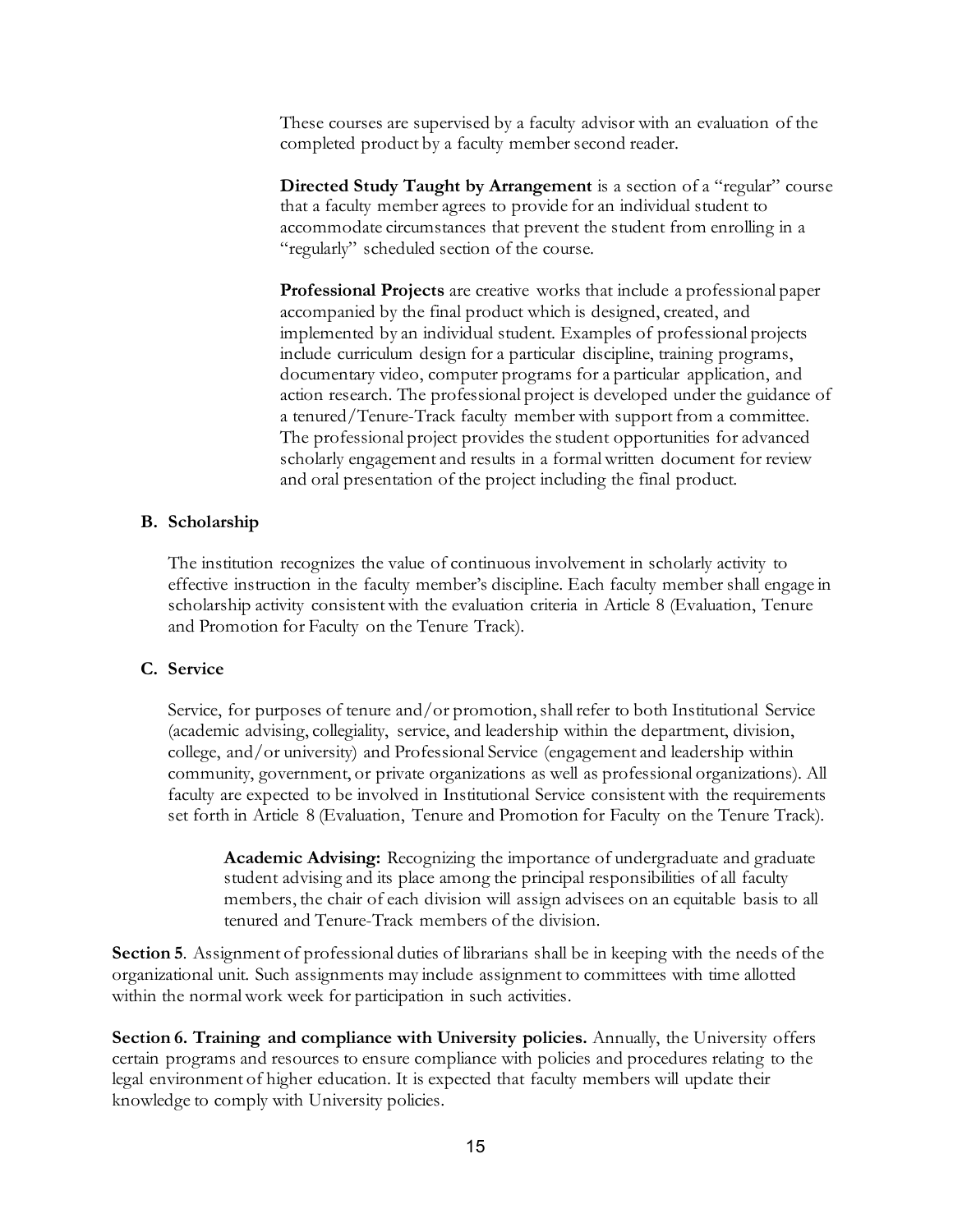These courses are supervised by a faculty advisor with an evaluation of the completed product by a faculty member second reader.

**Directed Study Taught by Arrangement** is a section of a "regular" course that a faculty member agrees to provide for an individual student to accommodate circumstances that prevent the student from enrolling in a "regularly" scheduled section of the course.

**Professional Projects** are creative works that include a professional paper accompanied by the final product which is designed, created, and implemented by an individual student. Examples of professional projects include curriculum design for a particular discipline, training programs, documentary video, computer programs for a particular application, and action research. The professional project is developed under the guidance of a tenured/Tenure-Track faculty member with support from a committee. The professional project provides the student opportunities for advanced scholarly engagement and results in a formal written document for review and oral presentation of the project including the final product.

**B. Scholarship**

The institution recognizes the value of continuous involvement in scholarly activity to effective instruction in the faculty member's discipline. Each faculty member shall engage in scholarship activity consistent with the evaluation criteria in Article 8 (Evaluation, Tenure and Promotion for Faculty on the Tenure Track).

**C. Service**

Service, for purposes of tenure and/or promotion, shall refer to both Institutional Service (academic advising, collegiality, service, and leadership within the department, division, college, and/or university) and Professional Service (engagement and leadership within community, government, or private organizations as well as professional organizations). All faculty are expected to be involved in Institutional Service consistent with the requirements set forth in Article 8 (Evaluation, Tenure and Promotion for Faculty on the Tenure Track).

**Academic Advising:** Recognizing the importance of undergraduate and graduate student advising and its place among the principal responsibilities of all faculty members, the chair of each division will assign advisees on an equitable basis to all tenured and Tenure-Track members of the division.

**Section 5**. Assignment of professional duties of librarians shall be in keeping with the needs of the organizational unit. Such assignments may include assignment to committees with time allotted within the normal work week for participation in such activities.

**Section 6. Training and compliance with University policies.** Annually, the University offers certain programs and resources to ensure compliance with policies and procedures relating to the legal environment of higher education. It is expected that faculty members will update their knowledge to comply with University policies.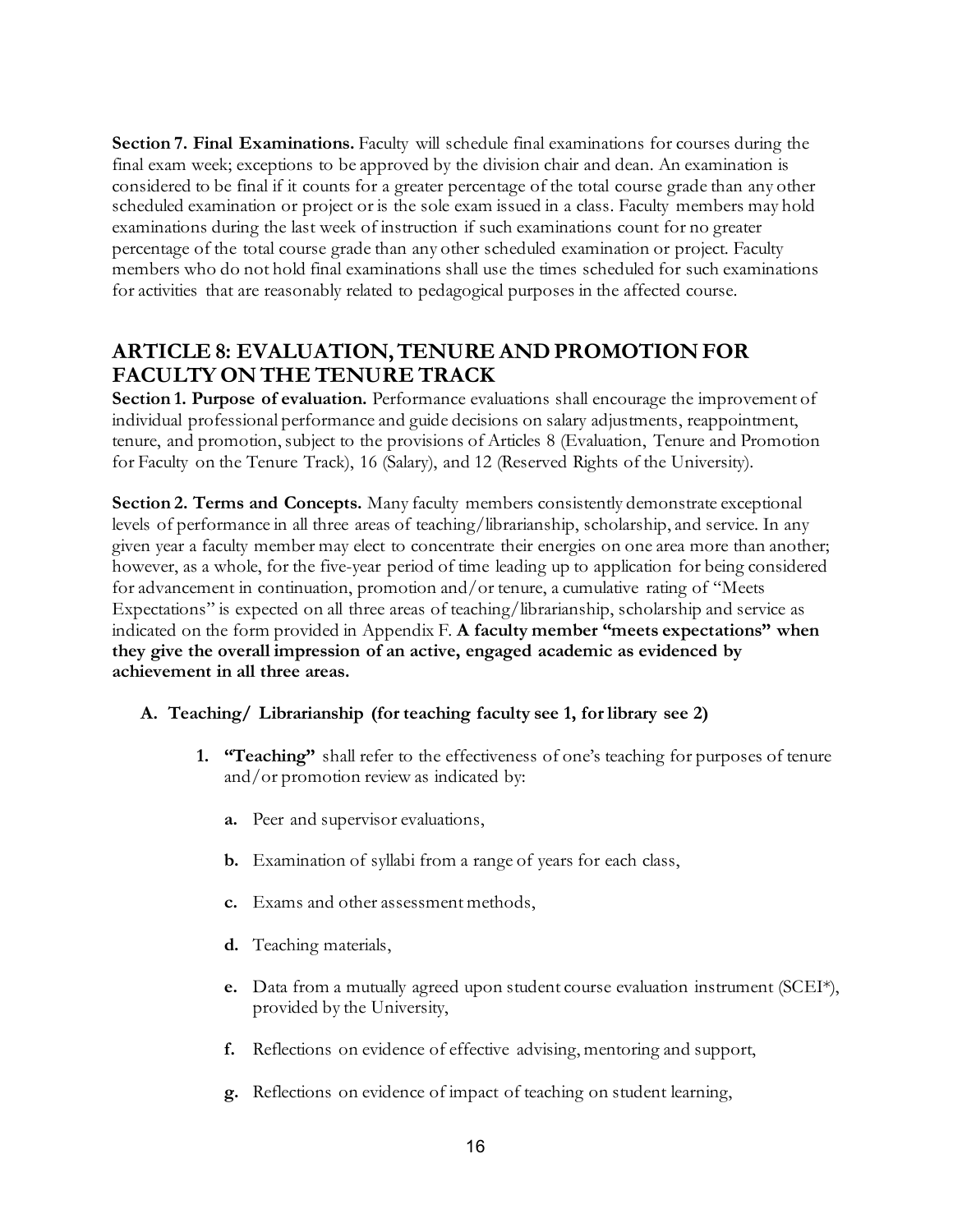**Section 7. Final Examinations.** Faculty will schedule final examinations for courses during the final exam week; exceptions to be approved by the division chair and dean. An examination is considered to be final if it counts for a greater percentage of the total course grade than any other scheduled examination or project or is the sole exam issued in a class. Faculty members may hold examinations during the last week of instruction if such examinations count for no greater percentage of the total course grade than any other scheduled examination or project. Faculty members who do not hold final examinations shall use the times scheduled for such examinations for activities that are reasonably related to pedagogical purposes in the affected course.

## ARTICLE 8: EVALUATION, TENURE AND PROMOTION FOR FACULTY ON THE TENURE TRACK

**Section 1. Purpose of evaluation.** Performance evaluations shall encourage the improvement of individual professional performance and guide decisions on salary adjustments, reappointment, tenure, and promotion, subject to the provisions of Articles 8 (Evaluation, Tenure and Promotion for Faculty on the Tenure Track), 16 (Salary), and 12 (Reserved Rights of the University).

**Section 2. Terms and Concepts.** Many faculty members consistently demonstrate exceptional levels of performance in all three areas of teaching/librarianship, scholarship, and service. In any given year a faculty member may elect to concentrate their energies on one area more than another; however, as a whole, for the five-year period of time leading up to application for being considered for advancement in continuation, promotion and/or tenure, a cumulative rating of "Meets Expectations" is expected on all three areas of teaching/librarianship, scholarship and service as indicated on the form provided in Appendix F. **A faculty member "meets expectations" when they give the overall impression of an active, engaged academic as evidenced by achievement in all three areas.**

**A. Teaching/ Librarianship (for teaching faculty see 1, for library see 2)**

1. **"Teaching"** shall refer to the effectiveness of one's teaching for purposes of tenure and/or promotion review as indicated by:

    a. Peer and supervisor evaluations,

    b. Examination of syllabi from a range of years for each class,

    c. Exams and other assessment methods,

    d. Teaching materials,

    e. Data from a mutually agreed upon student course evaluation instrument (SCEI*), provided by the University,

    f. Reflections on evidence of effective advising, mentoring and support,

    g. Reflections on evidence of impact of teaching on student learning,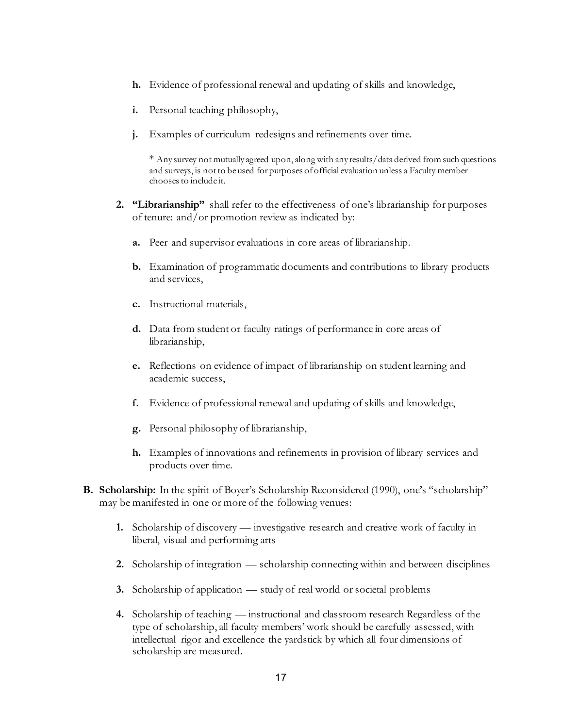h. Evidence of professional renewal and updating of skills and knowledge,

i. Personal teaching philosophy,

j. Examples of curriculum redesigns and refinements over time.

> * Any survey not mutually agreed upon, along with any results/data derived from such questions and surveys, is not to be used for purposes of official evaluation unless a Faculty member chooses to include it.

2. **"Librarianship"** shall refer to the effectiveness of one's librarianship for purposes of tenure: and/or promotion review as indicated by:

   a. Peer and supervisor evaluations in core areas of librarianship.

   b. Examination of programmatic documents and contributions to library products and services,

   c. Instructional materials,

   d. Data from student or faculty ratings of performance in core areas of librarianship,

   e. Reflections on evidence of impact of librarianship on student learning and academic success,

   f. Evidence of professional renewal and updating of skills and knowledge,

   g. Personal philosophy of librarianship,

   h. Examples of innovations and refinements in provision of library services and products over time.

**B. Scholarship:** In the spirit of Boyer's Scholarship Reconsidered (1990), one's "scholarship" may be manifested in one or more of the following venues:

1. Scholarship of discovery — investigative research and creative work of faculty in liberal, visual and performing arts

2. Scholarship of integration — scholarship connecting within and between disciplines

3. Scholarship of application — study of real world or societal problems

4. Scholarship of teaching — instructional and classroom research Regardless of the type of scholarship, all faculty members' work should be carefully assessed, with intellectual rigor and excellence the yardstick by which all four dimensions of scholarship are measured.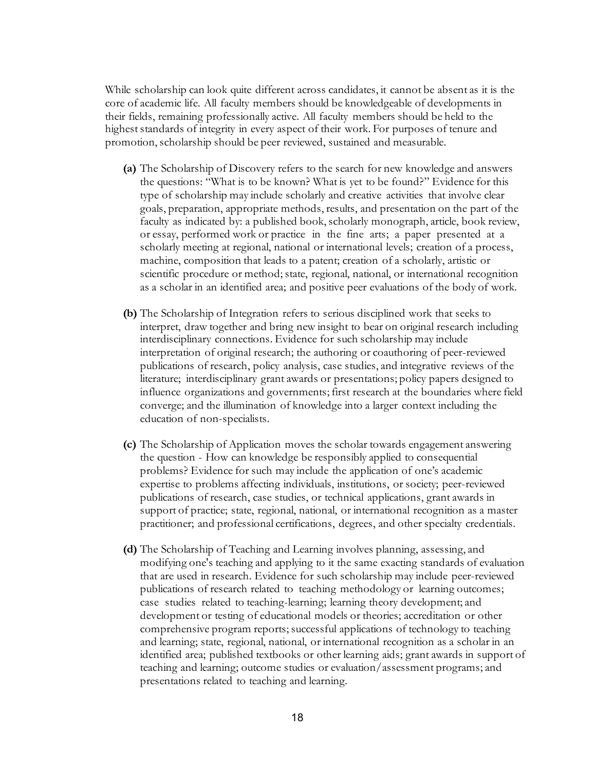While scholarship can look quite different across candidates, it cannot be absent as it is the core of academic life. All faculty members should be knowledgeable of developments in their fields, remaining professionally active. All faculty members should be held to the highest standards of integrity in every aspect of their work. For purposes of tenure and promotion, scholarship should be peer reviewed, sustained and measurable.

- **(a)** The Scholarship of Discovery refers to the search for new knowledge and answers the questions: "What is to be known? What is yet to be found?" Evidence for this type of scholarship may include scholarly and creative activities that involve clear goals, preparation, appropriate methods, results, and presentation on the part of the faculty as indicated by: a published book, scholarly monograph, article, book review, or essay, performed work or practice in the fine arts; a paper presented at a scholarly meeting at regional, national or international levels; creation of a process, machine, composition that leads to a patent; creation of a scholarly, artistic or scientific procedure or method; state, regional, national, or international recognition as a scholar in an identified area; and positive peer evaluations of the body of work.

- **(b)** The Scholarship of Integration refers to serious disciplined work that seeks to interpret, draw together and bring new insight to bear on original research including interdisciplinary connections. Evidence for such scholarship may include interpretation of original research; the authoring or coauthoring of peer-reviewed publications of research, policy analysis, case studies, and integrative reviews of the literature; interdisciplinary grant awards or presentations; policy papers designed to influence organizations and governments; first research at the boundaries where field converge; and the illumination of knowledge into a larger context including the education of non-specialists.

- **(c)** The Scholarship of Application moves the scholar towards engagement answering the question - How can knowledge be responsibly applied to consequential problems? Evidence for such may include the application of one's academic expertise to problems affecting individuals, institutions, or society; peer-reviewed publications of research, case studies, or technical applications, grant awards in support of practice; state, regional, national, or international recognition as a master practitioner; and professional certifications, degrees, and other specialty credentials.

- **(d)** The Scholarship of Teaching and Learning involves planning, assessing, and modifying one's teaching and applying to it the same exacting standards of evaluation that are used in research. Evidence for such scholarship may include peer-reviewed publications of research related to teaching methodology or learning outcomes; case studies related to teaching-learning; learning theory development; and development or testing of educational models or theories; accreditation or other comprehensive program reports; successful applications of technology to teaching and learning; state, regional, national, or international recognition as a scholar in an identified area; published textbooks or other learning aids; grant awards in support of teaching and learning; outcome studies or evaluation/assessment programs; and presentations related to teaching and learning.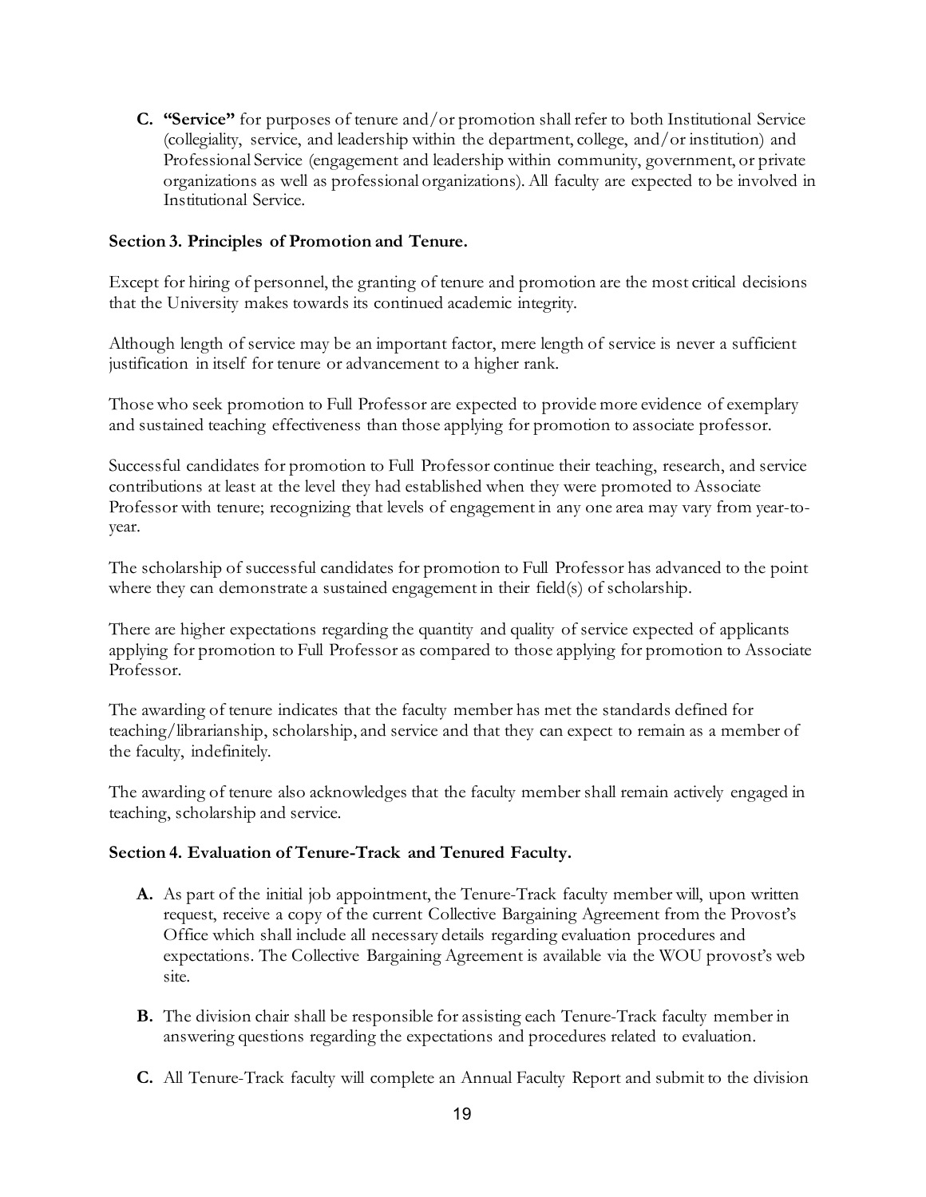**C. "Service"** for purposes of tenure and/or promotion shall refer to both Institutional Service (collegiality, service, and leadership within the department, college, and/or institution) and Professional Service (engagement and leadership within community, government, or private organizations as well as professional organizations). All faculty are expected to be involved in Institutional Service.

**Section 3. Principles of Promotion and Tenure.**

Except for hiring of personnel, the granting of tenure and promotion are the most critical decisions that the University makes towards its continued academic integrity.

Although length of service may be an important factor, mere length of service is never a sufficient justification in itself for tenure or advancement to a higher rank.

Those who seek promotion to Full Professor are expected to provide more evidence of exemplary and sustained teaching effectiveness than those applying for promotion to associate professor.

Successful candidates for promotion to Full Professor continue their teaching, research, and service contributions at least at the level they had established when they were promoted to Associate Professor with tenure; recognizing that levels of engagement in any one area may vary from year-to-year.

The scholarship of successful candidates for promotion to Full Professor has advanced to the point where they can demonstrate a sustained engagement in their field(s) of scholarship.

There are higher expectations regarding the quantity and quality of service expected of applicants applying for promotion to Full Professor as compared to those applying for promotion to Associate Professor.

The awarding of tenure indicates that the faculty member has met the standards defined for teaching/librarianship, scholarship, and service and that they can expect to remain as a member of the faculty, indefinitely.

The awarding of tenure also acknowledges that the faculty member shall remain actively engaged in teaching, scholarship and service.

**Section 4. Evaluation of Tenure-Track and Tenured Faculty.**

**A.** As part of the initial job appointment, the Tenure-Track faculty member will, upon written request, receive a copy of the current Collective Bargaining Agreement from the Provost's Office which shall include all necessary details regarding evaluation procedures and expectations. The Collective Bargaining Agreement is available via the WOU provost's web site.

**B.** The division chair shall be responsible for assisting each Tenure-Track faculty member in answering questions regarding the expectations and procedures related to evaluation.

**C.** All Tenure-Track faculty will complete an Annual Faculty Report and submit to the division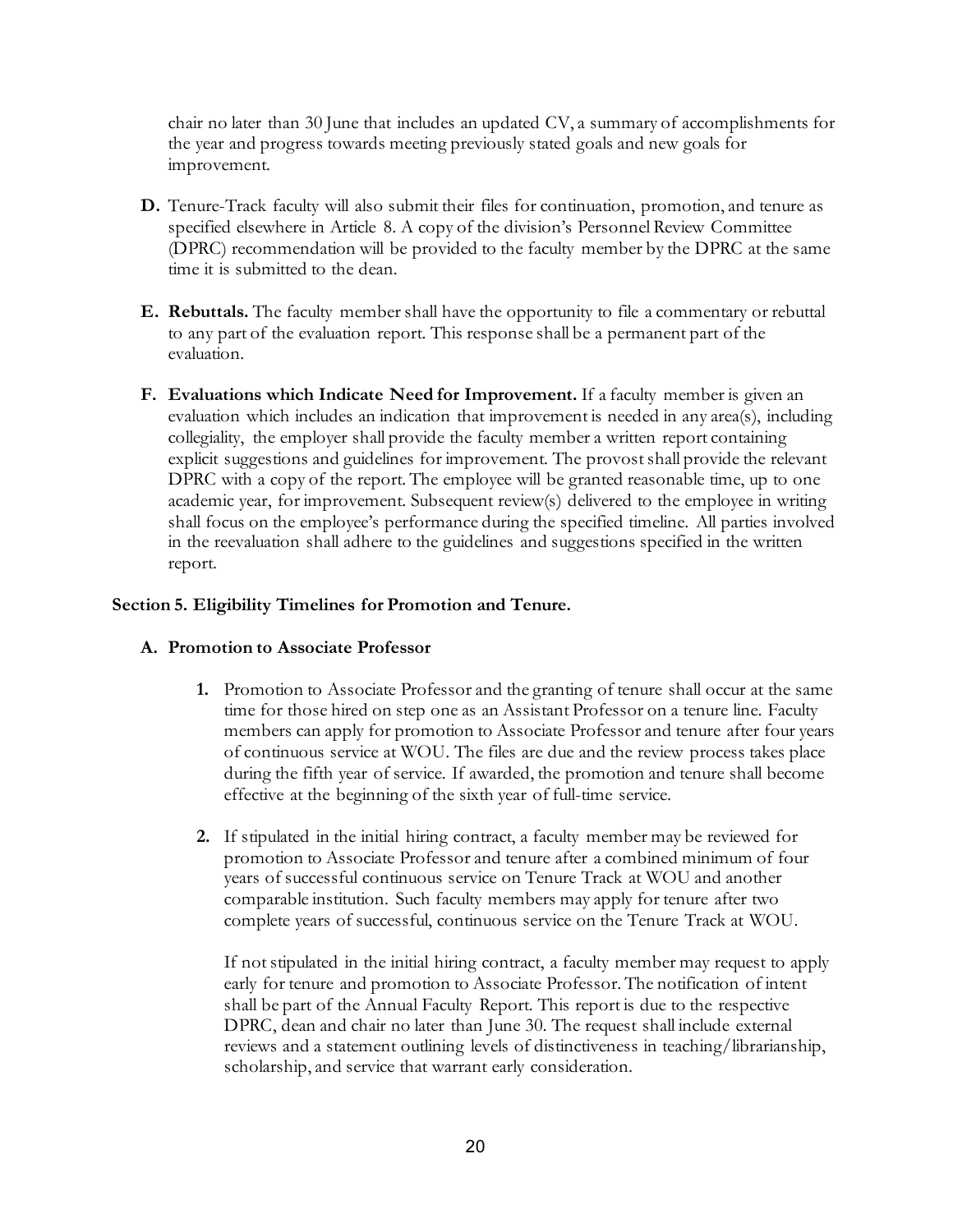chair no later than 30 June that includes an updated CV, a summary of accomplishments for the year and progress towards meeting previously stated goals and new goals for improvement.

**D.** Tenure-Track faculty will also submit their files for continuation, promotion, and tenure as specified elsewhere in Article 8. A copy of the division's Personnel Review Committee (DPRC) recommendation will be provided to the faculty member by the DPRC at the same time it is submitted to the dean.

**E. Rebuttals.** The faculty member shall have the opportunity to file a commentary or rebuttal to any part of the evaluation report. This response shall be a permanent part of the evaluation.

**F. Evaluations which Indicate Need for Improvement.** If a faculty member is given an evaluation which includes an indication that improvement is needed in any area(s), including collegiality, the employer shall provide the faculty member a written report containing explicit suggestions and guidelines for improvement. The provost shall provide the relevant DPRC with a copy of the report. The employee will be granted reasonable time, up to one academic year, for improvement. Subsequent review(s) delivered to the employee in writing shall focus on the employee's performance during the specified timeline. All parties involved in the reevaluation shall adhere to the guidelines and suggestions specified in the written report.

### Section 5. Eligibility Timelines for Promotion and Tenure.

#### A. Promotion to Associate Professor

1. Promotion to Associate Professor and the granting of tenure shall occur at the same time for those hired on step one as an Assistant Professor on a tenure line. Faculty members can apply for promotion to Associate Professor and tenure after four years of continuous service at WOU. The files are due and the review process takes place during the fifth year of service. If awarded, the promotion and tenure shall become effective at the beginning of the sixth year of full-time service.

2. If stipulated in the initial hiring contract, a faculty member may be reviewed for promotion to Associate Professor and tenure after a combined minimum of four years of successful continuous service on Tenure Track at WOU and another comparable institution. Such faculty members may apply for tenure after two complete years of successful, continuous service on the Tenure Track at WOU.

   If not stipulated in the initial hiring contract, a faculty member may request to apply early for tenure and promotion to Associate Professor. The notification of intent shall be part of the Annual Faculty Report. This report is due to the respective DPRC, dean and chair no later than June 30. The request shall include external reviews and a statement outlining levels of distinctiveness in teaching/librarianship, scholarship, and service that warrant early consideration.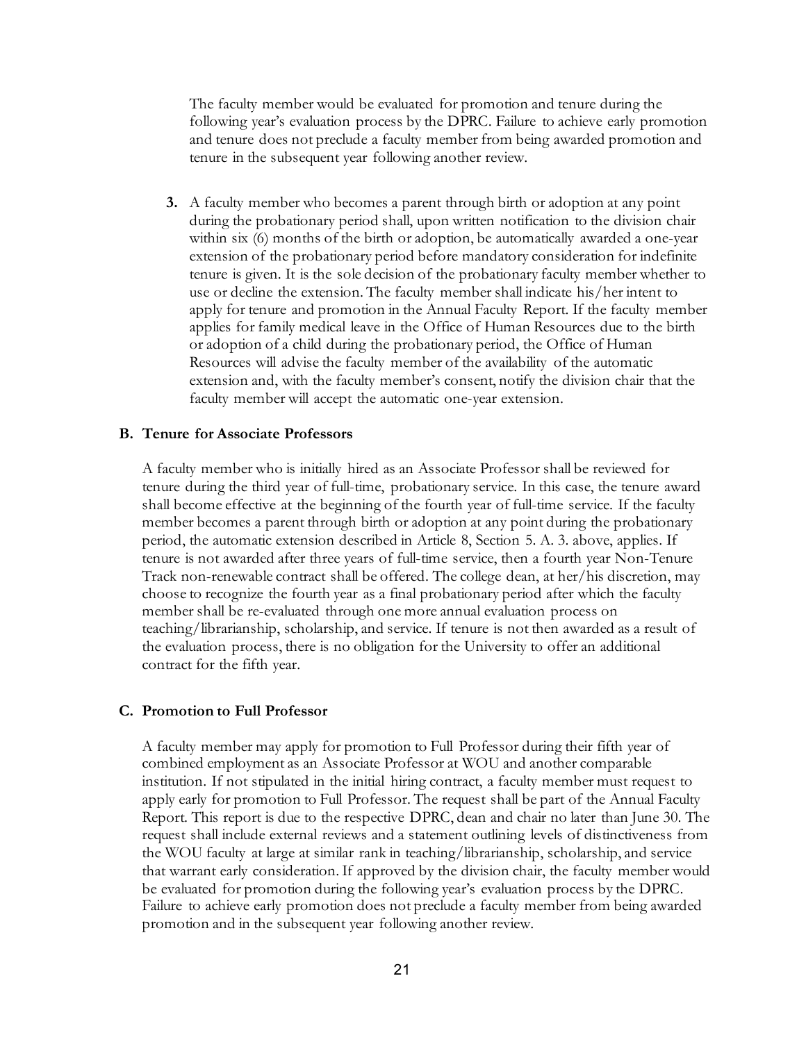The faculty member would be evaluated for promotion and tenure during the following year's evaluation process by the DPRC. Failure to achieve early promotion and tenure does not preclude a faculty member from being awarded promotion and tenure in the subsequent year following another review.

3. A faculty member who becomes a parent through birth or adoption at any point during the probationary period shall, upon written notification to the division chair within six (6) months of the birth or adoption, be automatically awarded a one-year extension of the probationary period before mandatory consideration for indefinite tenure is given. It is the sole decision of the probationary faculty member whether to use or decline the extension. The faculty member shall indicate his/her intent to apply for tenure and promotion in the Annual Faculty Report. If the faculty member applies for family medical leave in the Office of Human Resources due to the birth or adoption of a child during the probationary period, the Office of Human Resources will advise the faculty member of the availability of the automatic extension and, with the faculty member's consent, notify the division chair that the faculty member will accept the automatic one-year extension.

### B. Tenure for Associate Professors

A faculty member who is initially hired as an Associate Professor shall be reviewed for tenure during the third year of full-time, probationary service. In this case, the tenure award shall become effective at the beginning of the fourth year of full-time service. If the faculty member becomes a parent through birth or adoption at any point during the probationary period, the automatic extension described in Article 8, Section 5. A. 3. above, applies. If tenure is not awarded after three years of full-time service, then a fourth year Non-Tenure Track non-renewable contract shall be offered. The college dean, at her/his discretion, may choose to recognize the fourth year as a final probationary period after which the faculty member shall be re-evaluated through one more annual evaluation process on teaching/librarianship, scholarship, and service. If tenure is not then awarded as a result of the evaluation process, there is no obligation for the University to offer an additional contract for the fifth year.

### C. Promotion to Full Professor

A faculty member may apply for promotion to Full Professor during their fifth year of combined employment as an Associate Professor at WOU and another comparable institution. If not stipulated in the initial hiring contract, a faculty member must request to apply early for promotion to Full Professor. The request shall be part of the Annual Faculty Report. This report is due to the respective DPRC, dean and chair no later than June 30. The request shall include external reviews and a statement outlining levels of distinctiveness from the WOU faculty at large at similar rank in teaching/librarianship, scholarship, and service that warrant early consideration. If approved by the division chair, the faculty member would be evaluated for promotion during the following year's evaluation process by the DPRC. Failure to achieve early promotion does not preclude a faculty member from being awarded promotion and in the subsequent year following another review.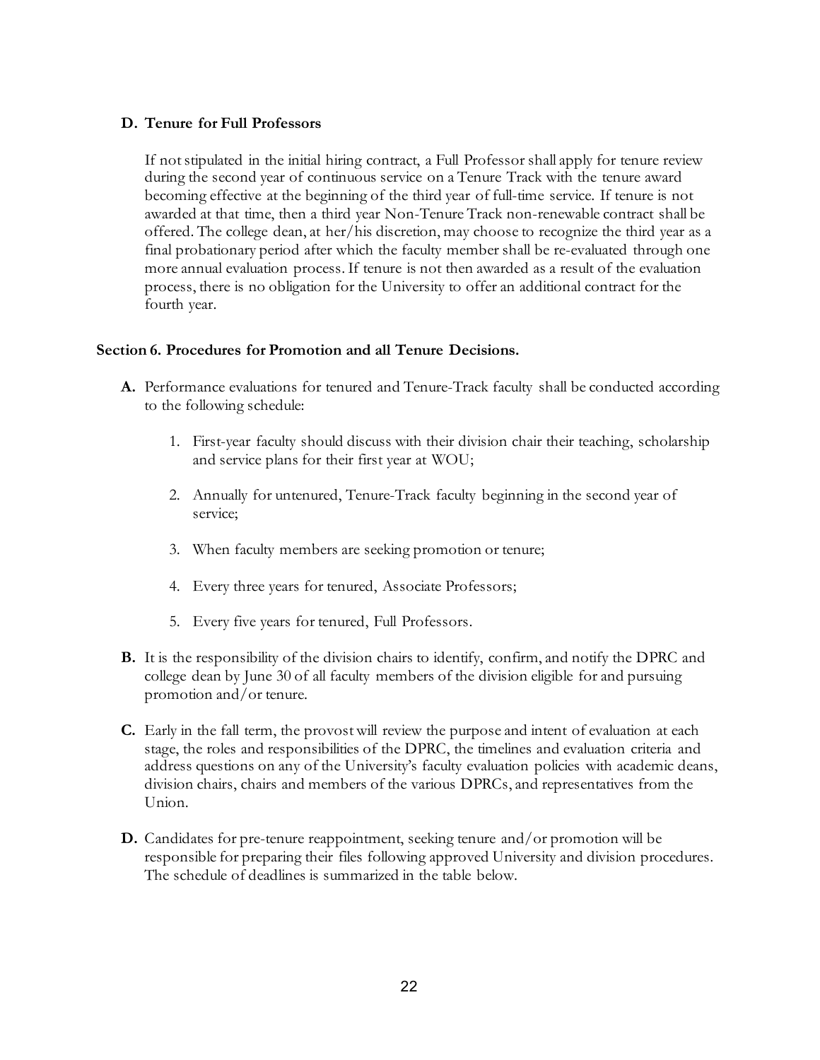### D. Tenure for Full Professors

If not stipulated in the initial hiring contract, a Full Professor shall apply for tenure review during the second year of continuous service on a Tenure Track with the tenure award becoming effective at the beginning of the third year of full-time service. If tenure is not awarded at that time, then a third year Non-Tenure Track non-renewable contract shall be offered. The college dean, at her/his discretion, may choose to recognize the third year as a final probationary period after which the faculty member shall be re-evaluated through one more annual evaluation process. If tenure is not then awarded as a result of the evaluation process, there is no obligation for the University to offer an additional contract for the fourth year.

## Section 6. Procedures for Promotion and all Tenure Decisions.

**A.** Performance evaluations for tenured and Tenure-Track faculty shall be conducted according to the following schedule:

1. First-year faculty should discuss with their division chair their teaching, scholarship and service plans for their first year at WOU;
2. Annually for untenured, Tenure-Track faculty beginning in the second year of service;
3. When faculty members are seeking promotion or tenure;
4. Every three years for tenured, Associate Professors;
5. Every five years for tenured, Full Professors.

**B.** It is the responsibility of the division chairs to identify, confirm, and notify the DPRC and college dean by June 30 of all faculty members of the division eligible for and pursuing promotion and/or tenure.

**C.** Early in the fall term, the provost will review the purpose and intent of evaluation at each stage, the roles and responsibilities of the DPRC, the timelines and evaluation criteria and address questions on any of the University's faculty evaluation policies with academic deans, division chairs, chairs and members of the various DPRCs, and representatives from the Union.

**D.** Candidates for pre-tenure reappointment, seeking tenure and/or promotion will be responsible for preparing their files following approved University and division procedures. The schedule of deadlines is summarized in the table below.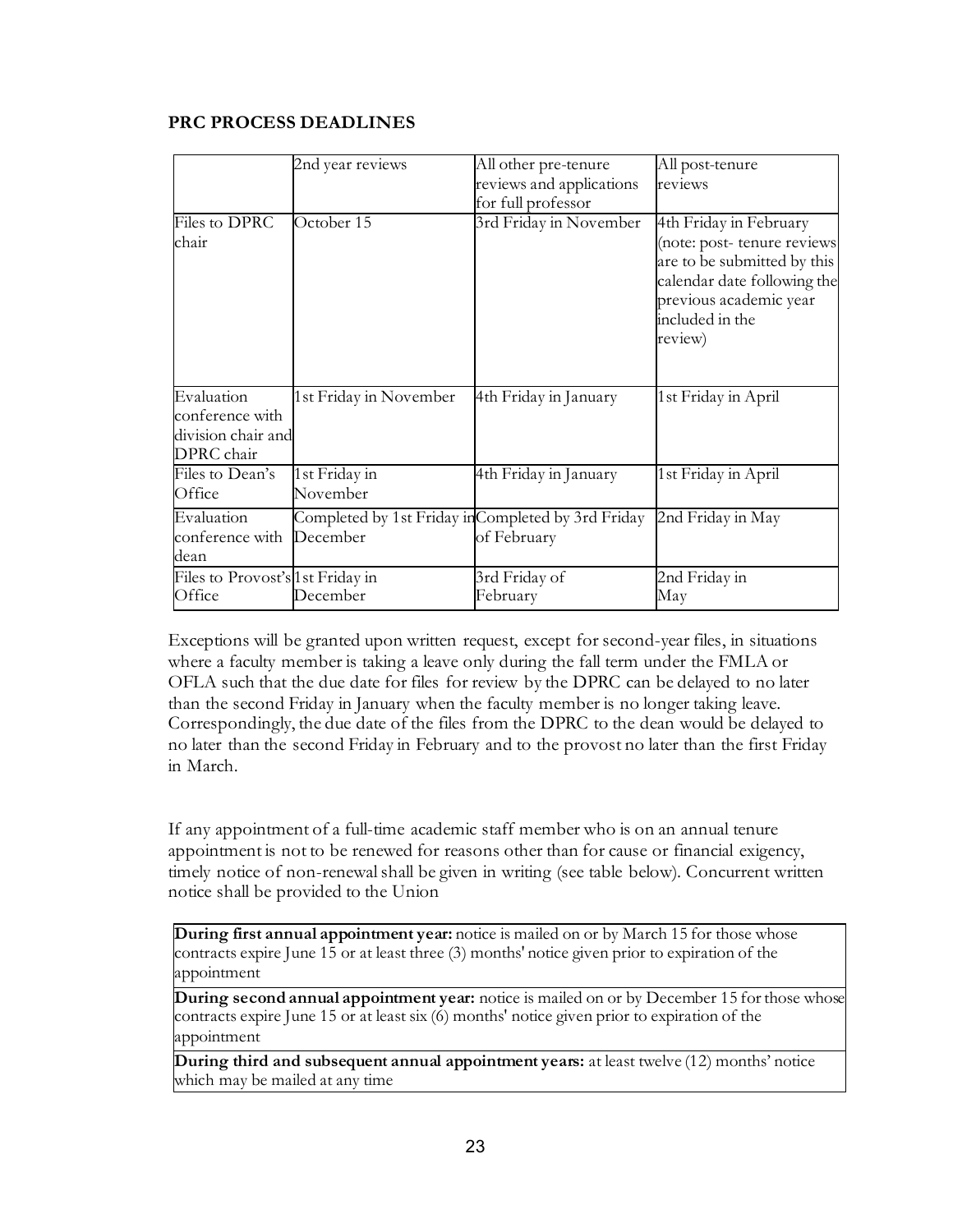**PRC PROCESS DEADLINES**

| | 2nd year reviews | All other pre-tenure reviews and applications for full professor | All post-tenure reviews |
|---|---|---|---|
| Files to DPRC chair | October 15 | 3rd Friday in November | 4th Friday in February (note: post- tenure reviews are to be submitted by this calendar date following the previous academic year included in the review) |
| Evaluation conference with division chair and DPRC chair | 1st Friday in November | 4th Friday in January | 1st Friday in April |
| Files to Dean's Office | 1st Friday in November | 4th Friday in January | 1st Friday in April |
| Evaluation conference with dean | Completed by 1st Friday in December | Completed by 3rd Friday of February | 2nd Friday in May |
| Files to Provost's Office | 1st Friday in December | 3rd Friday of February | 2nd Friday in May |

Exceptions will be granted upon written request, except for second-year files, in situations where a faculty member is taking a leave only during the fall term under the FMLA or OFLA such that the due date for files for review by the DPRC can be delayed to no later than the second Friday in January when the faculty member is no longer taking leave. Correspondingly, the due date of the files from the DPRC to the dean would be delayed to no later than the second Friday in February and to the provost no later than the first Friday in March.

If any appointment of a full-time academic staff member who is on an annual tenure appointment is not to be renewed for reasons other than for cause or financial exigency, timely notice of non-renewal shall be given in writing (see table below). Concurrent written notice shall be provided to the Union

| |
|---|
| **During first annual appointment year:** notice is mailed on or by March 15 for those whose contracts expire June 15 or at least three (3) months' notice given prior to expiration of the appointment |
| **During second annual appointment year:** notice is mailed on or by December 15 for those whose contracts expire June 15 or at least six (6) months' notice given prior to expiration of the appointment |
| **During third and subsequent annual appointment years:** at least twelve (12) months' notice which may be mailed at any time |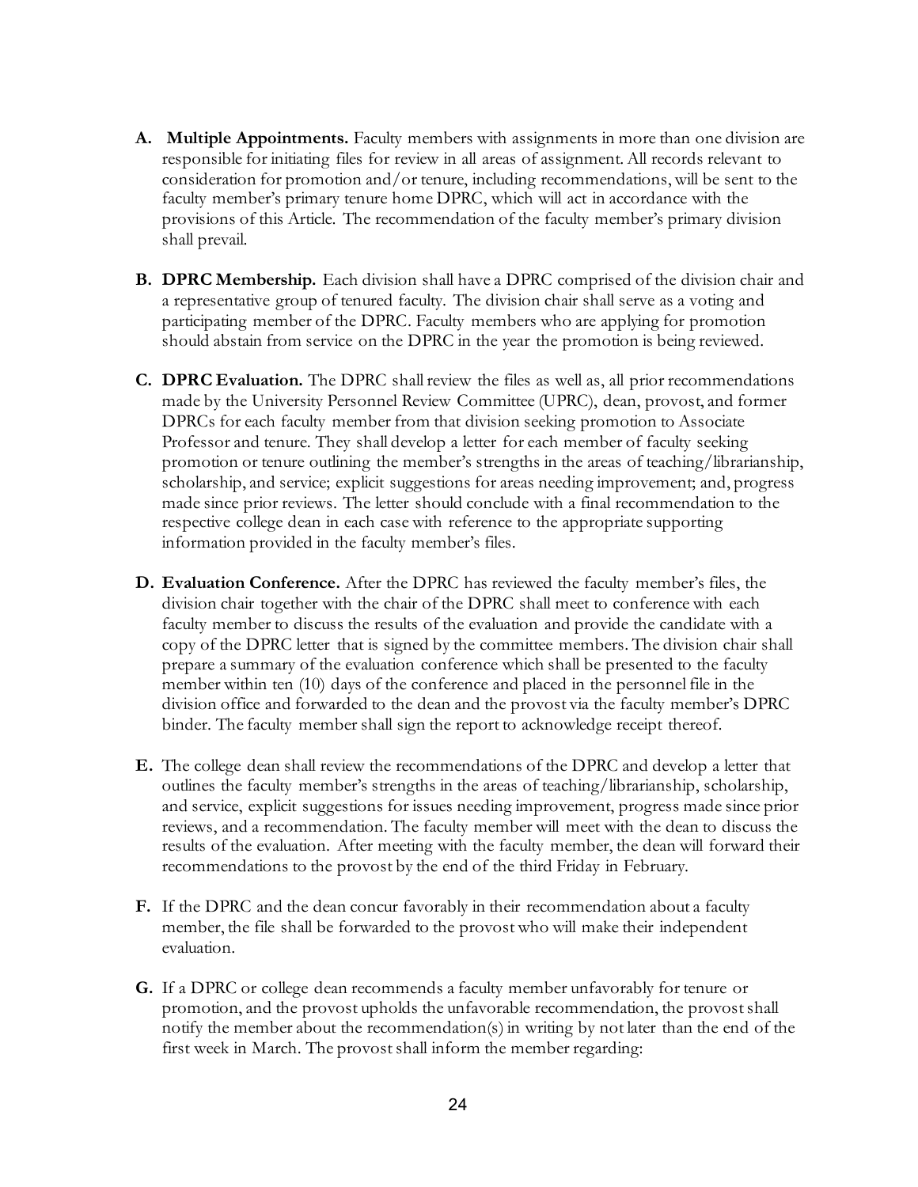A. **Multiple Appointments.** Faculty members with assignments in more than one division are responsible for initiating files for review in all areas of assignment. All records relevant to consideration for promotion and/or tenure, including recommendations, will be sent to the faculty member's primary tenure home DPRC, which will act in accordance with the provisions of this Article. The recommendation of the faculty member's primary division shall prevail.

B. **DPRC Membership.** Each division shall have a DPRC comprised of the division chair and a representative group of tenured faculty. The division chair shall serve as a voting and participating member of the DPRC. Faculty members who are applying for promotion should abstain from service on the DPRC in the year the promotion is being reviewed.

C. **DPRC Evaluation.** The DPRC shall review the files as well as, all prior recommendations made by the University Personnel Review Committee (UPRC), dean, provost, and former DPRCs for each faculty member from that division seeking promotion to Associate Professor and tenure. They shall develop a letter for each member of faculty seeking promotion or tenure outlining the member's strengths in the areas of teaching/librarianship, scholarship, and service; explicit suggestions for areas needing improvement; and, progress made since prior reviews. The letter should conclude with a final recommendation to the respective college dean in each case with reference to the appropriate supporting information provided in the faculty member's files.

D. **Evaluation Conference.** After the DPRC has reviewed the faculty member's files, the division chair together with the chair of the DPRC shall meet to conference with each faculty member to discuss the results of the evaluation and provide the candidate with a copy of the DPRC letter that is signed by the committee members. The division chair shall prepare a summary of the evaluation conference which shall be presented to the faculty member within ten (10) days of the conference and placed in the personnel file in the division office and forwarded to the dean and the provost via the faculty member's DPRC binder. The faculty member shall sign the report to acknowledge receipt thereof.

E. The college dean shall review the recommendations of the DPRC and develop a letter that outlines the faculty member's strengths in the areas of teaching/librarianship, scholarship, and service, explicit suggestions for issues needing improvement, progress made since prior reviews, and a recommendation. The faculty member will meet with the dean to discuss the results of the evaluation. After meeting with the faculty member, the dean will forward their recommendations to the provost by the end of the third Friday in February.

F. If the DPRC and the dean concur favorably in their recommendation about a faculty member, the file shall be forwarded to the provost who will make their independent evaluation.

G. If a DPRC or college dean recommends a faculty member unfavorably for tenure or promotion, and the provost upholds the unfavorable recommendation, the provost shall notify the member about the recommendation(s) in writing by not later than the end of the first week in March. The provost shall inform the member regarding: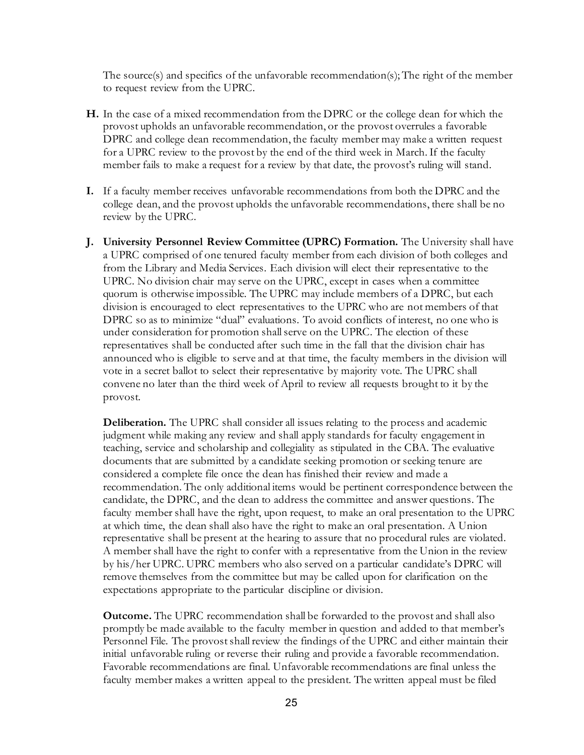The source(s) and specifics of the unfavorable recommendation(s); The right of the member to request review from the UPRC.

**H.** In the case of a mixed recommendation from the DPRC or the college dean for which the provost upholds an unfavorable recommendation, or the provost overrules a favorable DPRC and college dean recommendation, the faculty member may make a written request for a UPRC review to the provost by the end of the third week in March. If the faculty member fails to make a request for a review by that date, the provost's ruling will stand.

**I.** If a faculty member receives unfavorable recommendations from both the DPRC and the college dean, and the provost upholds the unfavorable recommendations, there shall be no review by the UPRC.

**J.** **University Personnel Review Committee (UPRC) Formation.** The University shall have a UPRC comprised of one tenured faculty member from each division of both colleges and from the Library and Media Services. Each division will elect their representative to the UPRC. No division chair may serve on the UPRC, except in cases when a committee quorum is otherwise impossible. The UPRC may include members of a DPRC, but each division is encouraged to elect representatives to the UPRC who are not members of that DPRC so as to minimize "dual" evaluations. To avoid conflicts of interest, no one who is under consideration for promotion shall serve on the UPRC. The election of these representatives shall be conducted after such time in the fall that the division chair has announced who is eligible to serve and at that time, the faculty members in the division will vote in a secret ballot to select their representative by majority vote. The UPRC shall convene no later than the third week of April to review all requests brought to it by the provost.

**Deliberation.** The UPRC shall consider all issues relating to the process and academic judgment while making any review and shall apply standards for faculty engagement in teaching, service and scholarship and collegiality as stipulated in the CBA. The evaluative documents that are submitted by a candidate seeking promotion or seeking tenure are considered a complete file once the dean has finished their review and made a recommendation. The only additional items would be pertinent correspondence between the candidate, the DPRC, and the dean to address the committee and answer questions. The faculty member shall have the right, upon request, to make an oral presentation to the UPRC at which time, the dean shall also have the right to make an oral presentation. A Union representative shall be present at the hearing to assure that no procedural rules are violated. A member shall have the right to confer with a representative from the Union in the review by his/her UPRC. UPRC members who also served on a particular candidate's DPRC will remove themselves from the committee but may be called upon for clarification on the expectations appropriate to the particular discipline or division.

**Outcome.** The UPRC recommendation shall be forwarded to the provost and shall also promptly be made available to the faculty member in question and added to that member's Personnel File. The provost shall review the findings of the UPRC and either maintain their initial unfavorable ruling or reverse their ruling and provide a favorable recommendation. Favorable recommendations are final. Unfavorable recommendations are final unless the faculty member makes a written appeal to the president. The written appeal must be filed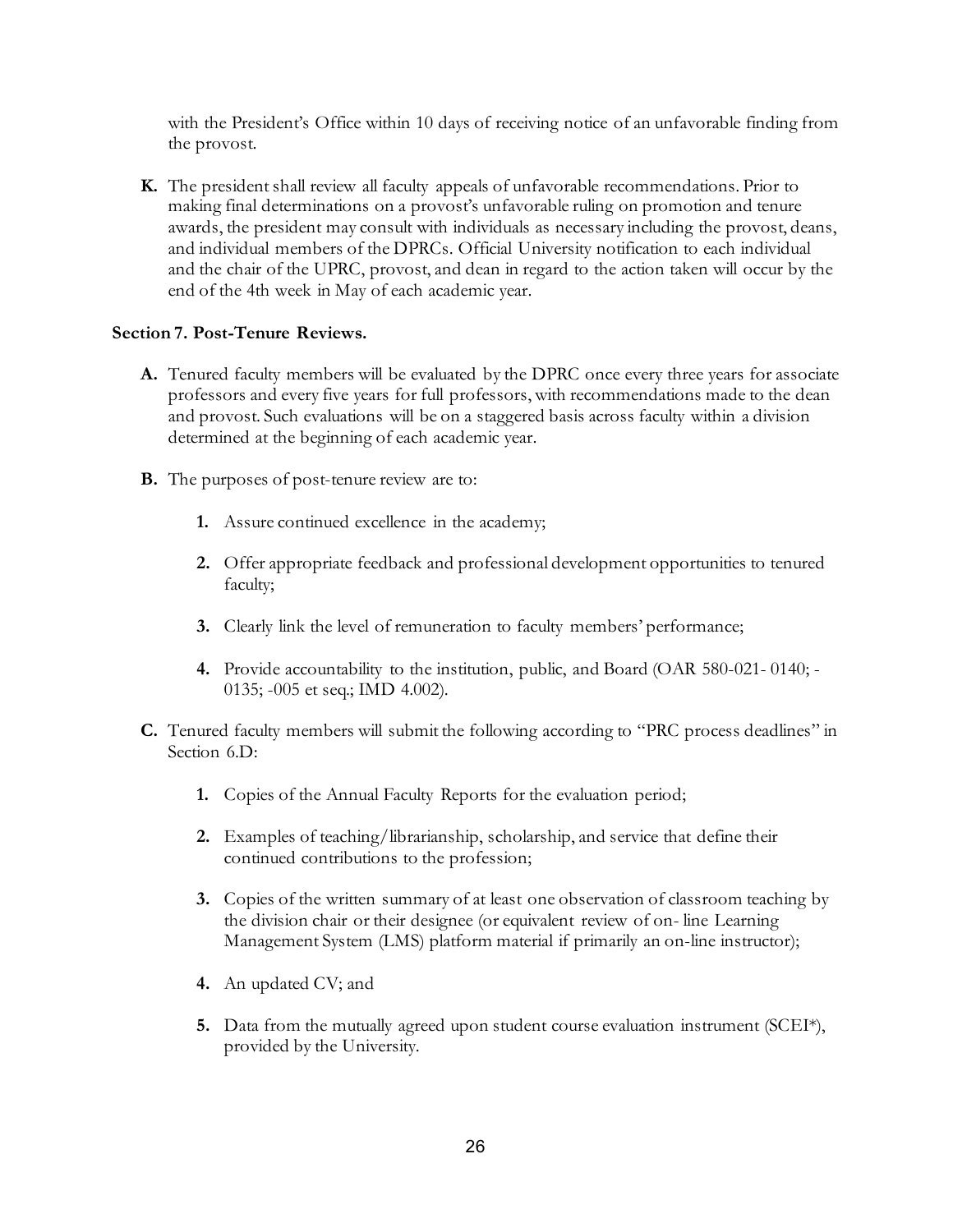with the President's Office within 10 days of receiving notice of an unfavorable finding from the provost.

**K.** The president shall review all faculty appeals of unfavorable recommendations. Prior to making final determinations on a provost's unfavorable ruling on promotion and tenure awards, the president may consult with individuals as necessary including the provost, deans, and individual members of the DPRCs. Official University notification to each individual and the chair of the UPRC, provost, and dean in regard to the action taken will occur by the end of the 4th week in May of each academic year.

**Section 7. Post-Tenure Reviews.**

**A.** Tenured faculty members will be evaluated by the DPRC once every three years for associate professors and every five years for full professors, with recommendations made to the dean and provost. Such evaluations will be on a staggered basis across faculty within a division determined at the beginning of each academic year.

**B.** The purposes of post-tenure review are to:

1. Assure continued excellence in the academy;
2. Offer appropriate feedback and professional development opportunities to tenured faculty;
3. Clearly link the level of remuneration to faculty members' performance;
4. Provide accountability to the institution, public, and Board (OAR 580-021- 0140; -0135; -005 et seq.; IMD 4.002).

**C.** Tenured faculty members will submit the following according to "PRC process deadlines" in Section 6.D:

1. Copies of the Annual Faculty Reports for the evaluation period;
2. Examples of teaching/librarianship, scholarship, and service that define their continued contributions to the profession;
3. Copies of the written summary of at least one observation of classroom teaching by the division chair or their designee (or equivalent review of on- line Learning Management System (LMS) platform material if primarily an on-line instructor);
4. An updated CV; and
5. Data from the mutually agreed upon student course evaluation instrument (SCEI*), provided by the University.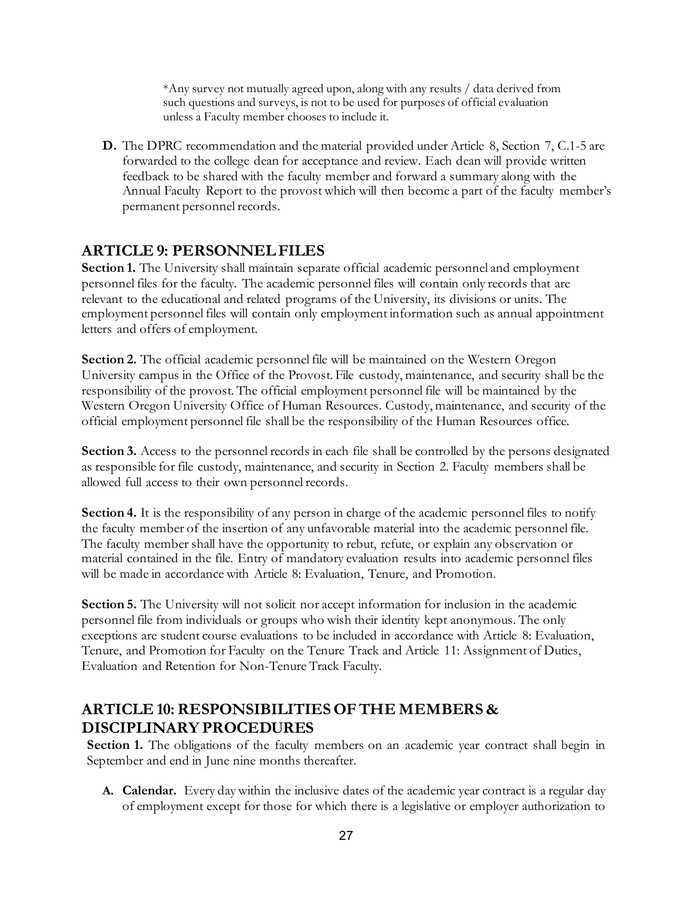*Any survey not mutually agreed upon, along with any results / data derived from such questions and surveys, is not to be used for purposes of official evaluation unless a Faculty member chooses to include it.

**D.** The DPRC recommendation and the material provided under Article 8, Section 7, C.1-5 are forwarded to the college dean for acceptance and review. Each dean will provide written feedback to be shared with the faculty member and forward a summary along with the Annual Faculty Report to the provost which will then become a part of the faculty member's permanent personnel records.

## ARTICLE 9: PERSONNEL FILES

**Section 1.** The University shall maintain separate official academic personnel and employment personnel files for the faculty. The academic personnel files will contain only records that are relevant to the educational and related programs of the University, its divisions or units. The employment personnel files will contain only employment information such as annual appointment letters and offers of employment.

**Section 2.** The official academic personnel file will be maintained on the Western Oregon University campus in the Office of the Provost. File custody, maintenance, and security shall be the responsibility of the provost. The official employment personnel file will be maintained by the Western Oregon University Office of Human Resources. Custody, maintenance, and security of the official employment personnel file shall be the responsibility of the Human Resources office.

**Section 3.** Access to the personnel records in each file shall be controlled by the persons designated as responsible for file custody, maintenance, and security in Section 2. Faculty members shall be allowed full access to their own personnel records.

**Section 4.** It is the responsibility of any person in charge of the academic personnel files to notify the faculty member of the insertion of any unfavorable material into the academic personnel file. The faculty member shall have the opportunity to rebut, refute, or explain any observation or material contained in the file. Entry of mandatory evaluation results into academic personnel files will be made in accordance with Article 8: Evaluation, Tenure, and Promotion.

**Section 5.** The University will not solicit nor accept information for inclusion in the academic personnel file from individuals or groups who wish their identity kept anonymous. The only exceptions are student course evaluations to be included in accordance with Article 8: Evaluation, Tenure, and Promotion for Faculty on the Tenure Track and Article 11: Assignment of Duties, Evaluation and Retention for Non-Tenure Track Faculty.

## ARTICLE 10: RESPONSIBILITIES OF THE MEMBERS & DISCIPLINARY PROCEDURES

**Section 1.** The obligations of the faculty members on an academic year contract shall begin in September and end in June nine months thereafter.

**A. Calendar.** Every day within the inclusive dates of the academic year contract is a regular day of employment except for those for which there is a legislative or employer authorization to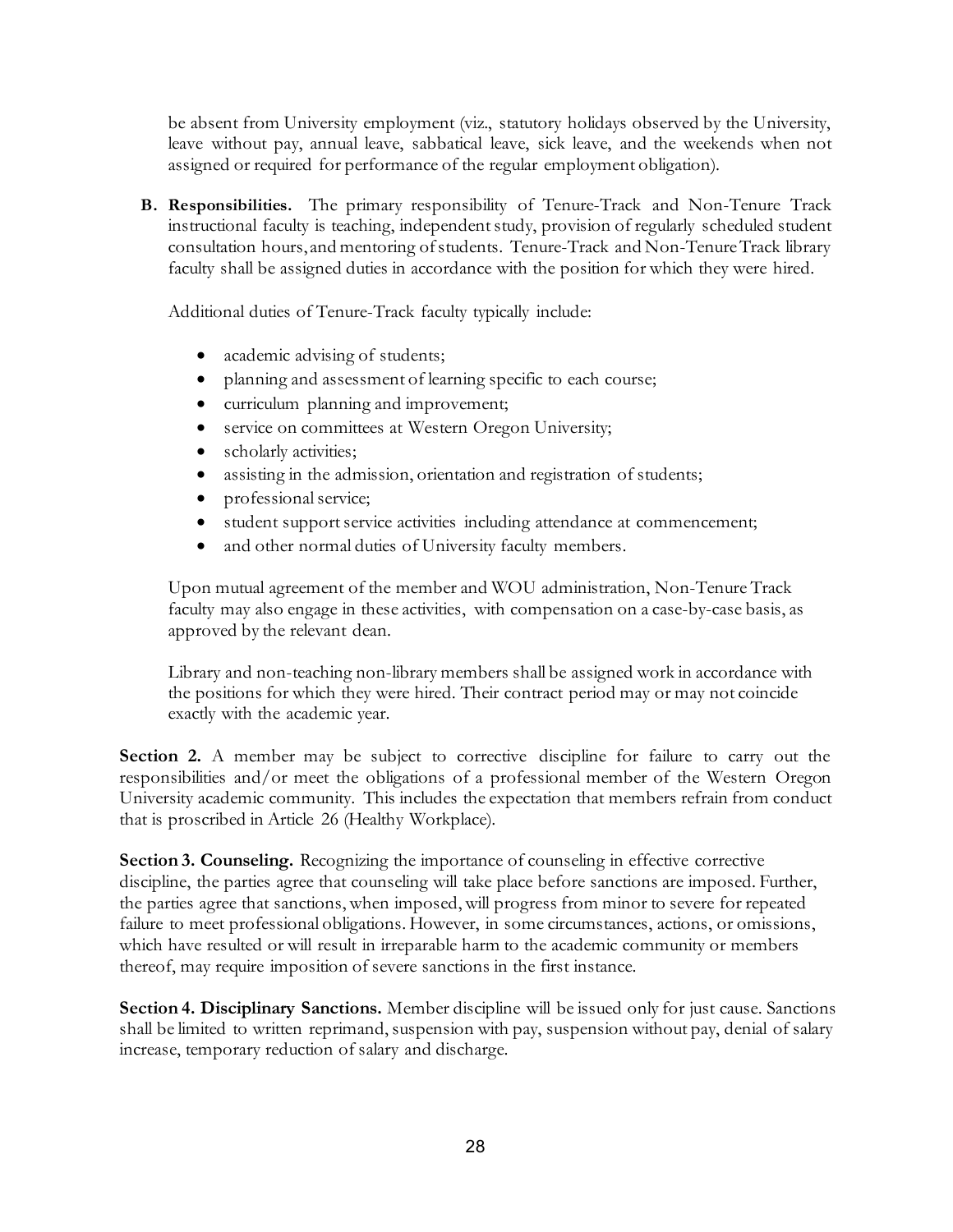be absent from University employment (viz., statutory holidays observed by the University, leave without pay, annual leave, sabbatical leave, sick leave, and the weekends when not assigned or required for performance of the regular employment obligation).

**B. Responsibilities.** The primary responsibility of Tenure-Track and Non-Tenure Track instructional faculty is teaching, independent study, provision of regularly scheduled student consultation hours, and mentoring of students. Tenure-Track and Non-Tenure Track library faculty shall be assigned duties in accordance with the position for which they were hired.

Additional duties of Tenure-Track faculty typically include:

- academic advising of students;
- planning and assessment of learning specific to each course;
- curriculum planning and improvement;
- service on committees at Western Oregon University;
- scholarly activities;
- assisting in the admission, orientation and registration of students;
- professional service;
- student support service activities including attendance at commencement;
- and other normal duties of University faculty members.

Upon mutual agreement of the member and WOU administration, Non-Tenure Track faculty may also engage in these activities, with compensation on a case-by-case basis, as approved by the relevant dean.

Library and non-teaching non-library members shall be assigned work in accordance with the positions for which they were hired. Their contract period may or may not coincide exactly with the academic year.

**Section 2.** A member may be subject to corrective discipline for failure to carry out the responsibilities and/or meet the obligations of a professional member of the Western Oregon University academic community. This includes the expectation that members refrain from conduct that is proscribed in Article 26 (Healthy Workplace).

**Section 3. Counseling.** Recognizing the importance of counseling in effective corrective discipline, the parties agree that counseling will take place before sanctions are imposed. Further, the parties agree that sanctions, when imposed, will progress from minor to severe for repeated failure to meet professional obligations. However, in some circumstances, actions, or omissions, which have resulted or will result in irreparable harm to the academic community or members thereof, may require imposition of severe sanctions in the first instance.

**Section 4. Disciplinary Sanctions.** Member discipline will be issued only for just cause. Sanctions shall be limited to written reprimand, suspension with pay, suspension without pay, denial of salary increase, temporary reduction of salary and discharge.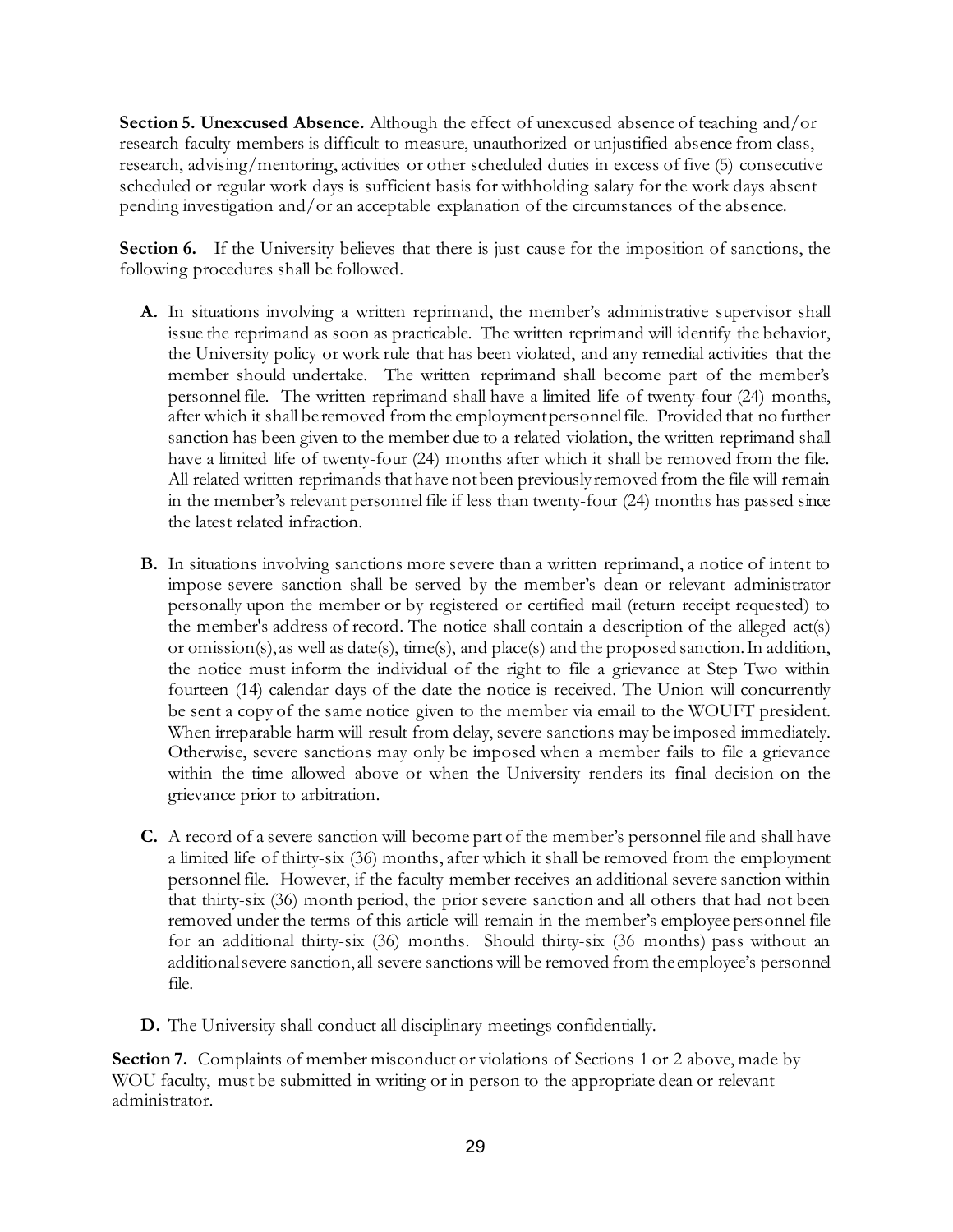**Section 5. Unexcused Absence.** Although the effect of unexcused absence of teaching and/or research faculty members is difficult to measure, unauthorized or unjustified absence from class, research, advising/mentoring, activities or other scheduled duties in excess of five (5) consecutive scheduled or regular work days is sufficient basis for withholding salary for the work days absent pending investigation and/or an acceptable explanation of the circumstances of the absence.

**Section 6.** If the University believes that there is just cause for the imposition of sanctions, the following procedures shall be followed.

**A.** In situations involving a written reprimand, the member's administrative supervisor shall issue the reprimand as soon as practicable. The written reprimand will identify the behavior, the University policy or work rule that has been violated, and any remedial activities that the member should undertake. The written reprimand shall become part of the member's personnel file. The written reprimand shall have a limited life of twenty-four (24) months, after which it shall be removed from the employment personnel file. Provided that no further sanction has been given to the member due to a related violation, the written reprimand shall have a limited life of twenty-four (24) months after which it shall be removed from the file. All related written reprimands that have not been previously removed from the file will remain in the member's relevant personnel file if less than twenty-four (24) months has passed since the latest related infraction.

**B.** In situations involving sanctions more severe than a written reprimand, a notice of intent to impose severe sanction shall be served by the member's dean or relevant administrator personally upon the member or by registered or certified mail (return receipt requested) to the member's address of record. The notice shall contain a description of the alleged act(s) or omission(s), as well as date(s), time(s), and place(s) and the proposed sanction. In addition, the notice must inform the individual of the right to file a grievance at Step Two within fourteen (14) calendar days of the date the notice is received. The Union will concurrently be sent a copy of the same notice given to the member via email to the WOUFT president. When irreparable harm will result from delay, severe sanctions may be imposed immediately. Otherwise, severe sanctions may only be imposed when a member fails to file a grievance within the time allowed above or when the University renders its final decision on the grievance prior to arbitration.

**C.** A record of a severe sanction will become part of the member's personnel file and shall have a limited life of thirty-six (36) months, after which it shall be removed from the employment personnel file. However, if the faculty member receives an additional severe sanction within that thirty-six (36) month period, the prior severe sanction and all others that had not been removed under the terms of this article will remain in the member's employee personnel file for an additional thirty-six (36) months. Should thirty-six (36 months) pass without an additional severe sanction, all severe sanctions will be removed from the employee's personnel file.

**D.** The University shall conduct all disciplinary meetings confidentially.

**Section 7.** Complaints of member misconduct or violations of Sections 1 or 2 above, made by WOU faculty, must be submitted in writing or in person to the appropriate dean or relevant administrator.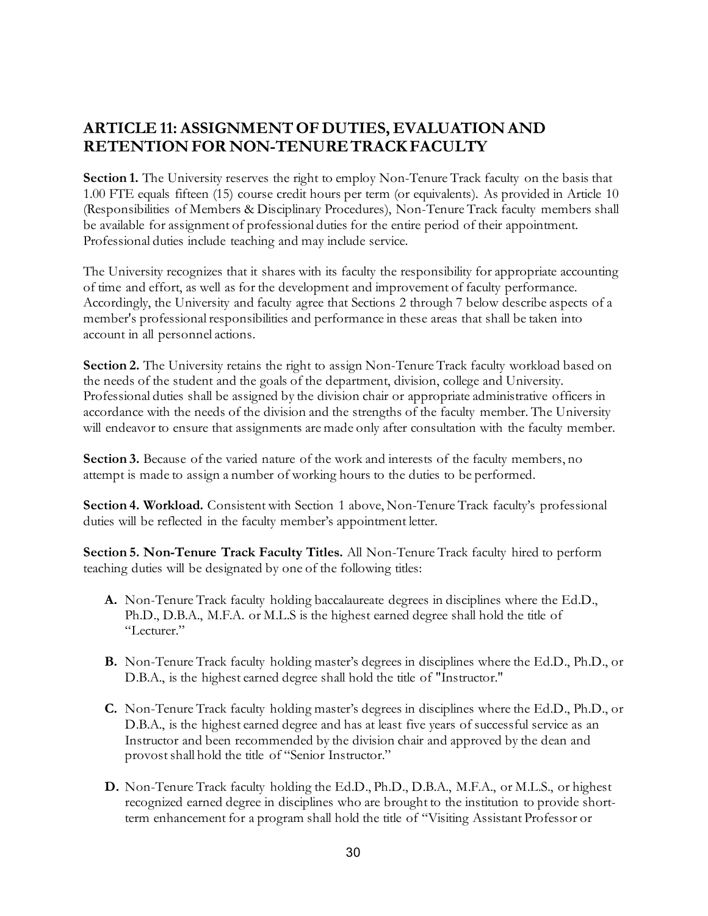## ARTICLE 11: ASSIGNMENT OF DUTIES, EVALUATION AND RETENTION FOR NON-TENURE TRACK FACULTY

**Section 1.** The University reserves the right to employ Non-Tenure Track faculty on the basis that 1.00 FTE equals fifteen (15) course credit hours per term (or equivalents). As provided in Article 10 (Responsibilities of Members & Disciplinary Procedures), Non-Tenure Track faculty members shall be available for assignment of professional duties for the entire period of their appointment. Professional duties include teaching and may include service.

The University recognizes that it shares with its faculty the responsibility for appropriate accounting of time and effort, as well as for the development and improvement of faculty performance. Accordingly, the University and faculty agree that Sections 2 through 7 below describe aspects of a member's professional responsibilities and performance in these areas that shall be taken into account in all personnel actions.

**Section 2.** The University retains the right to assign Non-Tenure Track faculty workload based on the needs of the student and the goals of the department, division, college and University. Professional duties shall be assigned by the division chair or appropriate administrative officers in accordance with the needs of the division and the strengths of the faculty member. The University will endeavor to ensure that assignments are made only after consultation with the faculty member.

**Section 3.** Because of the varied nature of the work and interests of the faculty members, no attempt is made to assign a number of working hours to the duties to be performed.

**Section 4. Workload.** Consistent with Section 1 above, Non-Tenure Track faculty's professional duties will be reflected in the faculty member's appointment letter.

**Section 5. Non-Tenure Track Faculty Titles.** All Non-Tenure Track faculty hired to perform teaching duties will be designated by one of the following titles:

- **A.** Non-Tenure Track faculty holding baccalaureate degrees in disciplines where the Ed.D., Ph.D., D.B.A., M.F.A. or M.L.S is the highest earned degree shall hold the title of "Lecturer."

- **B.** Non-Tenure Track faculty holding master's degrees in disciplines where the Ed.D., Ph.D., or D.B.A., is the highest earned degree shall hold the title of "Instructor."

- **C.** Non-Tenure Track faculty holding master's degrees in disciplines where the Ed.D., Ph.D., or D.B.A., is the highest earned degree and has at least five years of successful service as an Instructor and been recommended by the division chair and approved by the dean and provost shall hold the title of "Senior Instructor."

- **D.** Non-Tenure Track faculty holding the Ed.D., Ph.D., D.B.A., M.F.A., or M.L.S., or highest recognized earned degree in disciplines who are brought to the institution to provide short-term enhancement for a program shall hold the title of "Visiting Assistant Professor or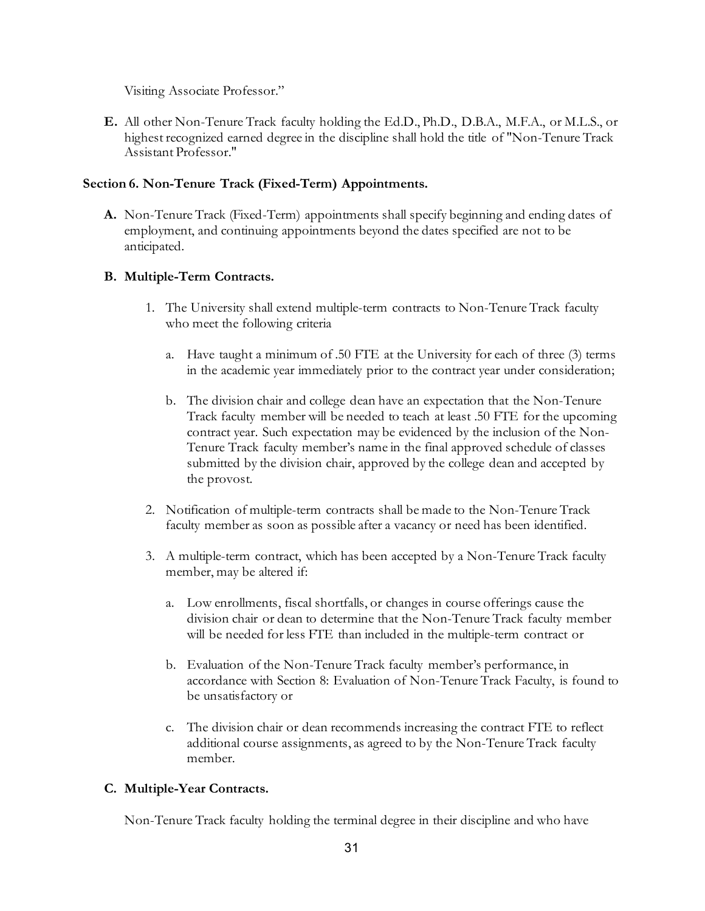Visiting Associate Professor."

**E.** All other Non-Tenure Track faculty holding the Ed.D., Ph.D., D.B.A., M.F.A., or M.L.S., or highest recognized earned degree in the discipline shall hold the title of "Non-Tenure Track Assistant Professor."

**Section 6. Non-Tenure Track (Fixed-Term) Appointments.**

**A.** Non-Tenure Track (Fixed-Term) appointments shall specify beginning and ending dates of employment, and continuing appointments beyond the dates specified are not to be anticipated.

**B. Multiple-Term Contracts.**

1. The University shall extend multiple-term contracts to Non-Tenure Track faculty who meet the following criteria

    a. Have taught a minimum of .50 FTE at the University for each of three (3) terms in the academic year immediately prior to the contract year under consideration;

    b. The division chair and college dean have an expectation that the Non-Tenure Track faculty member will be needed to teach at least .50 FTE for the upcoming contract year. Such expectation may be evidenced by the inclusion of the Non-Tenure Track faculty member's name in the final approved schedule of classes submitted by the division chair, approved by the college dean and accepted by the provost.

2. Notification of multiple-term contracts shall be made to the Non-Tenure Track faculty member as soon as possible after a vacancy or need has been identified.

3. A multiple-term contract, which has been accepted by a Non-Tenure Track faculty member, may be altered if:

    a. Low enrollments, fiscal shortfalls, or changes in course offerings cause the division chair or dean to determine that the Non-Tenure Track faculty member will be needed for less FTE than included in the multiple-term contract or

    b. Evaluation of the Non-Tenure Track faculty member's performance, in accordance with Section 8: Evaluation of Non-Tenure Track Faculty, is found to be unsatisfactory or

    c. The division chair or dean recommends increasing the contract FTE to reflect additional course assignments, as agreed to by the Non-Tenure Track faculty member.

**C. Multiple-Year Contracts.**

Non-Tenure Track faculty holding the terminal degree in their discipline and who have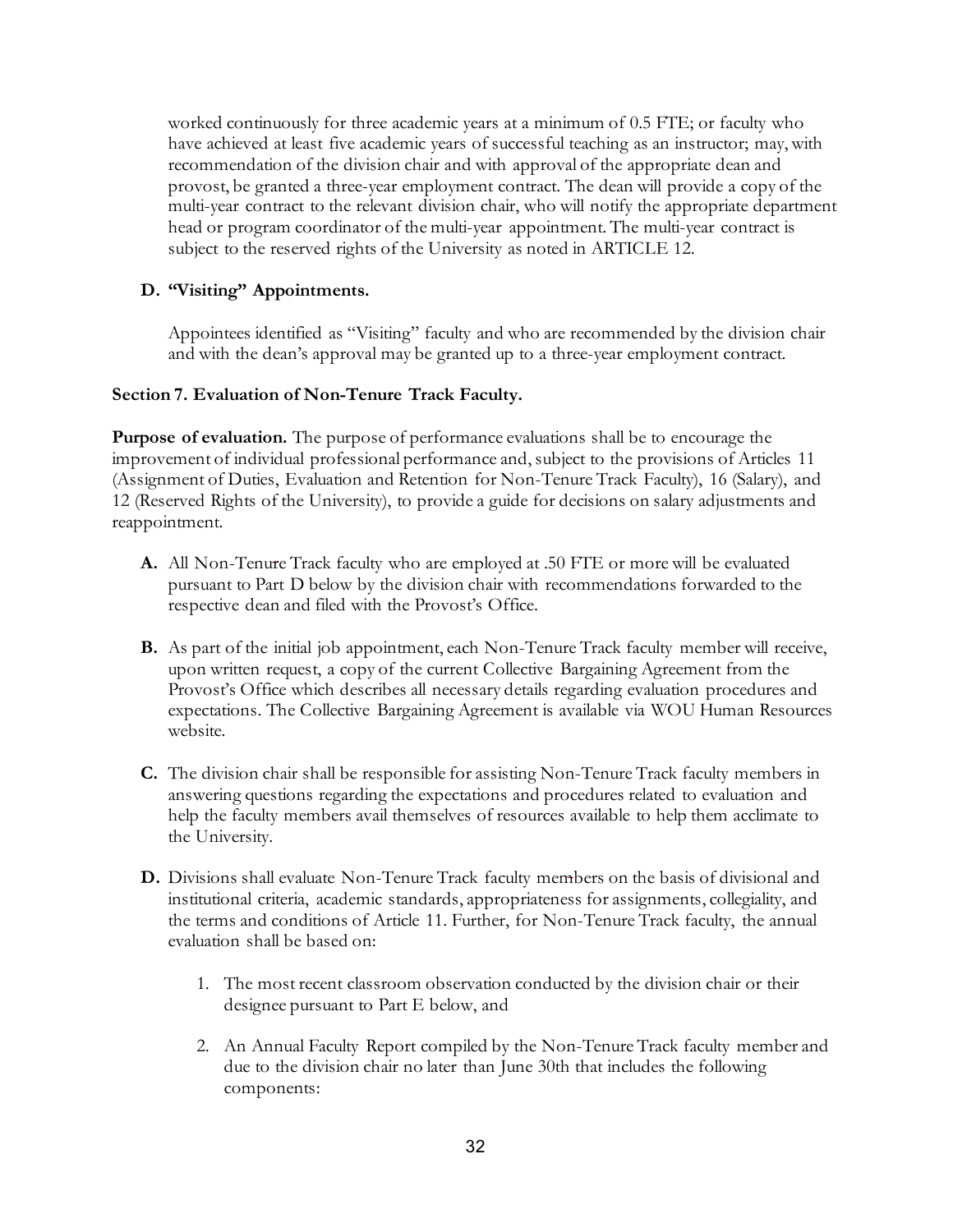worked continuously for three academic years at a minimum of 0.5 FTE; or faculty who have achieved at least five academic years of successful teaching as an instructor; may, with recommendation of the division chair and with approval of the appropriate dean and provost, be granted a three-year employment contract. The dean will provide a copy of the multi-year contract to the relevant division chair, who will notify the appropriate department head or program coordinator of the multi-year appointment. The multi-year contract is subject to the reserved rights of the University as noted in ARTICLE 12.

**D. "Visiting" Appointments.**

Appointees identified as "Visiting" faculty and who are recommended by the division chair and with the dean's approval may be granted up to a three-year employment contract.

**Section 7. Evaluation of Non-Tenure Track Faculty.**

**Purpose of evaluation.** The purpose of performance evaluations shall be to encourage the improvement of individual professional performance and, subject to the provisions of Articles 11 (Assignment of Duties, Evaluation and Retention for Non-Tenure Track Faculty), 16 (Salary), and 12 (Reserved Rights of the University), to provide a guide for decisions on salary adjustments and reappointment.

**A.** All Non-Tenure Track faculty who are employed at .50 FTE or more will be evaluated pursuant to Part D below by the division chair with recommendations forwarded to the respective dean and filed with the Provost's Office.

**B.** As part of the initial job appointment, each Non-Tenure Track faculty member will receive, upon written request, a copy of the current Collective Bargaining Agreement from the Provost's Office which describes all necessary details regarding evaluation procedures and expectations. The Collective Bargaining Agreement is available via WOU Human Resources website.

**C.** The division chair shall be responsible for assisting Non-Tenure Track faculty members in answering questions regarding the expectations and procedures related to evaluation and help the faculty members avail themselves of resources available to help them acclimate to the University.

**D.** Divisions shall evaluate Non-Tenure Track faculty members on the basis of divisional and institutional criteria, academic standards, appropriateness for assignments, collegiality, and the terms and conditions of Article 11. Further, for Non-Tenure Track faculty, the annual evaluation shall be based on:

1. The most recent classroom observation conducted by the division chair or their designee pursuant to Part E below, and

2. An Annual Faculty Report compiled by the Non-Tenure Track faculty member and due to the division chair no later than June 30th that includes the following components: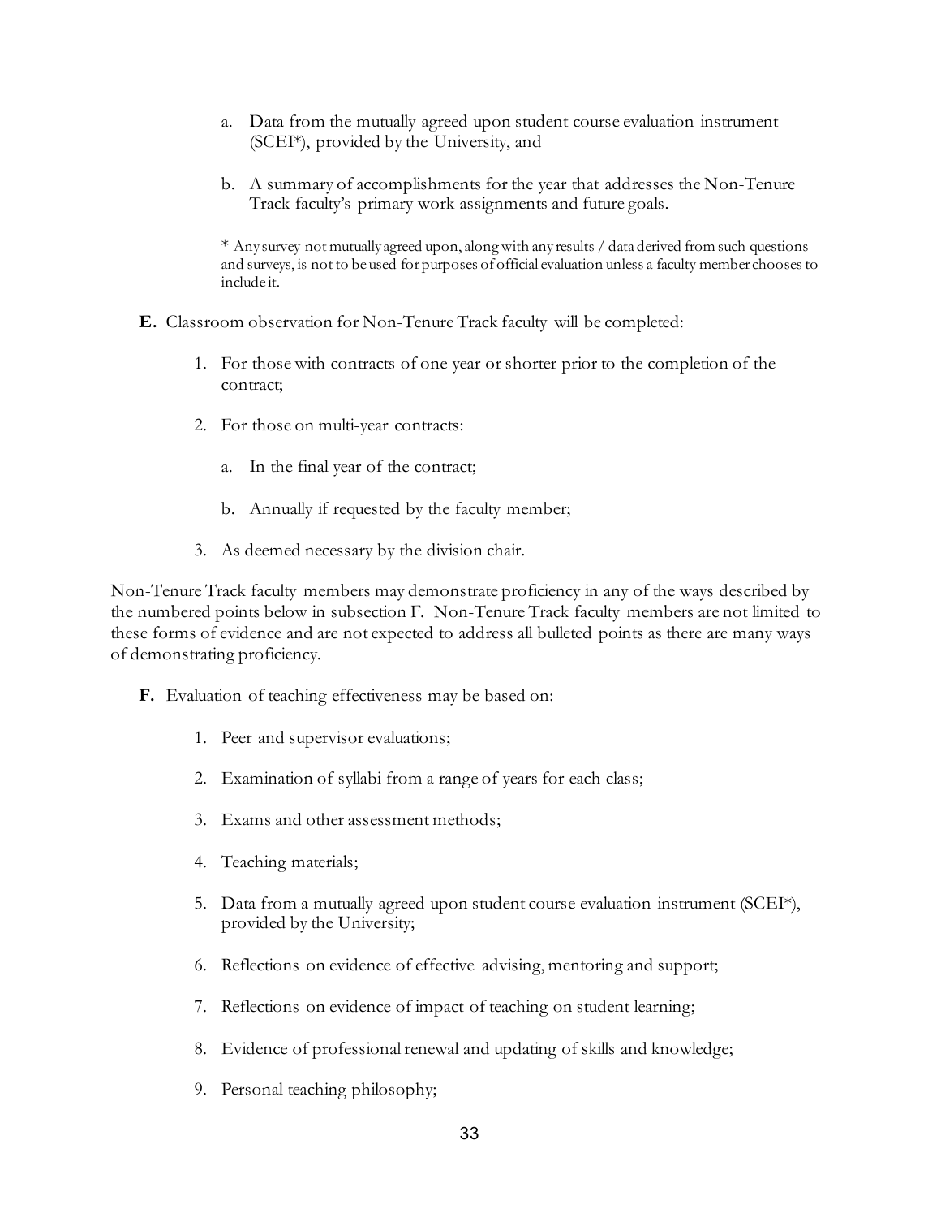a. Data from the mutually agreed upon student course evaluation instrument (SCEI*), provided by the University, and

b. A summary of accomplishments for the year that addresses the Non-Tenure Track faculty's primary work assignments and future goals.

\* Any survey not mutually agreed upon, along with any results / data derived from such questions and surveys, is not to be used for purposes of official evaluation unless a faculty member chooses to include it.

**E.** Classroom observation for Non-Tenure Track faculty will be completed:

1. For those with contracts of one year or shorter prior to the completion of the contract;

2. For those on multi-year contracts:

   a. In the final year of the contract;

   b. Annually if requested by the faculty member;

3. As deemed necessary by the division chair.

Non-Tenure Track faculty members may demonstrate proficiency in any of the ways described by the numbered points below in subsection F. Non-Tenure Track faculty members are not limited to these forms of evidence and are not expected to address all bulleted points as there are many ways of demonstrating proficiency.

**F.** Evaluation of teaching effectiveness may be based on:

1. Peer and supervisor evaluations;

2. Examination of syllabi from a range of years for each class;

3. Exams and other assessment methods;

4. Teaching materials;

5. Data from a mutually agreed upon student course evaluation instrument (SCEI*), provided by the University;

6. Reflections on evidence of effective advising, mentoring and support;

7. Reflections on evidence of impact of teaching on student learning;

8. Evidence of professional renewal and updating of skills and knowledge;

9. Personal teaching philosophy;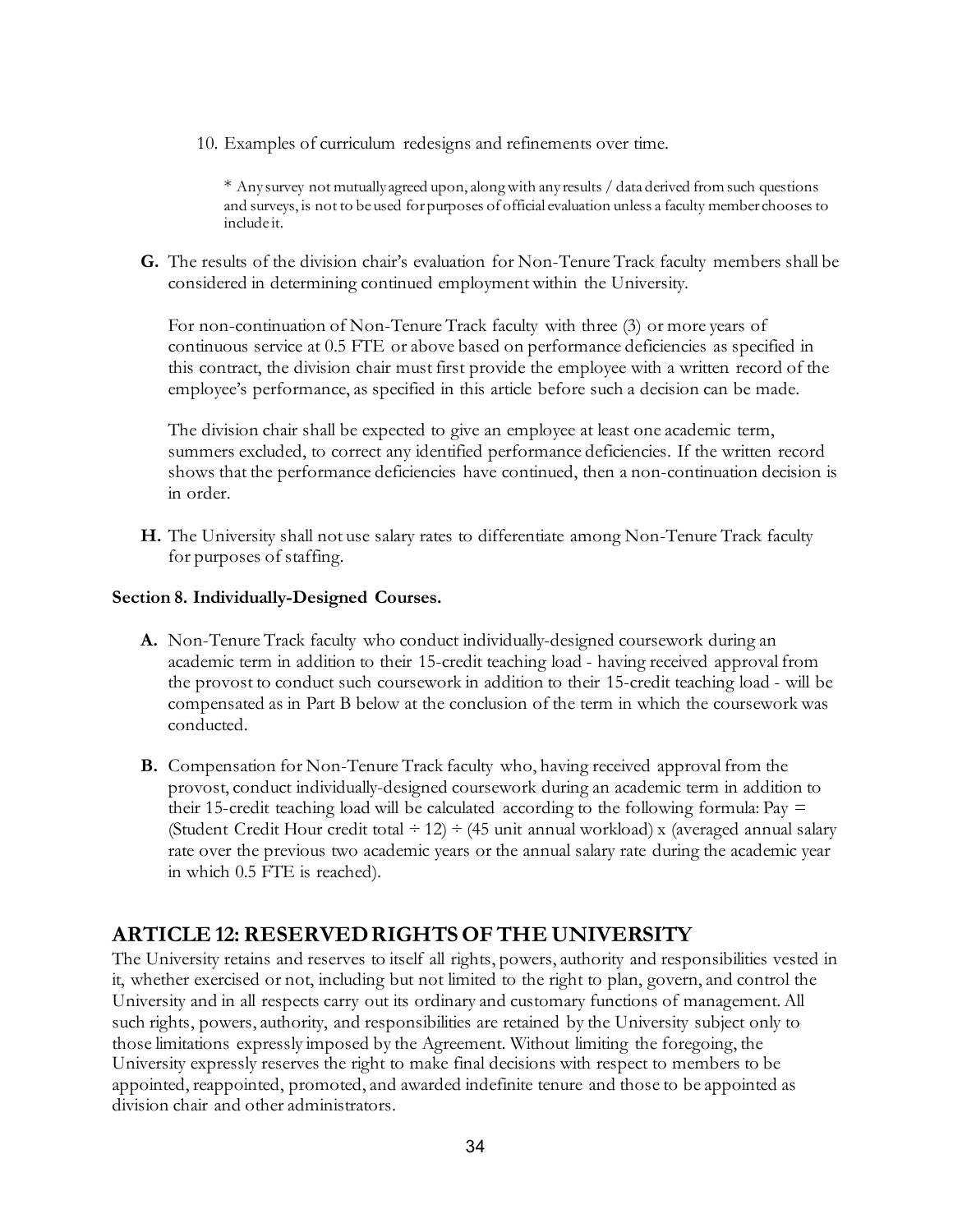10. Examples of curriculum redesigns and refinements over time.

    * Any survey not mutually agreed upon, along with any results / data derived from such questions and surveys, is not to be used for purposes of official evaluation unless a faculty member chooses to include it.

**G.** The results of the division chair's evaluation for Non-Tenure Track faculty members shall be considered in determining continued employment within the University.

For non-continuation of Non-Tenure Track faculty with three (3) or more years of continuous service at 0.5 FTE or above based on performance deficiencies as specified in this contract, the division chair must first provide the employee with a written record of the employee's performance, as specified in this article before such a decision can be made.

The division chair shall be expected to give an employee at least one academic term, summers excluded, to correct any identified performance deficiencies. If the written record shows that the performance deficiencies have continued, then a non-continuation decision is in order.

**H.** The University shall not use salary rates to differentiate among Non-Tenure Track faculty for purposes of staffing.

**Section 8. Individually-Designed Courses.**

**A.** Non-Tenure Track faculty who conduct individually-designed coursework during an academic term in addition to their 15-credit teaching load - having received approval from the provost to conduct such coursework in addition to their 15-credit teaching load - will be compensated as in Part B below at the conclusion of the term in which the coursework was conducted.

**B.** Compensation for Non-Tenure Track faculty who, having received approval from the provost, conduct individually-designed coursework during an academic term in addition to their 15-credit teaching load will be calculated according to the following formula: Pay = (Student Credit Hour credit total ÷ 12) ÷ (45 unit annual workload) x (averaged annual salary rate over the previous two academic years or the annual salary rate during the academic year in which 0.5 FTE is reached).

## ARTICLE 12: RESERVED RIGHTS OF THE UNIVERSITY

The University retains and reserves to itself all rights, powers, authority and responsibilities vested in it, whether exercised or not, including but not limited to the right to plan, govern, and control the University and in all respects carry out its ordinary and customary functions of management. All such rights, powers, authority, and responsibilities are retained by the University subject only to those limitations expressly imposed by the Agreement. Without limiting the foregoing, the University expressly reserves the right to make final decisions with respect to members to be appointed, reappointed, promoted, and awarded indefinite tenure and those to be appointed as division chair and other administrators.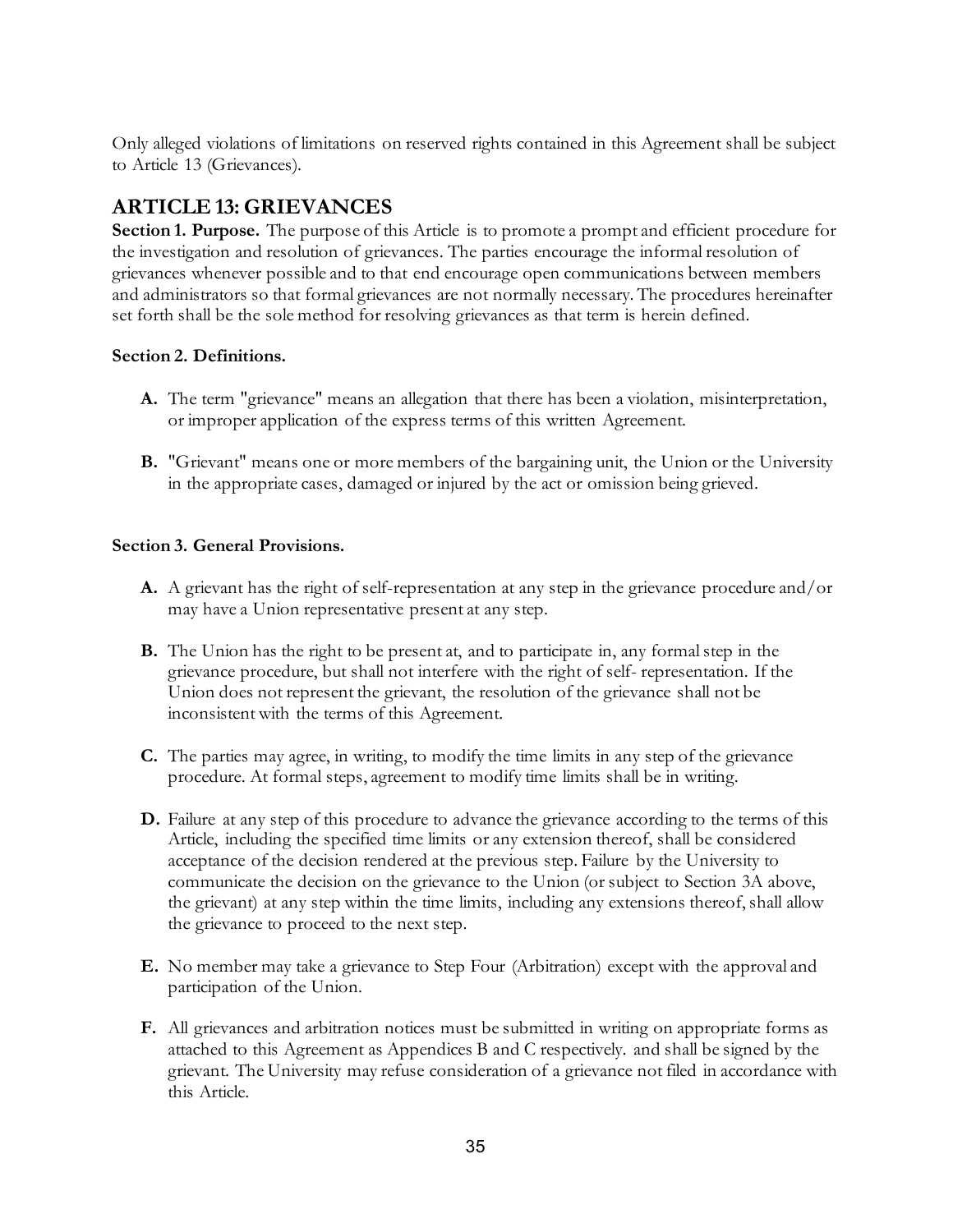Only alleged violations of limitations on reserved rights contained in this Agreement shall be subject to Article 13 (Grievances).

## ARTICLE 13: GRIEVANCES

**Section 1. Purpose.** The purpose of this Article is to promote a prompt and efficient procedure for the investigation and resolution of grievances. The parties encourage the informal resolution of grievances whenever possible and to that end encourage open communications between members and administrators so that formal grievances are not normally necessary. The procedures hereinafter set forth shall be the sole method for resolving grievances as that term is herein defined.

**Section 2. Definitions.**

**A.** The term "grievance" means an allegation that there has been a violation, misinterpretation, or improper application of the express terms of this written Agreement.

**B.** "Grievant" means one or more members of the bargaining unit, the Union or the University in the appropriate cases, damaged or injured by the act or omission being grieved.

**Section 3. General Provisions.**

**A.** A grievant has the right of self-representation at any step in the grievance procedure and/or may have a Union representative present at any step.

**B.** The Union has the right to be present at, and to participate in, any formal step in the grievance procedure, but shall not interfere with the right of self- representation. If the Union does not represent the grievant, the resolution of the grievance shall not be inconsistent with the terms of this Agreement.

**C.** The parties may agree, in writing, to modify the time limits in any step of the grievance procedure. At formal steps, agreement to modify time limits shall be in writing.

**D.** Failure at any step of this procedure to advance the grievance according to the terms of this Article, including the specified time limits or any extension thereof, shall be considered acceptance of the decision rendered at the previous step. Failure by the University to communicate the decision on the grievance to the Union (or subject to Section 3A above, the grievant) at any step within the time limits, including any extensions thereof, shall allow the grievance to proceed to the next step.

**E.** No member may take a grievance to Step Four (Arbitration) except with the approval and participation of the Union.

**F.** All grievances and arbitration notices must be submitted in writing on appropriate forms as attached to this Agreement as Appendices B and C respectively. and shall be signed by the grievant. The University may refuse consideration of a grievance not filed in accordance with this Article.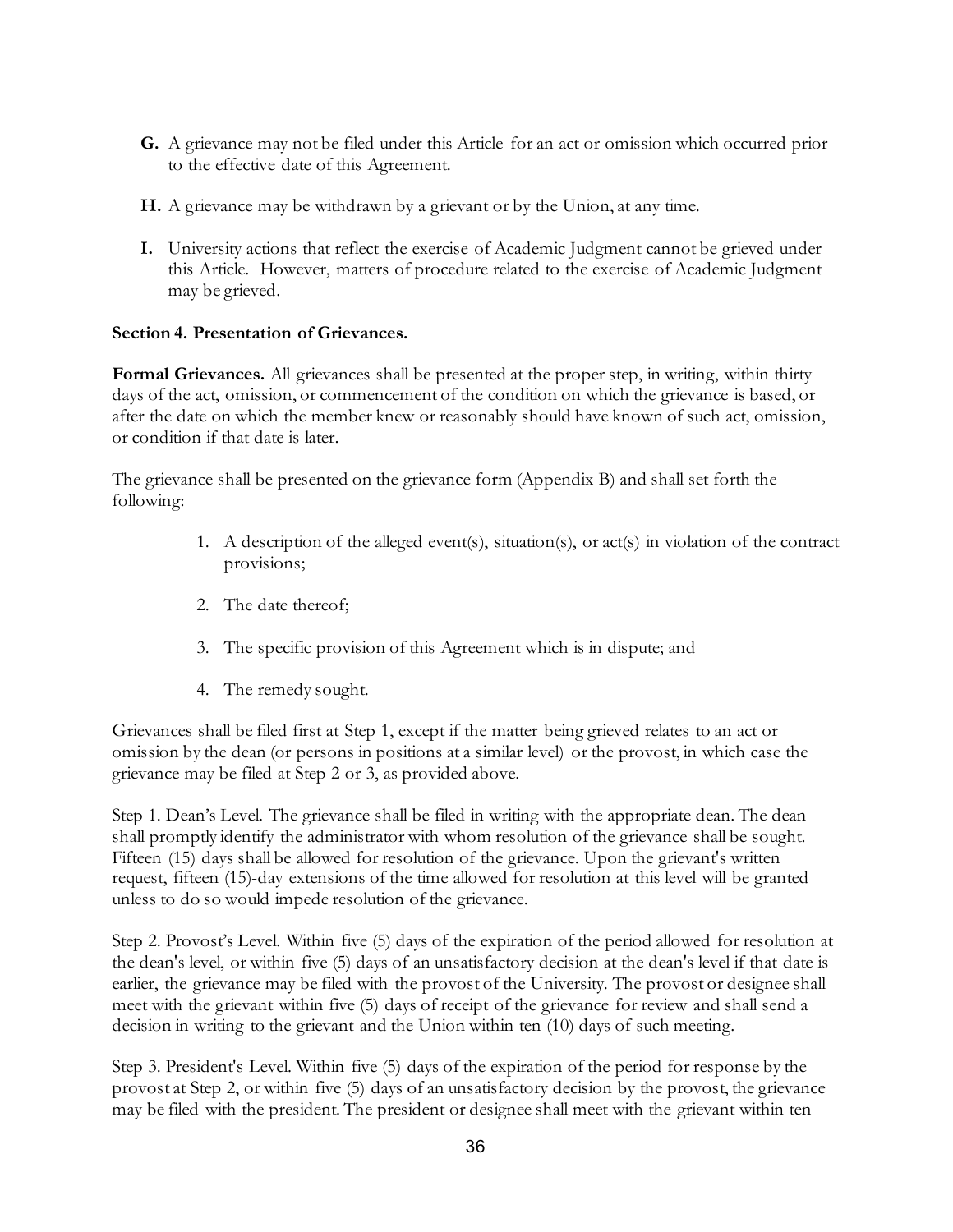**G.** A grievance may not be filed under this Article for an act or omission which occurred prior to the effective date of this Agreement.

**H.** A grievance may be withdrawn by a grievant or by the Union, at any time.

**I.** University actions that reflect the exercise of Academic Judgment cannot be grieved under this Article. However, matters of procedure related to the exercise of Academic Judgment may be grieved.

**Section 4. Presentation of Grievances.**

**Formal Grievances.** All grievances shall be presented at the proper step, in writing, within thirty days of the act, omission, or commencement of the condition on which the grievance is based, or after the date on which the member knew or reasonably should have known of such act, omission, or condition if that date is later.

The grievance shall be presented on the grievance form (Appendix B) and shall set forth the following:

1. A description of the alleged event(s), situation(s), or act(s) in violation of the contract provisions;
2. The date thereof;
3. The specific provision of this Agreement which is in dispute; and
4. The remedy sought.

Grievances shall be filed first at Step 1, except if the matter being grieved relates to an act or omission by the dean (or persons in positions at a similar level) or the provost, in which case the grievance may be filed at Step 2 or 3, as provided above.

Step 1. Dean's Level. The grievance shall be filed in writing with the appropriate dean. The dean shall promptly identify the administrator with whom resolution of the grievance shall be sought. Fifteen (15) days shall be allowed for resolution of the grievance. Upon the grievant's written request, fifteen (15)-day extensions of the time allowed for resolution at this level will be granted unless to do so would impede resolution of the grievance.

Step 2. Provost's Level. Within five (5) days of the expiration of the period allowed for resolution at the dean's level, or within five (5) days of an unsatisfactory decision at the dean's level if that date is earlier, the grievance may be filed with the provost of the University. The provost or designee shall meet with the grievant within five (5) days of receipt of the grievance for review and shall send a decision in writing to the grievant and the Union within ten (10) days of such meeting.

Step 3. President's Level. Within five (5) days of the expiration of the period for response by the provost at Step 2, or within five (5) days of an unsatisfactory decision by the provost, the grievance may be filed with the president. The president or designee shall meet with the grievant within ten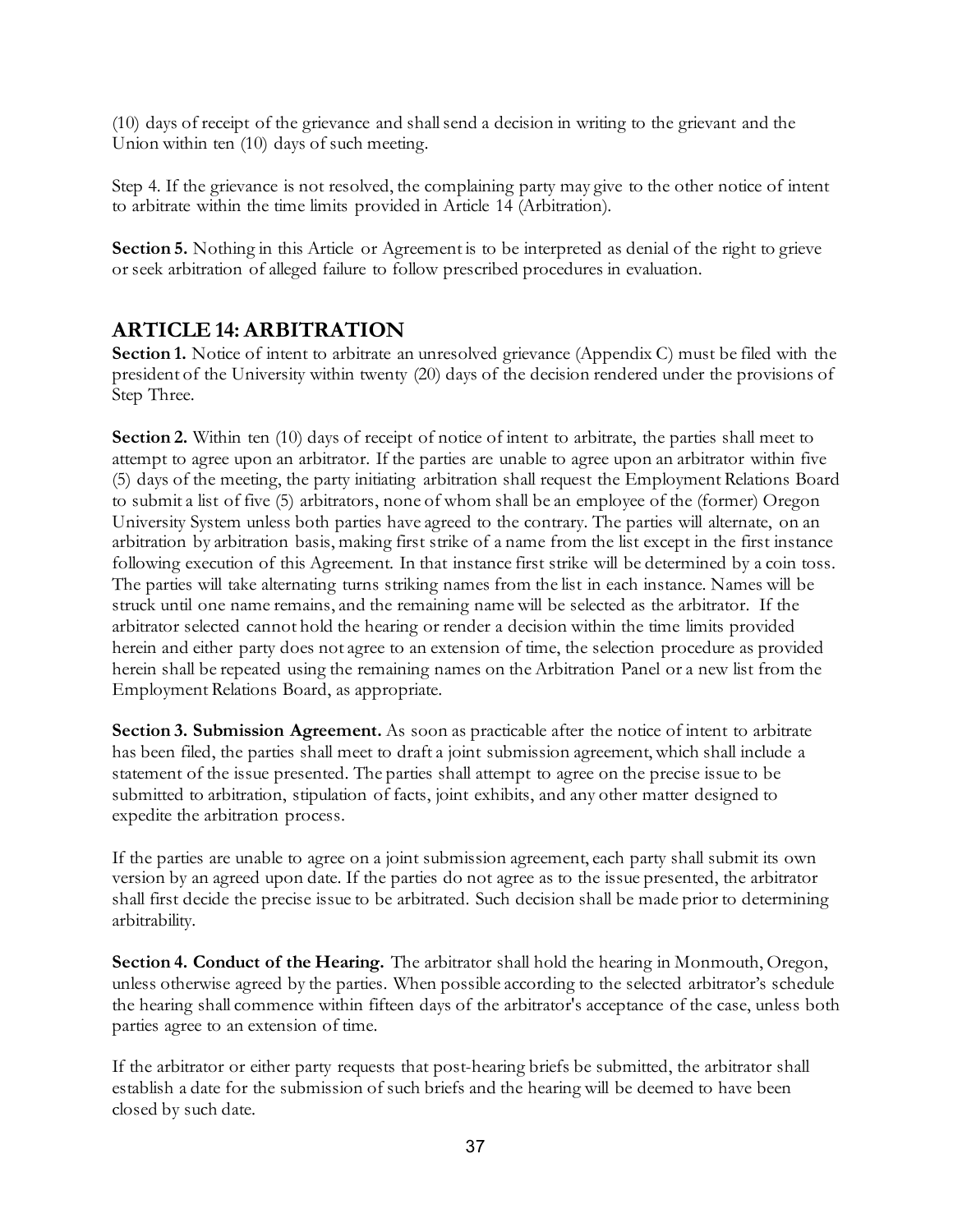(10) days of receipt of the grievance and shall send a decision in writing to the grievant and the Union within ten (10) days of such meeting.

Step 4. If the grievance is not resolved, the complaining party may give to the other notice of intent to arbitrate within the time limits provided in Article 14 (Arbitration).

**Section 5.** Nothing in this Article or Agreement is to be interpreted as denial of the right to grieve or seek arbitration of alleged failure to follow prescribed procedures in evaluation.

## ARTICLE 14: ARBITRATION

**Section 1.** Notice of intent to arbitrate an unresolved grievance (Appendix C) must be filed with the president of the University within twenty (20) days of the decision rendered under the provisions of Step Three.

**Section 2.** Within ten (10) days of receipt of notice of intent to arbitrate, the parties shall meet to attempt to agree upon an arbitrator. If the parties are unable to agree upon an arbitrator within five (5) days of the meeting, the party initiating arbitration shall request the Employment Relations Board to submit a list of five (5) arbitrators, none of whom shall be an employee of the (former) Oregon University System unless both parties have agreed to the contrary. The parties will alternate, on an arbitration by arbitration basis, making first strike of a name from the list except in the first instance following execution of this Agreement. In that instance first strike will be determined by a coin toss. The parties will take alternating turns striking names from the list in each instance. Names will be struck until one name remains, and the remaining name will be selected as the arbitrator. If the arbitrator selected cannot hold the hearing or render a decision within the time limits provided herein and either party does not agree to an extension of time, the selection procedure as provided herein shall be repeated using the remaining names on the Arbitration Panel or a new list from the Employment Relations Board, as appropriate.

**Section 3. Submission Agreement.** As soon as practicable after the notice of intent to arbitrate has been filed, the parties shall meet to draft a joint submission agreement, which shall include a statement of the issue presented. The parties shall attempt to agree on the precise issue to be submitted to arbitration, stipulation of facts, joint exhibits, and any other matter designed to expedite the arbitration process.

If the parties are unable to agree on a joint submission agreement, each party shall submit its own version by an agreed upon date. If the parties do not agree as to the issue presented, the arbitrator shall first decide the precise issue to be arbitrated. Such decision shall be made prior to determining arbitrability.

**Section 4. Conduct of the Hearing.** The arbitrator shall hold the hearing in Monmouth, Oregon, unless otherwise agreed by the parties. When possible according to the selected arbitrator's schedule the hearing shall commence within fifteen days of the arbitrator's acceptance of the case, unless both parties agree to an extension of time.

If the arbitrator or either party requests that post-hearing briefs be submitted, the arbitrator shall establish a date for the submission of such briefs and the hearing will be deemed to have been closed by such date.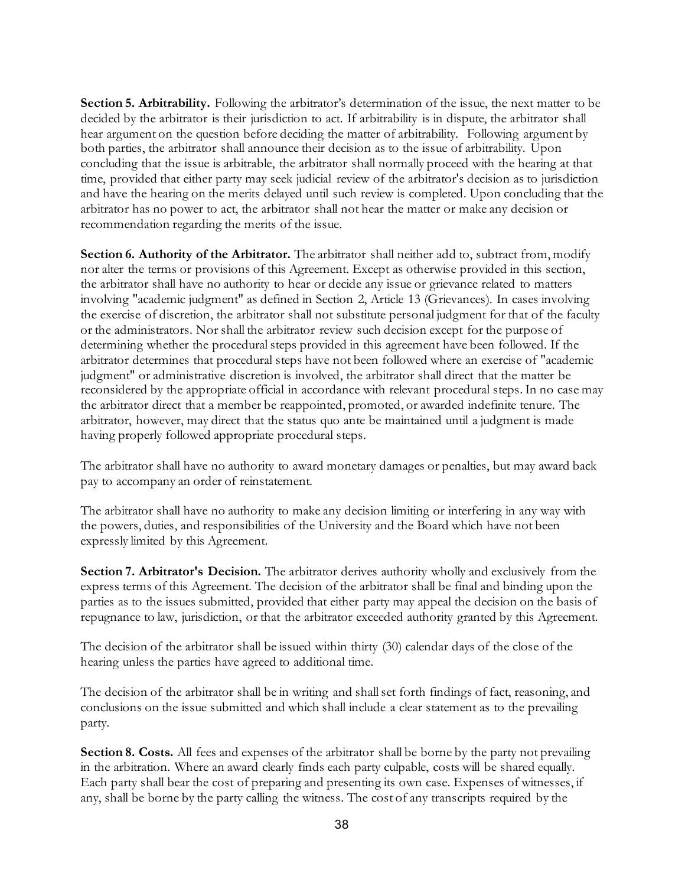**Section 5. Arbitrability.** Following the arbitrator's determination of the issue, the next matter to be decided by the arbitrator is their jurisdiction to act. If arbitrability is in dispute, the arbitrator shall hear argument on the question before deciding the matter of arbitrability. Following argument by both parties, the arbitrator shall announce their decision as to the issue of arbitrability. Upon concluding that the issue is arbitrable, the arbitrator shall normally proceed with the hearing at that time, provided that either party may seek judicial review of the arbitrator's decision as to jurisdiction and have the hearing on the merits delayed until such review is completed. Upon concluding that the arbitrator has no power to act, the arbitrator shall not hear the matter or make any decision or recommendation regarding the merits of the issue.

**Section 6. Authority of the Arbitrator.** The arbitrator shall neither add to, subtract from, modify nor alter the terms or provisions of this Agreement. Except as otherwise provided in this section, the arbitrator shall have no authority to hear or decide any issue or grievance related to matters involving "academic judgment" as defined in Section 2, Article 13 (Grievances). In cases involving the exercise of discretion, the arbitrator shall not substitute personal judgment for that of the faculty or the administrators. Nor shall the arbitrator review such decision except for the purpose of determining whether the procedural steps provided in this agreement have been followed. If the arbitrator determines that procedural steps have not been followed where an exercise of "academic judgment" or administrative discretion is involved, the arbitrator shall direct that the matter be reconsidered by the appropriate official in accordance with relevant procedural steps. In no case may the arbitrator direct that a member be reappointed, promoted, or awarded indefinite tenure. The arbitrator, however, may direct that the status quo ante be maintained until a judgment is made having properly followed appropriate procedural steps.

The arbitrator shall have no authority to award monetary damages or penalties, but may award back pay to accompany an order of reinstatement.

The arbitrator shall have no authority to make any decision limiting or interfering in any way with the powers, duties, and responsibilities of the University and the Board which have not been expressly limited by this Agreement.

**Section 7. Arbitrator's Decision.** The arbitrator derives authority wholly and exclusively from the express terms of this Agreement. The decision of the arbitrator shall be final and binding upon the parties as to the issues submitted, provided that either party may appeal the decision on the basis of repugnance to law, jurisdiction, or that the arbitrator exceeded authority granted by this Agreement.

The decision of the arbitrator shall be issued within thirty (30) calendar days of the close of the hearing unless the parties have agreed to additional time.

The decision of the arbitrator shall be in writing and shall set forth findings of fact, reasoning, and conclusions on the issue submitted and which shall include a clear statement as to the prevailing party.

**Section 8. Costs.** All fees and expenses of the arbitrator shall be borne by the party not prevailing in the arbitration. Where an award clearly finds each party culpable, costs will be shared equally. Each party shall bear the cost of preparing and presenting its own case. Expenses of witnesses, if any, shall be borne by the party calling the witness. The cost of any transcripts required by the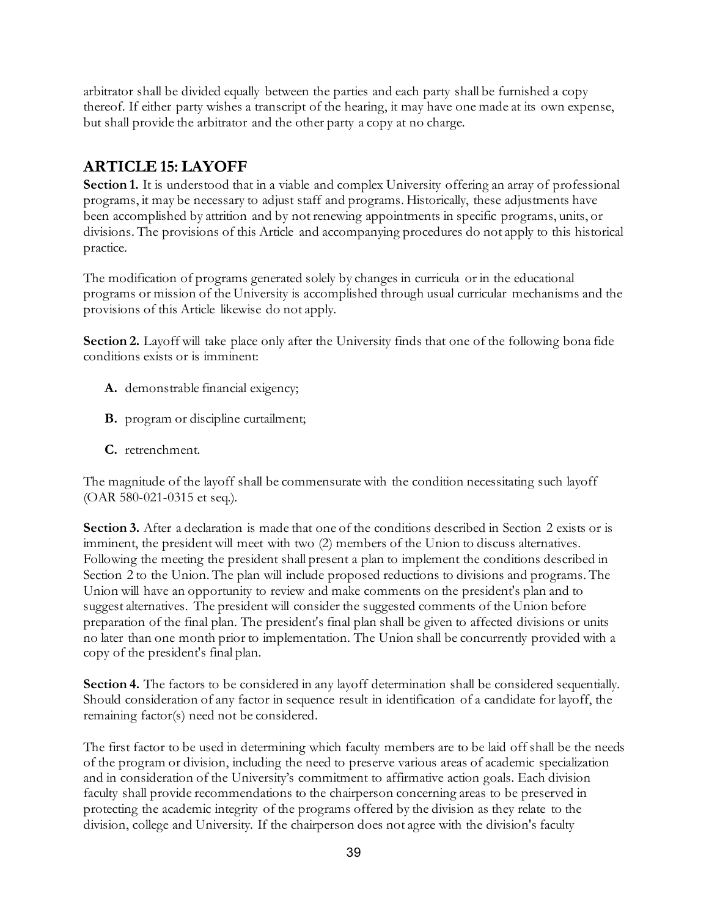arbitrator shall be divided equally between the parties and each party shall be furnished a copy thereof. If either party wishes a transcript of the hearing, it may have one made at its own expense, but shall provide the arbitrator and the other party a copy at no charge.

## ARTICLE 15: LAYOFF

**Section 1.** It is understood that in a viable and complex University offering an array of professional programs, it may be necessary to adjust staff and programs. Historically, these adjustments have been accomplished by attrition and by not renewing appointments in specific programs, units, or divisions. The provisions of this Article and accompanying procedures do not apply to this historical practice.

The modification of programs generated solely by changes in curricula or in the educational programs or mission of the University is accomplished through usual curricular mechanisms and the provisions of this Article likewise do not apply.

**Section 2.** Layoff will take place only after the University finds that one of the following bona fide conditions exists or is imminent:

- **A.** demonstrable financial exigency;
- **B.** program or discipline curtailment;
- **C.** retrenchment.

The magnitude of the layoff shall be commensurate with the condition necessitating such layoff (OAR 580-021-0315 et seq.).

**Section 3.** After a declaration is made that one of the conditions described in Section 2 exists or is imminent, the president will meet with two (2) members of the Union to discuss alternatives. Following the meeting the president shall present a plan to implement the conditions described in Section 2 to the Union. The plan will include proposed reductions to divisions and programs. The Union will have an opportunity to review and make comments on the president's plan and to suggest alternatives. The president will consider the suggested comments of the Union before preparation of the final plan. The president's final plan shall be given to affected divisions or units no later than one month prior to implementation. The Union shall be concurrently provided with a copy of the president's final plan.

**Section 4.** The factors to be considered in any layoff determination shall be considered sequentially. Should consideration of any factor in sequence result in identification of a candidate for layoff, the remaining factor(s) need not be considered.

The first factor to be used in determining which faculty members are to be laid off shall be the needs of the program or division, including the need to preserve various areas of academic specialization and in consideration of the University's commitment to affirmative action goals. Each division faculty shall provide recommendations to the chairperson concerning areas to be preserved in protecting the academic integrity of the programs offered by the division as they relate to the division, college and University. If the chairperson does not agree with the division's faculty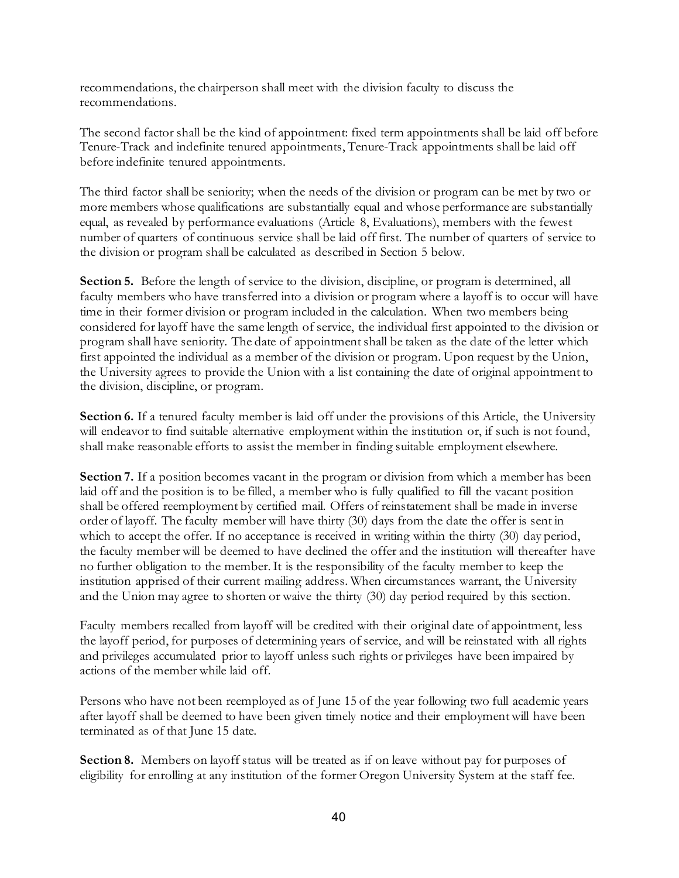recommendations, the chairperson shall meet with the division faculty to discuss the recommendations.

The second factor shall be the kind of appointment: fixed term appointments shall be laid off before Tenure-Track and indefinite tenured appointments, Tenure-Track appointments shall be laid off before indefinite tenured appointments.

The third factor shall be seniority; when the needs of the division or program can be met by two or more members whose qualifications are substantially equal and whose performance are substantially equal, as revealed by performance evaluations (Article 8, Evaluations), members with the fewest number of quarters of continuous service shall be laid off first. The number of quarters of service to the division or program shall be calculated as described in Section 5 below.

**Section 5.** Before the length of service to the division, discipline, or program is determined, all faculty members who have transferred into a division or program where a layoff is to occur will have time in their former division or program included in the calculation. When two members being considered for layoff have the same length of service, the individual first appointed to the division or program shall have seniority. The date of appointment shall be taken as the date of the letter which first appointed the individual as a member of the division or program. Upon request by the Union, the University agrees to provide the Union with a list containing the date of original appointment to the division, discipline, or program.

**Section 6.** If a tenured faculty member is laid off under the provisions of this Article, the University will endeavor to find suitable alternative employment within the institution or, if such is not found, shall make reasonable efforts to assist the member in finding suitable employment elsewhere.

**Section 7.** If a position becomes vacant in the program or division from which a member has been laid off and the position is to be filled, a member who is fully qualified to fill the vacant position shall be offered reemployment by certified mail. Offers of reinstatement shall be made in inverse order of layoff. The faculty member will have thirty (30) days from the date the offer is sent in which to accept the offer. If no acceptance is received in writing within the thirty (30) day period, the faculty member will be deemed to have declined the offer and the institution will thereafter have no further obligation to the member. It is the responsibility of the faculty member to keep the institution apprised of their current mailing address. When circumstances warrant, the University and the Union may agree to shorten or waive the thirty (30) day period required by this section.

Faculty members recalled from layoff will be credited with their original date of appointment, less the layoff period, for purposes of determining years of service, and will be reinstated with all rights and privileges accumulated prior to layoff unless such rights or privileges have been impaired by actions of the member while laid off.

Persons who have not been reemployed as of June 15 of the year following two full academic years after layoff shall be deemed to have been given timely notice and their employment will have been terminated as of that June 15 date.

**Section 8.** Members on layoff status will be treated as if on leave without pay for purposes of eligibility for enrolling at any institution of the former Oregon University System at the staff fee.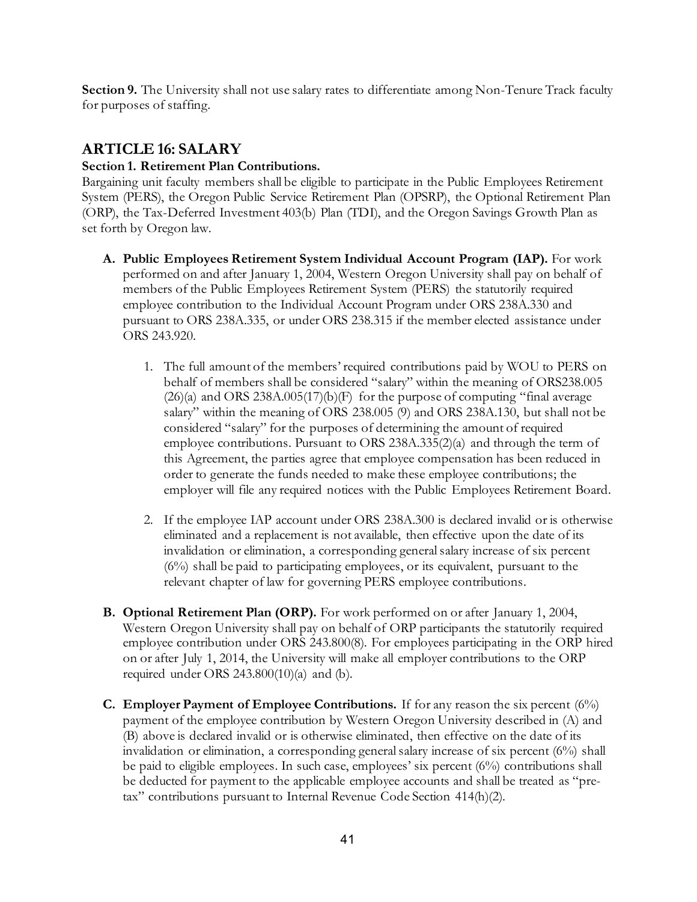**Section 9.** The University shall not use salary rates to differentiate among Non-Tenure Track faculty for purposes of staffing.

## ARTICLE 16: SALARY

**Section 1. Retirement Plan Contributions.**

Bargaining unit faculty members shall be eligible to participate in the Public Employees Retirement System (PERS), the Oregon Public Service Retirement Plan (OPSRP), the Optional Retirement Plan (ORP), the Tax-Deferred Investment 403(b) Plan (TDI), and the Oregon Savings Growth Plan as set forth by Oregon law.

A. **Public Employees Retirement System Individual Account Program (IAP).** For work performed on and after January 1, 2004, Western Oregon University shall pay on behalf of members of the Public Employees Retirement System (PERS) the statutorily required employee contribution to the Individual Account Program under ORS 238A.330 and pursuant to ORS 238A.335, or under ORS 238.315 if the member elected assistance under ORS 243.920.

   1. The full amount of the members' required contributions paid by WOU to PERS on behalf of members shall be considered "salary" within the meaning of ORS238.005 (26)(a) and ORS 238A.005(17)(b)(F) for the purpose of computing "final average salary" within the meaning of ORS 238.005 (9) and ORS 238A.130, but shall not be considered "salary" for the purposes of determining the amount of required employee contributions. Pursuant to ORS 238A.335(2)(a) and through the term of this Agreement, the parties agree that employee compensation has been reduced in order to generate the funds needed to make these employee contributions; the employer will file any required notices with the Public Employees Retirement Board.

   2. If the employee IAP account under ORS 238A.300 is declared invalid or is otherwise eliminated and a replacement is not available, then effective upon the date of its invalidation or elimination, a corresponding general salary increase of six percent (6%) shall be paid to participating employees, or its equivalent, pursuant to the relevant chapter of law for governing PERS employee contributions.

B. **Optional Retirement Plan (ORP).** For work performed on or after January 1, 2004, Western Oregon University shall pay on behalf of ORP participants the statutorily required employee contribution under ORS 243.800(8). For employees participating in the ORP hired on or after July 1, 2014, the University will make all employer contributions to the ORP required under ORS 243.800(10)(a) and (b).

C. **Employer Payment of Employee Contributions.** If for any reason the six percent (6%) payment of the employee contribution by Western Oregon University described in (A) and (B) above is declared invalid or is otherwise eliminated, then effective on the date of its invalidation or elimination, a corresponding general salary increase of six percent (6%) shall be paid to eligible employees. In such case, employees' six percent (6%) contributions shall be deducted for payment to the applicable employee accounts and shall be treated as "pre-tax" contributions pursuant to Internal Revenue Code Section 414(h)(2).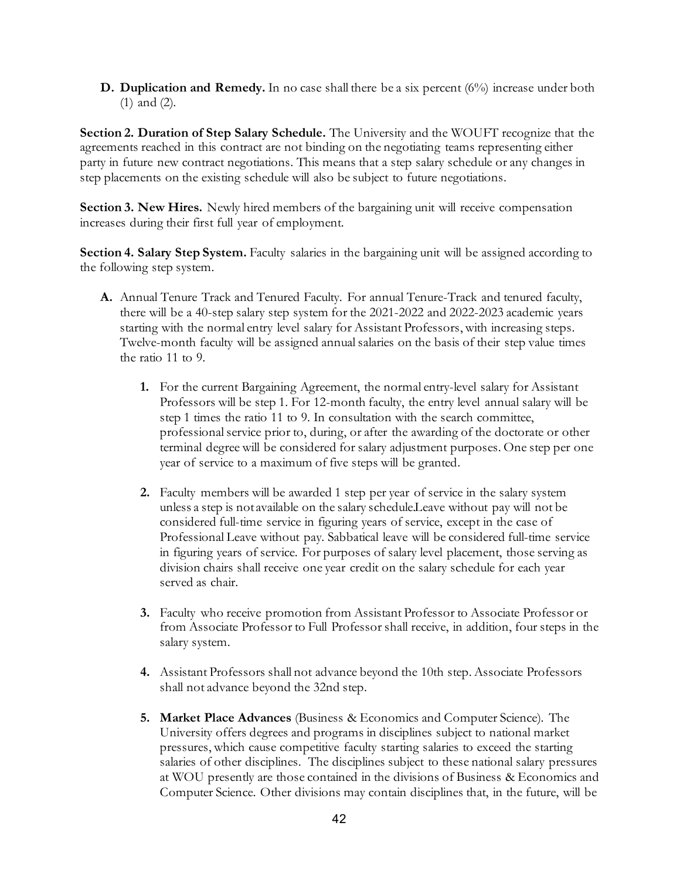**D. Duplication and Remedy.** In no case shall there be a six percent (6%) increase under both (1) and (2).

**Section 2. Duration of Step Salary Schedule.** The University and the WOUFT recognize that the agreements reached in this contract are not binding on the negotiating teams representing either party in future new contract negotiations. This means that a step salary schedule or any changes in step placements on the existing schedule will also be subject to future negotiations.

**Section 3. New Hires.** Newly hired members of the bargaining unit will receive compensation increases during their first full year of employment.

**Section 4. Salary Step System.** Faculty salaries in the bargaining unit will be assigned according to the following step system.

**A.** Annual Tenure Track and Tenured Faculty. For annual Tenure-Track and tenured faculty, there will be a 40-step salary step system for the 2021-2022 and 2022-2023 academic years starting with the normal entry level salary for Assistant Professors, with increasing steps. Twelve-month faculty will be assigned annual salaries on the basis of their step value times the ratio 11 to 9.

1. For the current Bargaining Agreement, the normal entry-level salary for Assistant Professors will be step 1. For 12-month faculty, the entry level annual salary will be step 1 times the ratio 11 to 9. In consultation with the search committee, professional service prior to, during, or after the awarding of the doctorate or other terminal degree will be considered for salary adjustment purposes. One step per one year of service to a maximum of five steps will be granted.

2. Faculty members will be awarded 1 step per year of service in the salary system unless a step is not available on the salary schedule.Leave without pay will not be considered full-time service in figuring years of service, except in the case of Professional Leave without pay. Sabbatical leave will be considered full-time service in figuring years of service. For purposes of salary level placement, those serving as division chairs shall receive one year credit on the salary schedule for each year served as chair.

3. Faculty who receive promotion from Assistant Professor to Associate Professor or from Associate Professor to Full Professor shall receive, in addition, four steps in the salary system.

4. Assistant Professors shall not advance beyond the 10th step. Associate Professors shall not advance beyond the 32nd step.

5. **Market Place Advances** (Business & Economics and Computer Science). The University offers degrees and programs in disciplines subject to national market pressures, which cause competitive faculty starting salaries to exceed the starting salaries of other disciplines. The disciplines subject to these national salary pressures at WOU presently are those contained in the divisions of Business & Economics and Computer Science. Other divisions may contain disciplines that, in the future, will be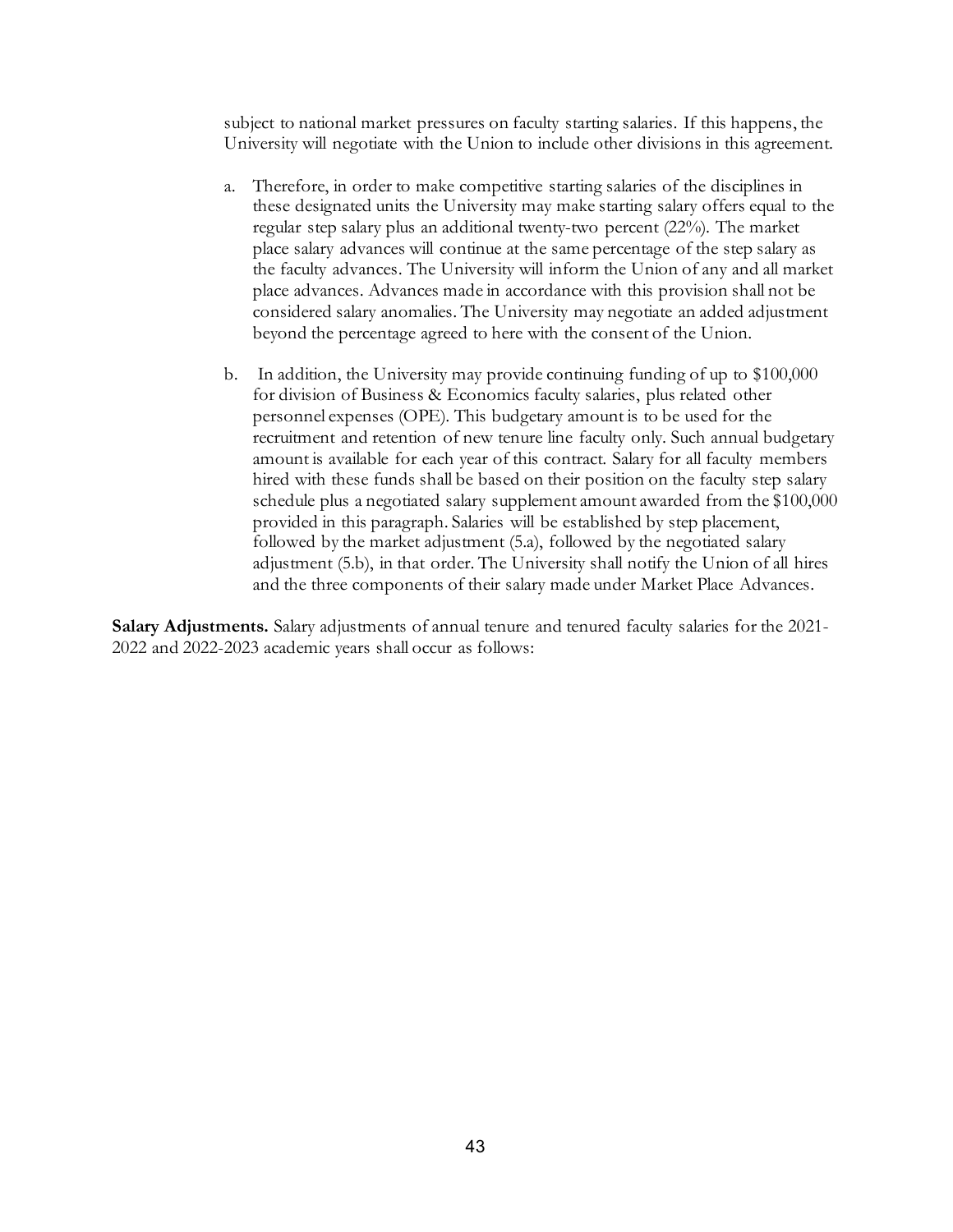subject to national market pressures on faculty starting salaries. If this happens, the University will negotiate with the Union to include other divisions in this agreement.

a. Therefore, in order to make competitive starting salaries of the disciplines in these designated units the University may make starting salary offers equal to the regular step salary plus an additional twenty-two percent (22%). The market place salary advances will continue at the same percentage of the step salary as the faculty advances. The University will inform the Union of any and all market place advances. Advances made in accordance with this provision shall not be considered salary anomalies. The University may negotiate an added adjustment beyond the percentage agreed to here with the consent of the Union.

b. In addition, the University may provide continuing funding of up to $100,000 for division of Business & Economics faculty salaries, plus related other personnel expenses (OPE). This budgetary amount is to be used for the recruitment and retention of new tenure line faculty only. Such annual budgetary amount is available for each year of this contract. Salary for all faculty members hired with these funds shall be based on their position on the faculty step salary schedule plus a negotiated salary supplement amount awarded from the $100,000 provided in this paragraph. Salaries will be established by step placement, followed by the market adjustment (5.a), followed by the negotiated salary adjustment (5.b), in that order. The University shall notify the Union of all hires and the three components of their salary made under Market Place Advances.

**Salary Adjustments.** Salary adjustments of annual tenure and tenured faculty salaries for the 2021-2022 and 2022-2023 academic years shall occur as follows: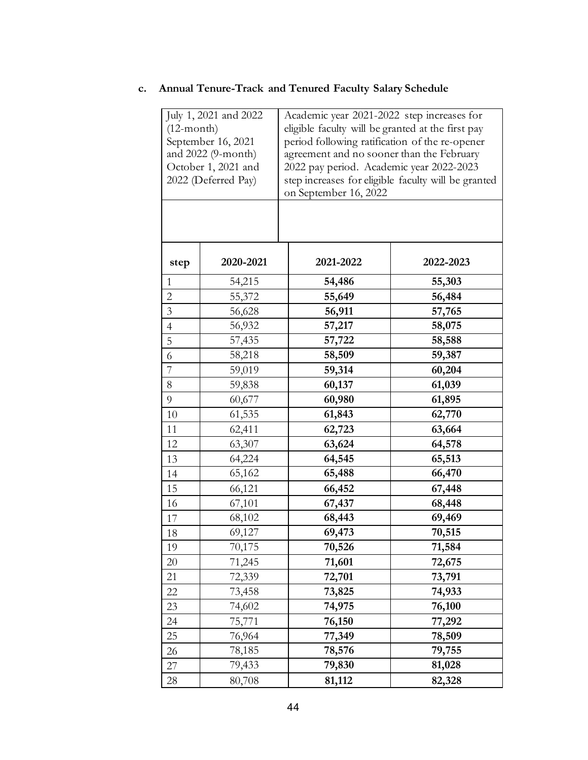### c. Annual Tenure-Track and Tenured Faculty Salary Schedule

| July 1, 2021 and 2022 (12-month) September 16, 2021 and 2022 (9-month) October 1, 2021 and 2022 (Deferred Pay) | Academic year 2021-2022 step increases for eligible faculty will be granted at the first pay period following ratification of the re-opener agreement and no sooner than the February 2022 pay period. Academic year 2022-2023 step increases for eligible faculty will be granted on September 16, 2022 | | |
|---|---|---|---|
| **step** | **2020-2021** | **2021-2022** | **2022-2023** |
| 1 | 54,215 | **54,486** | **55,303** |
| 2 | 55,372 | **55,649** | **56,484** |
| 3 | 56,628 | **56,911** | **57,765** |
| 4 | 56,932 | **57,217** | **58,075** |
| 5 | 57,435 | **57,722** | **58,588** |
| 6 | 58,218 | **58,509** | **59,387** |
| 7 | 59,019 | **59,314** | **60,204** |
| 8 | 59,838 | **60,137** | **61,039** |
| 9 | 60,677 | **60,980** | **61,895** |
| 10 | 61,535 | **61,843** | **62,770** |
| 11 | 62,411 | **62,723** | **63,664** |
| 12 | 63,307 | **63,624** | **64,578** |
| 13 | 64,224 | **64,545** | **65,513** |
| 14 | 65,162 | **65,488** | **66,470** |
| 15 | 66,121 | **66,452** | **67,448** |
| 16 | 67,101 | **67,437** | **68,448** |
| 17 | 68,102 | **68,443** | **69,469** |
| 18 | 69,127 | **69,473** | **70,515** |
| 19 | 70,175 | **70,526** | **71,584** |
| 20 | 71,245 | **71,601** | **72,675** |
| 21 | 72,339 | **72,701** | **73,791** |
| 22 | 73,458 | **73,825** | **74,933** |
| 23 | 74,602 | **74,975** | **76,100** |
| 24 | 75,771 | **76,150** | **77,292** |
| 25 | 76,964 | **77,349** | **78,509** |
| 26 | 78,185 | **78,576** | **79,755** |
| 27 | 79,433 | **79,830** | **81,028** |
| 28 | 80,708 | **81,112** | **82,328** |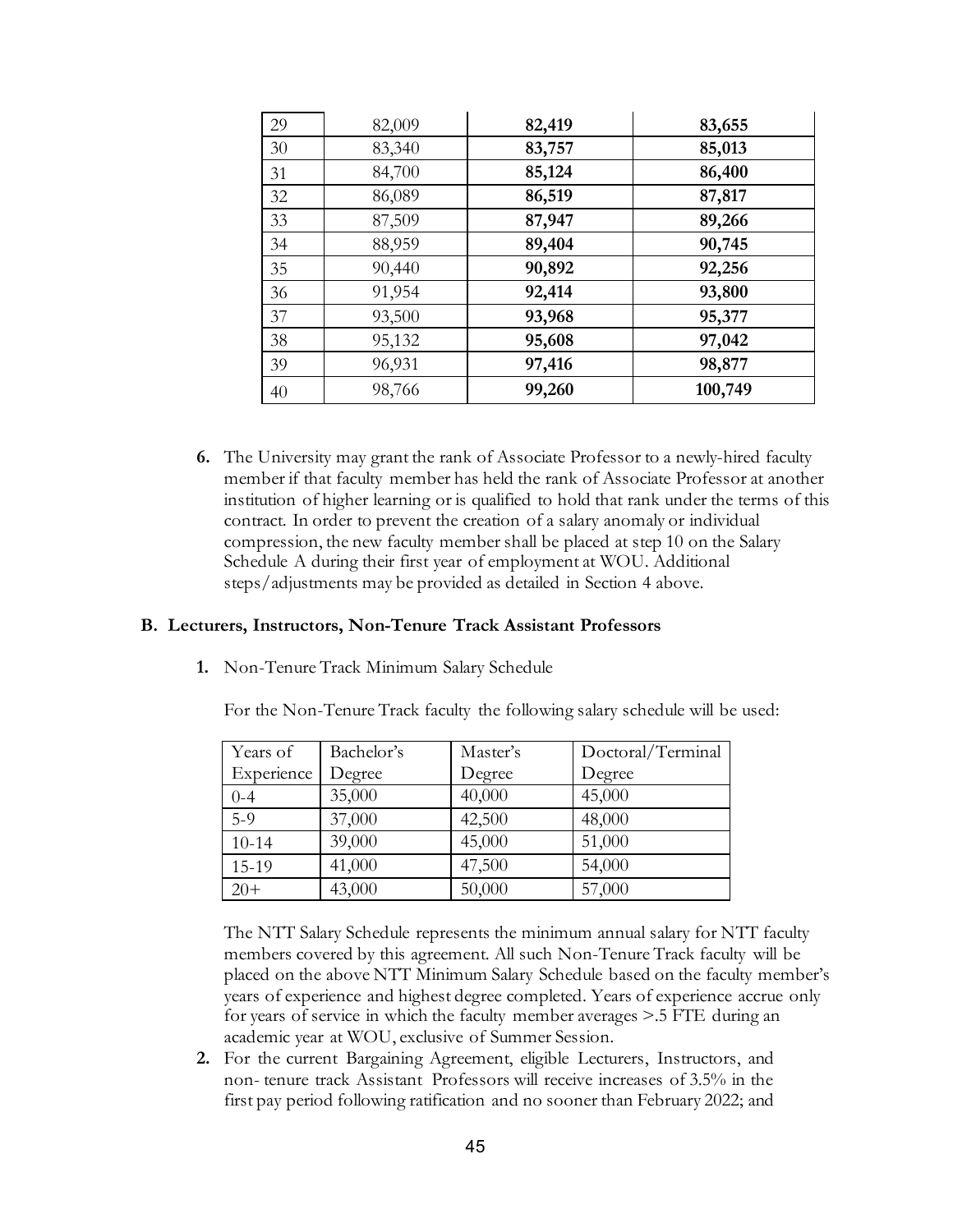| | | | |
|---|---|---|---|
| 29 | 82,009 | **82,419** | **83,655** |
| 30 | 83,340 | **83,757** | **85,013** |
| 31 | 84,700 | **85,124** | **86,400** |
| 32 | 86,089 | **86,519** | **87,817** |
| 33 | 87,509 | **87,947** | **89,266** |
| 34 | 88,959 | **89,404** | **90,745** |
| 35 | 90,440 | **90,892** | **92,256** |
| 36 | 91,954 | **92,414** | **93,800** |
| 37 | 93,500 | **93,968** | **95,377** |
| 38 | 95,132 | **95,608** | **97,042** |
| 39 | 96,931 | **97,416** | **98,877** |
| 40 | 98,766 | **99,260** | **100,749** |

**6.** The University may grant the rank of Associate Professor to a newly-hired faculty member if that faculty member has held the rank of Associate Professor at another institution of higher learning or is qualified to hold that rank under the terms of this contract. In order to prevent the creation of a salary anomaly or individual compression, the new faculty member shall be placed at step 10 on the Salary Schedule A during their first year of employment at WOU. Additional steps/adjustments may be provided as detailed in Section 4 above.

### B. Lecturers, Instructors, Non-Tenure Track Assistant Professors

**1.** Non-Tenure Track Minimum Salary Schedule

For the Non-Tenure Track faculty the following salary schedule will be used:

| Years of Experience | Bachelor's Degree | Master's Degree | Doctoral/Terminal Degree |
|---|---|---|---|
| 0-4 | 35,000 | 40,000 | 45,000 |
| 5-9 | 37,000 | 42,500 | 48,000 |
| 10-14 | 39,000 | 45,000 | 51,000 |
| 15-19 | 41,000 | 47,500 | 54,000 |
| 20+ | 43,000 | 50,000 | 57,000 |

The NTT Salary Schedule represents the minimum annual salary for NTT faculty members covered by this agreement. All such Non-Tenure Track faculty will be placed on the above NTT Minimum Salary Schedule based on the faculty member's years of experience and highest degree completed. Years of experience accrue only for years of service in which the faculty member averages >.5 FTE during an academic year at WOU, exclusive of Summer Session.

**2.** For the current Bargaining Agreement, eligible Lecturers, Instructors, and non- tenure track Assistant Professors will receive increases of 3.5% in the first pay period following ratification and no sooner than February 2022; and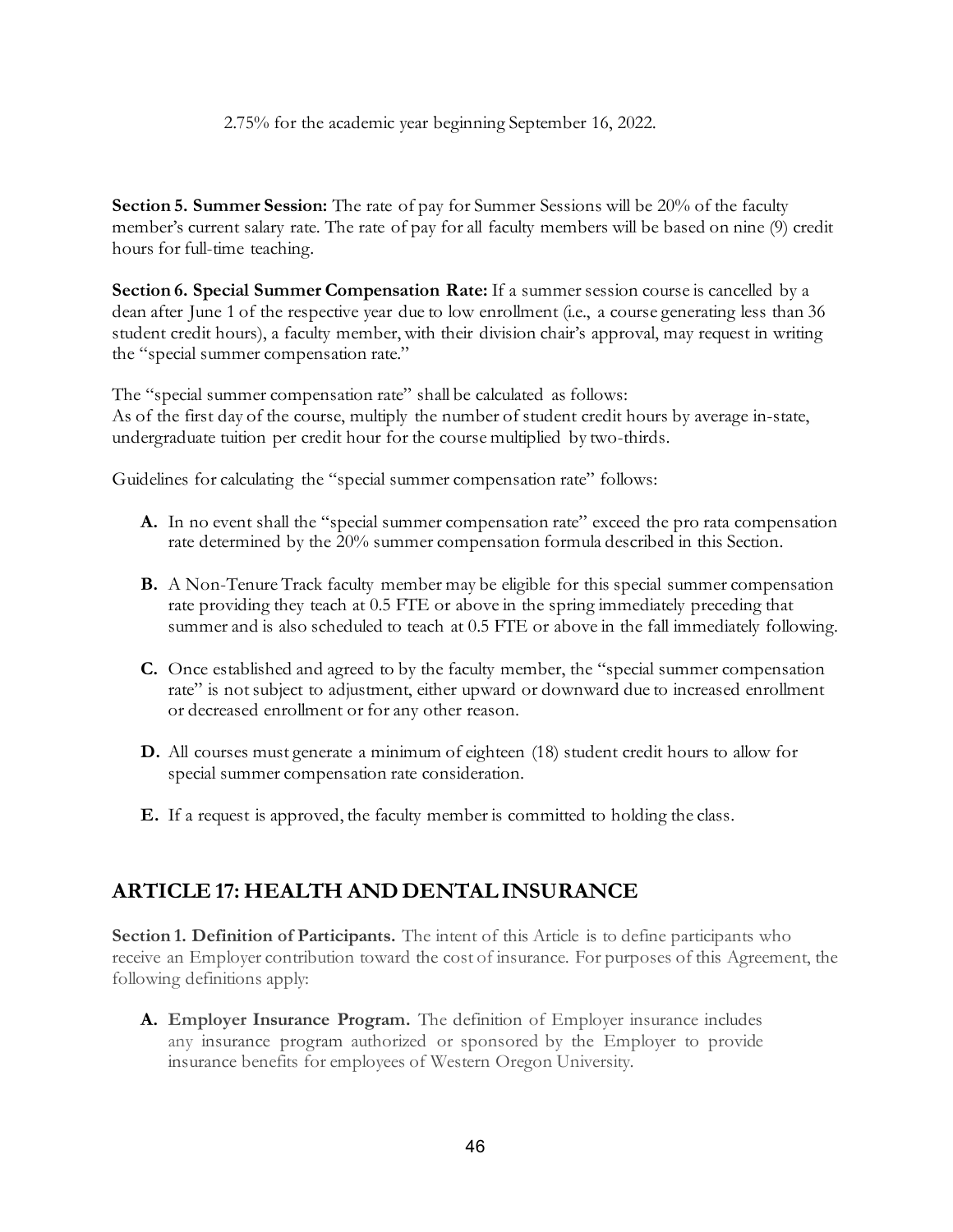2.75% for the academic year beginning September 16, 2022.

**Section 5. Summer Session:** The rate of pay for Summer Sessions will be 20% of the faculty member's current salary rate. The rate of pay for all faculty members will be based on nine (9) credit hours for full-time teaching.

**Section 6. Special Summer Compensation Rate:** If a summer session course is cancelled by a dean after June 1 of the respective year due to low enrollment (i.e., a course generating less than 36 student credit hours), a faculty member, with their division chair's approval, may request in writing the "special summer compensation rate."

The "special summer compensation rate" shall be calculated as follows:
As of the first day of the course, multiply the number of student credit hours by average in-state, undergraduate tuition per credit hour for the course multiplied by two-thirds.

Guidelines for calculating the "special summer compensation rate" follows:

- **A.** In no event shall the "special summer compensation rate" exceed the pro rata compensation rate determined by the 20% summer compensation formula described in this Section.
- **B.** A Non-Tenure Track faculty member may be eligible for this special summer compensation rate providing they teach at 0.5 FTE or above in the spring immediately preceding that summer and is also scheduled to teach at 0.5 FTE or above in the fall immediately following.
- **C.** Once established and agreed to by the faculty member, the "special summer compensation rate" is not subject to adjustment, either upward or downward due to increased enrollment or decreased enrollment or for any other reason.
- **D.** All courses must generate a minimum of eighteen (18) student credit hours to allow for special summer compensation rate consideration.
- **E.** If a request is approved, the faculty member is committed to holding the class.

## ARTICLE 17: HEALTH AND DENTAL INSURANCE

**Section 1. Definition of Participants.** The intent of this Article is to define participants who receive an Employer contribution toward the cost of insurance. For purposes of this Agreement, the following definitions apply:

- **A. Employer Insurance Program.** The definition of Employer insurance includes any insurance program authorized or sponsored by the Employer to provide insurance benefits for employees of Western Oregon University.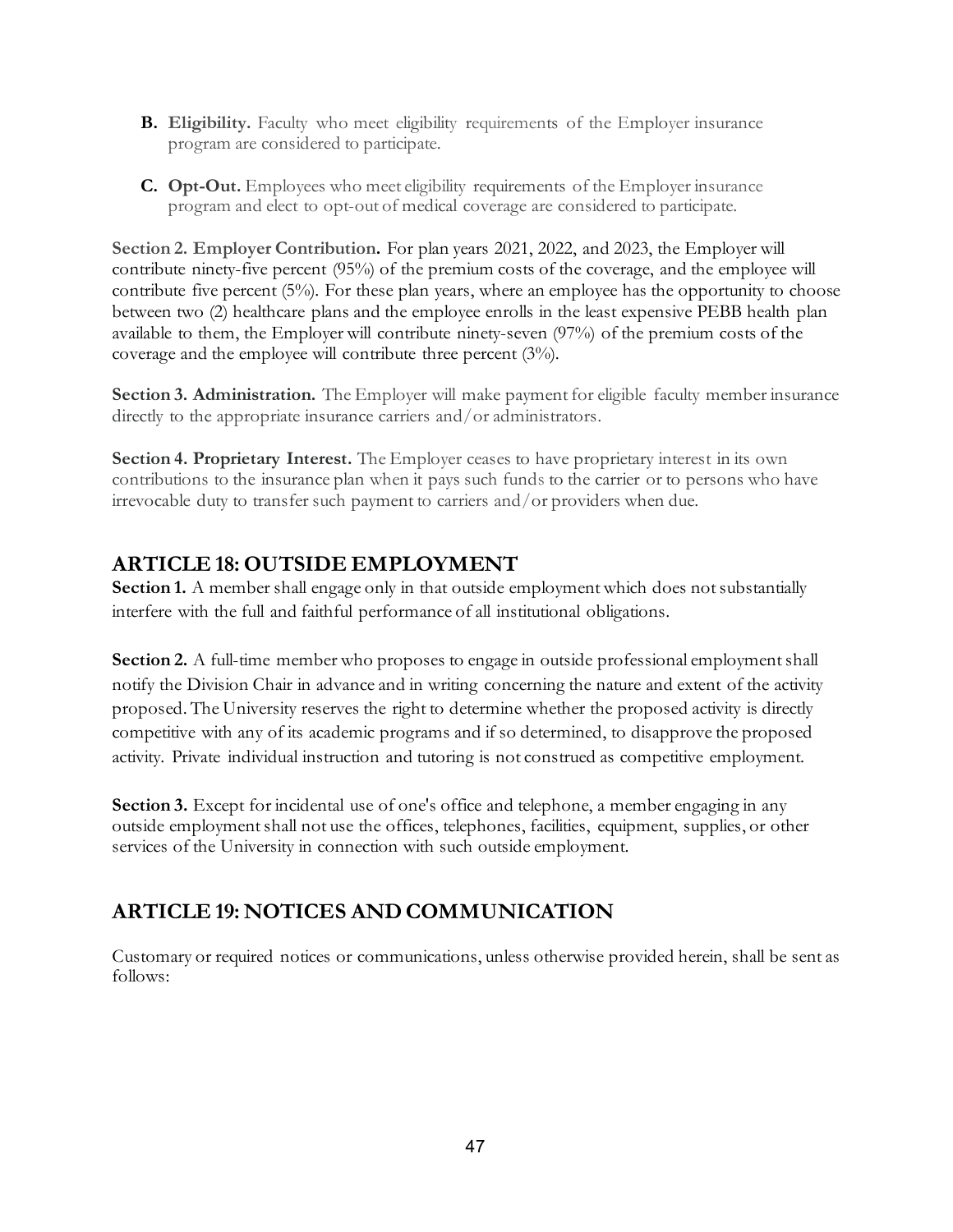**B. Eligibility.** Faculty who meet eligibility requirements of the Employer insurance program are considered to participate.

**C. Opt-Out.** Employees who meet eligibility requirements of the Employer insurance program and elect to opt-out of medical coverage are considered to participate.

**Section 2. Employer Contribution.** For plan years 2021, 2022, and 2023, the Employer will contribute ninety-five percent (95%) of the premium costs of the coverage, and the employee will contribute five percent (5%). For these plan years, where an employee has the opportunity to choose between two (2) healthcare plans and the employee enrolls in the least expensive PEBB health plan available to them, the Employer will contribute ninety-seven (97%) of the premium costs of the coverage and the employee will contribute three percent (3%).

**Section 3. Administration.** The Employer will make payment for eligible faculty member insurance directly to the appropriate insurance carriers and/or administrators.

**Section 4. Proprietary Interest.** The Employer ceases to have proprietary interest in its own contributions to the insurance plan when it pays such funds to the carrier or to persons who have irrevocable duty to transfer such payment to carriers and/or providers when due.

## ARTICLE 18: OUTSIDE EMPLOYMENT

**Section 1.** A member shall engage only in that outside employment which does not substantially interfere with the full and faithful performance of all institutional obligations.

**Section 2.** A full-time member who proposes to engage in outside professional employment shall notify the Division Chair in advance and in writing concerning the nature and extent of the activity proposed. The University reserves the right to determine whether the proposed activity is directly competitive with any of its academic programs and if so determined, to disapprove the proposed activity. Private individual instruction and tutoring is not construed as competitive employment.

**Section 3.** Except for incidental use of one's office and telephone, a member engaging in any outside employment shall not use the offices, telephones, facilities, equipment, supplies, or other services of the University in connection with such outside employment.

## ARTICLE 19: NOTICES AND COMMUNICATION

Customary or required notices or communications, unless otherwise provided herein, shall be sent as follows: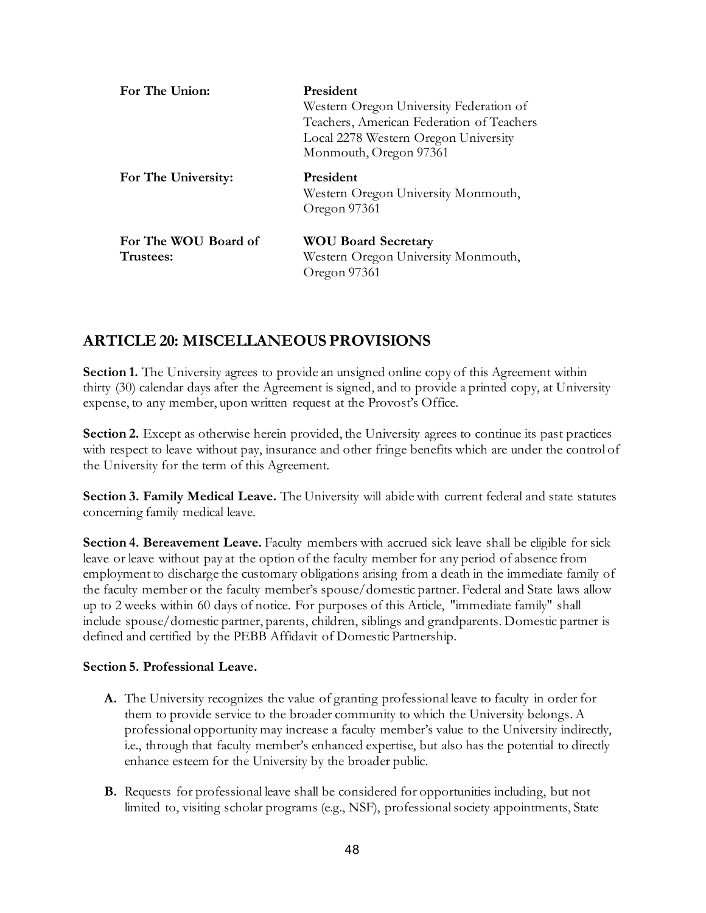| | |
|---|---|
| **For The Union:** | **President**<br>Western Oregon University Federation of Teachers, American Federation of Teachers Local 2278 Western Oregon University Monmouth, Oregon 97361 |
| **For The University:** | **President**<br>Western Oregon University Monmouth, Oregon 97361 |
| **For The WOU Board of Trustees:** | **WOU Board Secretary**<br>Western Oregon University Monmouth, Oregon 97361 |

## ARTICLE 20: MISCELLANEOUS PROVISIONS

**Section 1.** The University agrees to provide an unsigned online copy of this Agreement within thirty (30) calendar days after the Agreement is signed, and to provide a printed copy, at University expense, to any member, upon written request at the Provost's Office.

**Section 2.** Except as otherwise herein provided, the University agrees to continue its past practices with respect to leave without pay, insurance and other fringe benefits which are under the control of the University for the term of this Agreement.

**Section 3. Family Medical Leave.** The University will abide with current federal and state statutes concerning family medical leave.

**Section 4. Bereavement Leave.** Faculty members with accrued sick leave shall be eligible for sick leave or leave without pay at the option of the faculty member for any period of absence from employment to discharge the customary obligations arising from a death in the immediate family of the faculty member or the faculty member's spouse/domestic partner. Federal and State laws allow up to 2 weeks within 60 days of notice. For purposes of this Article, "immediate family" shall include spouse/domestic partner, parents, children, siblings and grandparents. Domestic partner is defined and certified by the PEBB Affidavit of Domestic Partnership.

**Section 5. Professional Leave.**

- **A.** The University recognizes the value of granting professional leave to faculty in order for them to provide service to the broader community to which the University belongs. A professional opportunity may increase a faculty member's value to the University indirectly, i.e., through that faculty member's enhanced expertise, but also has the potential to directly enhance esteem for the University by the broader public.

- **B.** Requests for professional leave shall be considered for opportunities including, but not limited to, visiting scholar programs (e.g., NSF), professional society appointments, State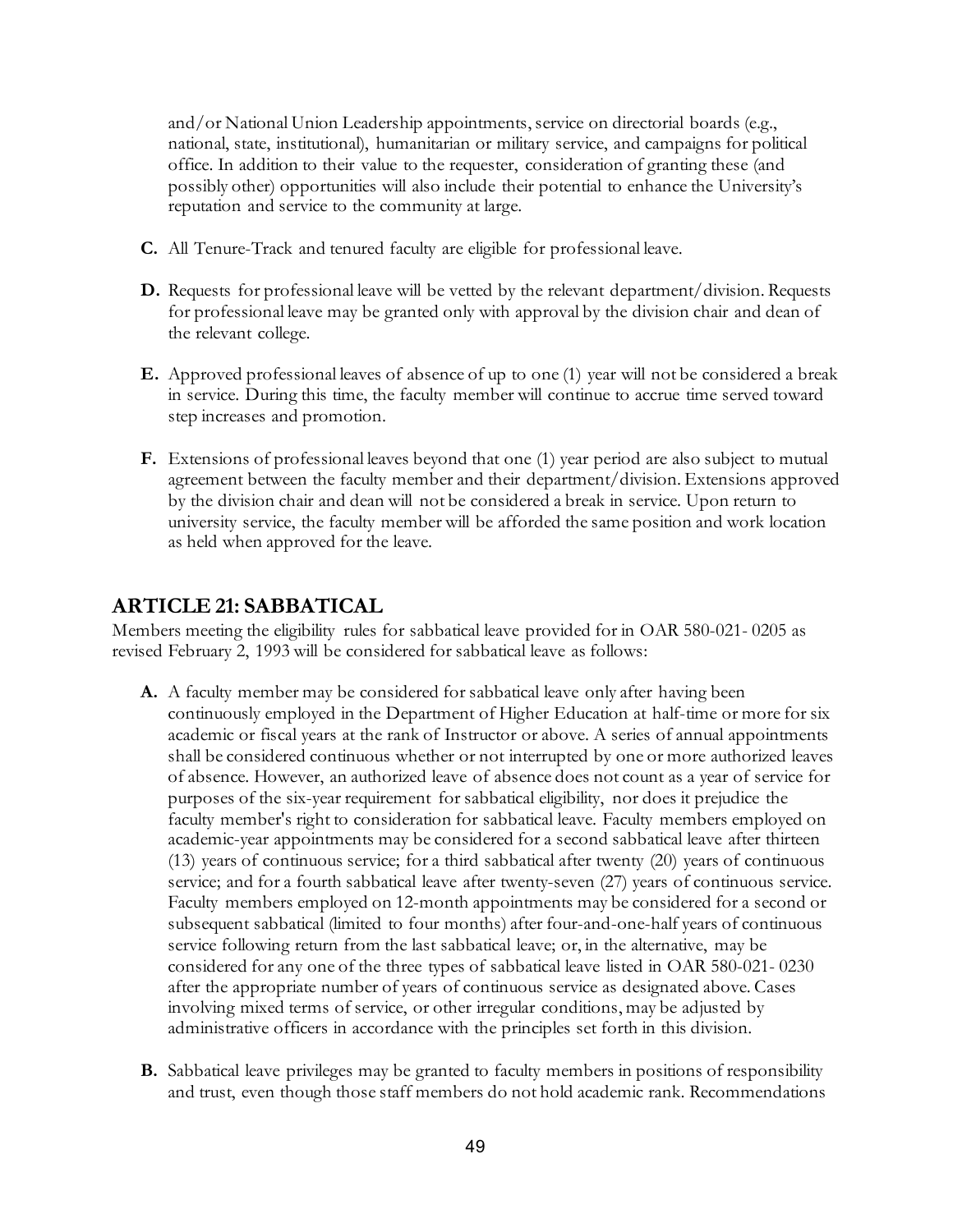and/or National Union Leadership appointments, service on directorial boards (e.g., national, state, institutional), humanitarian or military service, and campaigns for political office. In addition to their value to the requester, consideration of granting these (and possibly other) opportunities will also include their potential to enhance the University's reputation and service to the community at large.

**C.** All Tenure-Track and tenured faculty are eligible for professional leave.

**D.** Requests for professional leave will be vetted by the relevant department/division. Requests for professional leave may be granted only with approval by the division chair and dean of the relevant college.

**E.** Approved professional leaves of absence of up to one (1) year will not be considered a break in service. During this time, the faculty member will continue to accrue time served toward step increases and promotion.

**F.** Extensions of professional leaves beyond that one (1) year period are also subject to mutual agreement between the faculty member and their department/division. Extensions approved by the division chair and dean will not be considered a break in service. Upon return to university service, the faculty member will be afforded the same position and work location as held when approved for the leave.

## ARTICLE 21: SABBATICAL

Members meeting the eligibility rules for sabbatical leave provided for in OAR 580-021- 0205 as revised February 2, 1993 will be considered for sabbatical leave as follows:

**A.** A faculty member may be considered for sabbatical leave only after having been continuously employed in the Department of Higher Education at half-time or more for six academic or fiscal years at the rank of Instructor or above. A series of annual appointments shall be considered continuous whether or not interrupted by one or more authorized leaves of absence. However, an authorized leave of absence does not count as a year of service for purposes of the six-year requirement for sabbatical eligibility, nor does it prejudice the faculty member's right to consideration for sabbatical leave. Faculty members employed on academic-year appointments may be considered for a second sabbatical leave after thirteen (13) years of continuous service; for a third sabbatical after twenty (20) years of continuous service; and for a fourth sabbatical leave after twenty-seven (27) years of continuous service. Faculty members employed on 12-month appointments may be considered for a second or subsequent sabbatical (limited to four months) after four-and-one-half years of continuous service following return from the last sabbatical leave; or, in the alternative, may be considered for any one of the three types of sabbatical leave listed in OAR 580-021- 0230 after the appropriate number of years of continuous service as designated above. Cases involving mixed terms of service, or other irregular conditions, may be adjusted by administrative officers in accordance with the principles set forth in this division.

**B.** Sabbatical leave privileges may be granted to faculty members in positions of responsibility and trust, even though those staff members do not hold academic rank. Recommendations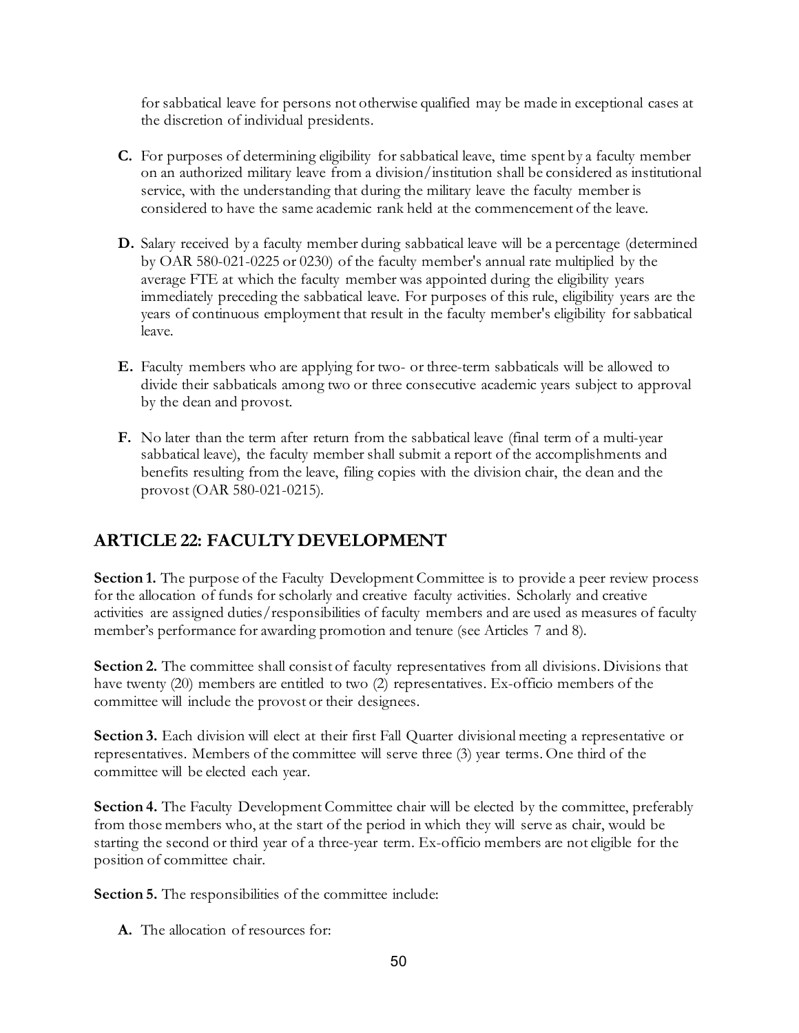for sabbatical leave for persons not otherwise qualified may be made in exceptional cases at the discretion of individual presidents.

**C.** For purposes of determining eligibility for sabbatical leave, time spent by a faculty member on an authorized military leave from a division/institution shall be considered as institutional service, with the understanding that during the military leave the faculty member is considered to have the same academic rank held at the commencement of the leave.

**D.** Salary received by a faculty member during sabbatical leave will be a percentage (determined by OAR 580-021-0225 or 0230) of the faculty member's annual rate multiplied by the average FTE at which the faculty member was appointed during the eligibility years immediately preceding the sabbatical leave. For purposes of this rule, eligibility years are the years of continuous employment that result in the faculty member's eligibility for sabbatical leave.

**E.** Faculty members who are applying for two- or three-term sabbaticals will be allowed to divide their sabbaticals among two or three consecutive academic years subject to approval by the dean and provost.

**F.** No later than the term after return from the sabbatical leave (final term of a multi-year sabbatical leave), the faculty member shall submit a report of the accomplishments and benefits resulting from the leave, filing copies with the division chair, the dean and the provost (OAR 580-021-0215).

## ARTICLE 22: FACULTY DEVELOPMENT

**Section 1.** The purpose of the Faculty Development Committee is to provide a peer review process for the allocation of funds for scholarly and creative faculty activities. Scholarly and creative activities are assigned duties/responsibilities of faculty members and are used as measures of faculty member's performance for awarding promotion and tenure (see Articles 7 and 8).

**Section 2.** The committee shall consist of faculty representatives from all divisions. Divisions that have twenty (20) members are entitled to two (2) representatives. Ex-officio members of the committee will include the provost or their designees.

**Section 3.** Each division will elect at their first Fall Quarter divisional meeting a representative or representatives. Members of the committee will serve three (3) year terms. One third of the committee will be elected each year.

**Section 4.** The Faculty Development Committee chair will be elected by the committee, preferably from those members who, at the start of the period in which they will serve as chair, would be starting the second or third year of a three-year term. Ex-officio members are not eligible for the position of committee chair.

**Section 5.** The responsibilities of the committee include:

**A.** The allocation of resources for: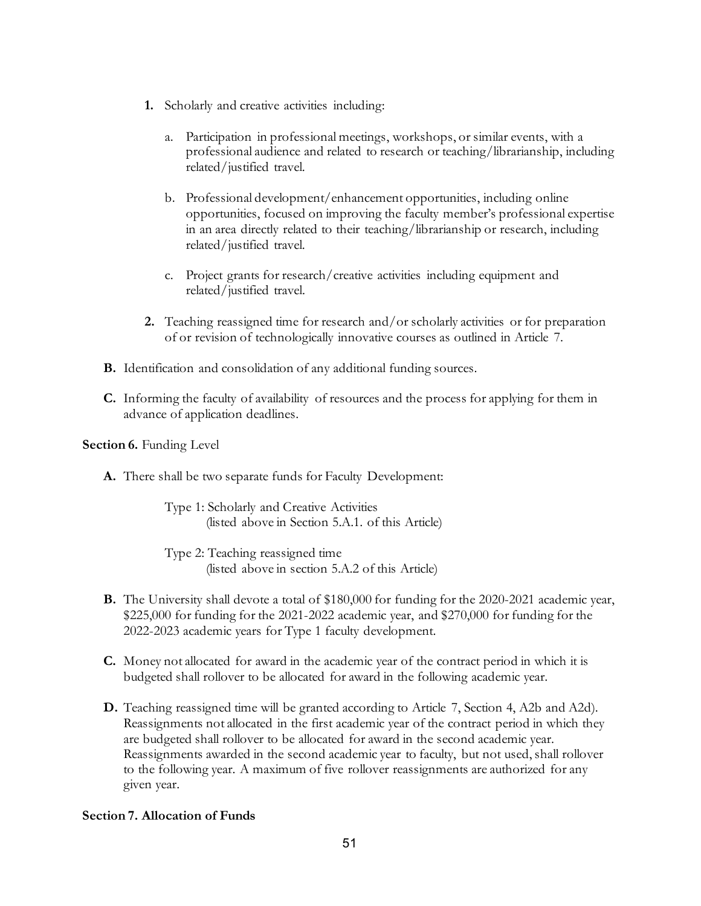1. Scholarly and creative activities including:

    a. Participation in professional meetings, workshops, or similar events, with a professional audience and related to research or teaching/librarianship, including related/justified travel.

    b. Professional development/enhancement opportunities, including online opportunities, focused on improving the faculty member's professional expertise in an area directly related to their teaching/librarianship or research, including related/justified travel.

    c. Project grants for research/creative activities including equipment and related/justified travel.

2. Teaching reassigned time for research and/or scholarly activities or for preparation of or revision of technologically innovative courses as outlined in Article 7.

**B.** Identification and consolidation of any additional funding sources.

**C.** Informing the faculty of availability of resources and the process for applying for them in advance of application deadlines.

**Section 6.** Funding Level

**A.** There shall be two separate funds for Faculty Development:

> Type 1: Scholarly and Creative Activities
> (listed above in Section 5.A.1. of this Article)
>
> Type 2: Teaching reassigned time
> (listed above in section 5.A.2 of this Article)

**B.** The University shall devote a total of $180,000 for funding for the 2020-2021 academic year, $225,000 for funding for the 2021-2022 academic year, and $270,000 for funding for the 2022-2023 academic years for Type 1 faculty development.

**C.** Money not allocated for award in the academic year of the contract period in which it is budgeted shall rollover to be allocated for award in the following academic year.

**D.** Teaching reassigned time will be granted according to Article 7, Section 4, A2b and A2d). Reassignments not allocated in the first academic year of the contract period in which they are budgeted shall rollover to be allocated for award in the second academic year. Reassignments awarded in the second academic year to faculty, but not used, shall rollover to the following year. A maximum of five rollover reassignments are authorized for any given year.

**Section 7. Allocation of Funds**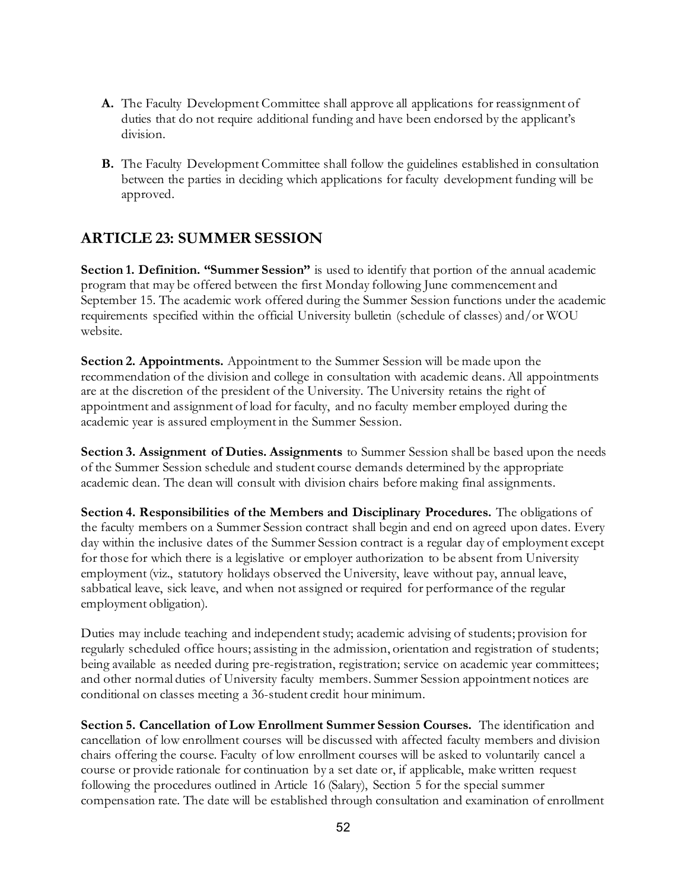**A.** The Faculty Development Committee shall approve all applications for reassignment of duties that do not require additional funding and have been endorsed by the applicant's division.

**B.** The Faculty Development Committee shall follow the guidelines established in consultation between the parties in deciding which applications for faculty development funding will be approved.

## ARTICLE 23: SUMMER SESSION

**Section 1. Definition. "Summer Session"** is used to identify that portion of the annual academic program that may be offered between the first Monday following June commencement and September 15. The academic work offered during the Summer Session functions under the academic requirements specified within the official University bulletin (schedule of classes) and/or WOU website.

**Section 2. Appointments.** Appointment to the Summer Session will be made upon the recommendation of the division and college in consultation with academic deans. All appointments are at the discretion of the president of the University. The University retains the right of appointment and assignment of load for faculty, and no faculty member employed during the academic year is assured employment in the Summer Session.

**Section 3. Assignment of Duties. Assignments** to Summer Session shall be based upon the needs of the Summer Session schedule and student course demands determined by the appropriate academic dean. The dean will consult with division chairs before making final assignments.

**Section 4. Responsibilities of the Members and Disciplinary Procedures.** The obligations of the faculty members on a Summer Session contract shall begin and end on agreed upon dates. Every day within the inclusive dates of the Summer Session contract is a regular day of employment except for those for which there is a legislative or employer authorization to be absent from University employment (viz., statutory holidays observed the University, leave without pay, annual leave, sabbatical leave, sick leave, and when not assigned or required for performance of the regular employment obligation).

Duties may include teaching and independent study; academic advising of students; provision for regularly scheduled office hours; assisting in the admission, orientation and registration of students; being available as needed during pre-registration, registration; service on academic year committees; and other normal duties of University faculty members. Summer Session appointment notices are conditional on classes meeting a 36-student credit hour minimum.

**Section 5. Cancellation of Low Enrollment Summer Session Courses.** The identification and cancellation of low enrollment courses will be discussed with affected faculty members and division chairs offering the course. Faculty of low enrollment courses will be asked to voluntarily cancel a course or provide rationale for continuation by a set date or, if applicable, make written request following the procedures outlined in Article 16 (Salary), Section 5 for the special summer compensation rate. The date will be established through consultation and examination of enrollment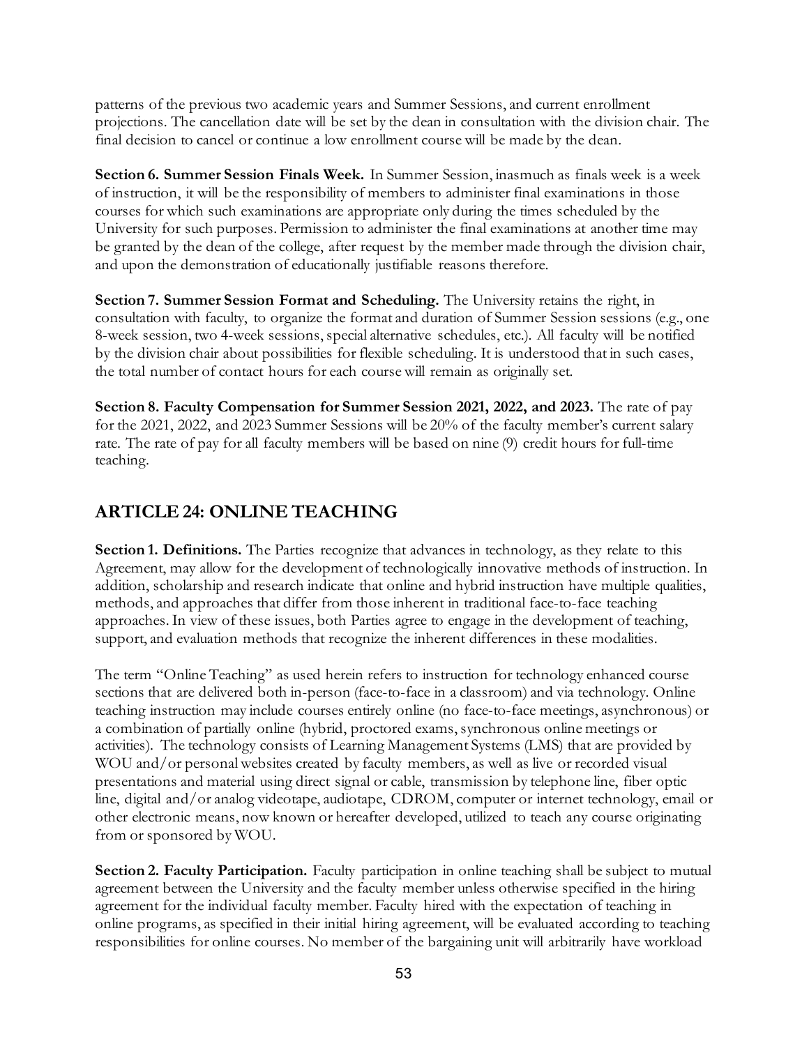patterns of the previous two academic years and Summer Sessions, and current enrollment projections. The cancellation date will be set by the dean in consultation with the division chair. The final decision to cancel or continue a low enrollment course will be made by the dean.

**Section 6. Summer Session Finals Week.** In Summer Session, inasmuch as finals week is a week of instruction, it will be the responsibility of members to administer final examinations in those courses for which such examinations are appropriate only during the times scheduled by the University for such purposes. Permission to administer the final examinations at another time may be granted by the dean of the college, after request by the member made through the division chair, and upon the demonstration of educationally justifiable reasons therefore.

**Section 7. Summer Session Format and Scheduling.** The University retains the right, in consultation with faculty, to organize the format and duration of Summer Session sessions (e.g., one 8-week session, two 4-week sessions, special alternative schedules, etc.). All faculty will be notified by the division chair about possibilities for flexible scheduling. It is understood that in such cases, the total number of contact hours for each course will remain as originally set.

**Section 8. Faculty Compensation for Summer Session 2021, 2022, and 2023.** The rate of pay for the 2021, 2022, and 2023 Summer Sessions will be 20% of the faculty member's current salary rate. The rate of pay for all faculty members will be based on nine (9) credit hours for full-time teaching.

## ARTICLE 24: ONLINE TEACHING

**Section 1. Definitions.** The Parties recognize that advances in technology, as they relate to this Agreement, may allow for the development of technologically innovative methods of instruction. In addition, scholarship and research indicate that online and hybrid instruction have multiple qualities, methods, and approaches that differ from those inherent in traditional face-to-face teaching approaches. In view of these issues, both Parties agree to engage in the development of teaching, support, and evaluation methods that recognize the inherent differences in these modalities.

The term "Online Teaching" as used herein refers to instruction for technology enhanced course sections that are delivered both in-person (face-to-face in a classroom) and via technology. Online teaching instruction may include courses entirely online (no face-to-face meetings, asynchronous) or a combination of partially online (hybrid, proctored exams, synchronous online meetings or activities). The technology consists of Learning Management Systems (LMS) that are provided by WOU and/or personal websites created by faculty members, as well as live or recorded visual presentations and material using direct signal or cable, transmission by telephone line, fiber optic line, digital and/or analog videotape, audiotape, CDROM, computer or internet technology, email or other electronic means, now known or hereafter developed, utilized to teach any course originating from or sponsored by WOU.

**Section 2. Faculty Participation.** Faculty participation in online teaching shall be subject to mutual agreement between the University and the faculty member unless otherwise specified in the hiring agreement for the individual faculty member. Faculty hired with the expectation of teaching in online programs, as specified in their initial hiring agreement, will be evaluated according to teaching responsibilities for online courses. No member of the bargaining unit will arbitrarily have workload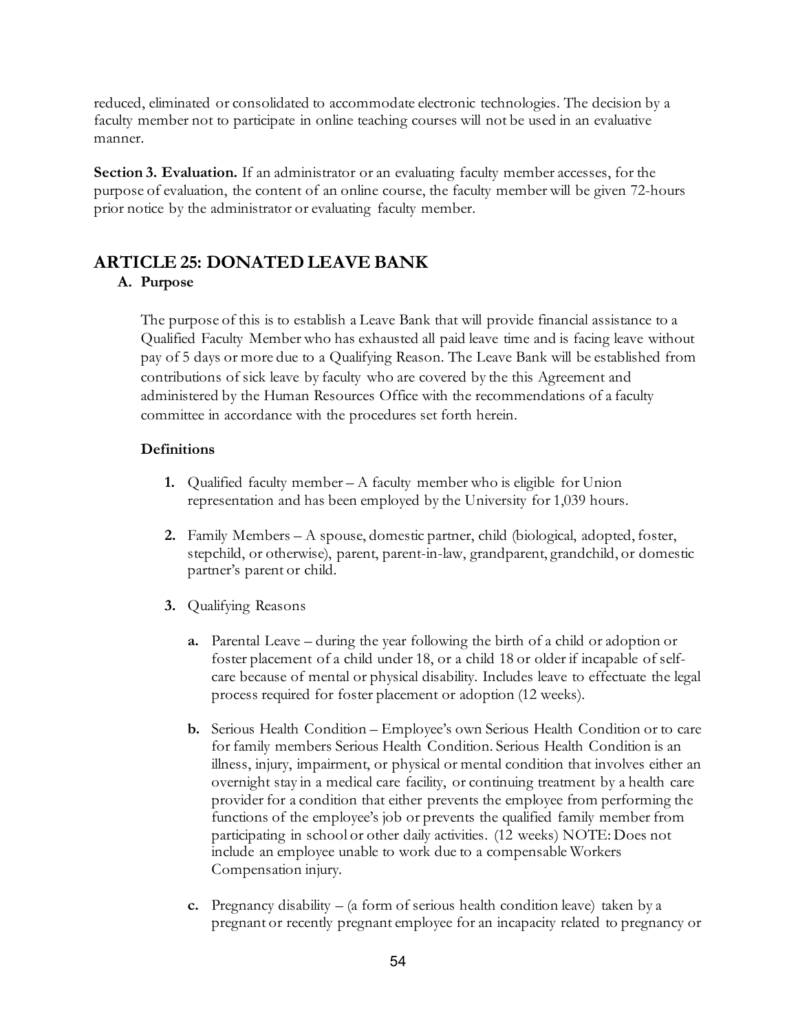reduced, eliminated or consolidated to accommodate electronic technologies. The decision by a faculty member not to participate in online teaching courses will not be used in an evaluative manner.

**Section 3. Evaluation.** If an administrator or an evaluating faculty member accesses, for the purpose of evaluation, the content of an online course, the faculty member will be given 72-hours prior notice by the administrator or evaluating faculty member.

## ARTICLE 25: DONATED LEAVE BANK

**A. Purpose**

The purpose of this is to establish a Leave Bank that will provide financial assistance to a Qualified Faculty Member who has exhausted all paid leave time and is facing leave without pay of 5 days or more due to a Qualifying Reason. The Leave Bank will be established from contributions of sick leave by faculty who are covered by the this Agreement and administered by the Human Resources Office with the recommendations of a faculty committee in accordance with the procedures set forth herein.

**Definitions**

1. Qualified faculty member – A faculty member who is eligible for Union representation and has been employed by the University for 1,039 hours.

2. Family Members – A spouse, domestic partner, child (biological, adopted, foster, stepchild, or otherwise), parent, parent-in-law, grandparent, grandchild, or domestic partner's parent or child.

3. Qualifying Reasons

   a. Parental Leave – during the year following the birth of a child or adoption or foster placement of a child under 18, or a child 18 or older if incapable of self-care because of mental or physical disability. Includes leave to effectuate the legal process required for foster placement or adoption (12 weeks).

   b. Serious Health Condition – Employee's own Serious Health Condition or to care for family members Serious Health Condition. Serious Health Condition is an illness, injury, impairment, or physical or mental condition that involves either an overnight stay in a medical care facility, or continuing treatment by a health care provider for a condition that either prevents the employee from performing the functions of the employee's job or prevents the qualified family member from participating in school or other daily activities. (12 weeks) NOTE: Does not include an employee unable to work due to a compensable Workers Compensation injury.

   c. Pregnancy disability – (a form of serious health condition leave) taken by a pregnant or recently pregnant employee for an incapacity related to pregnancy or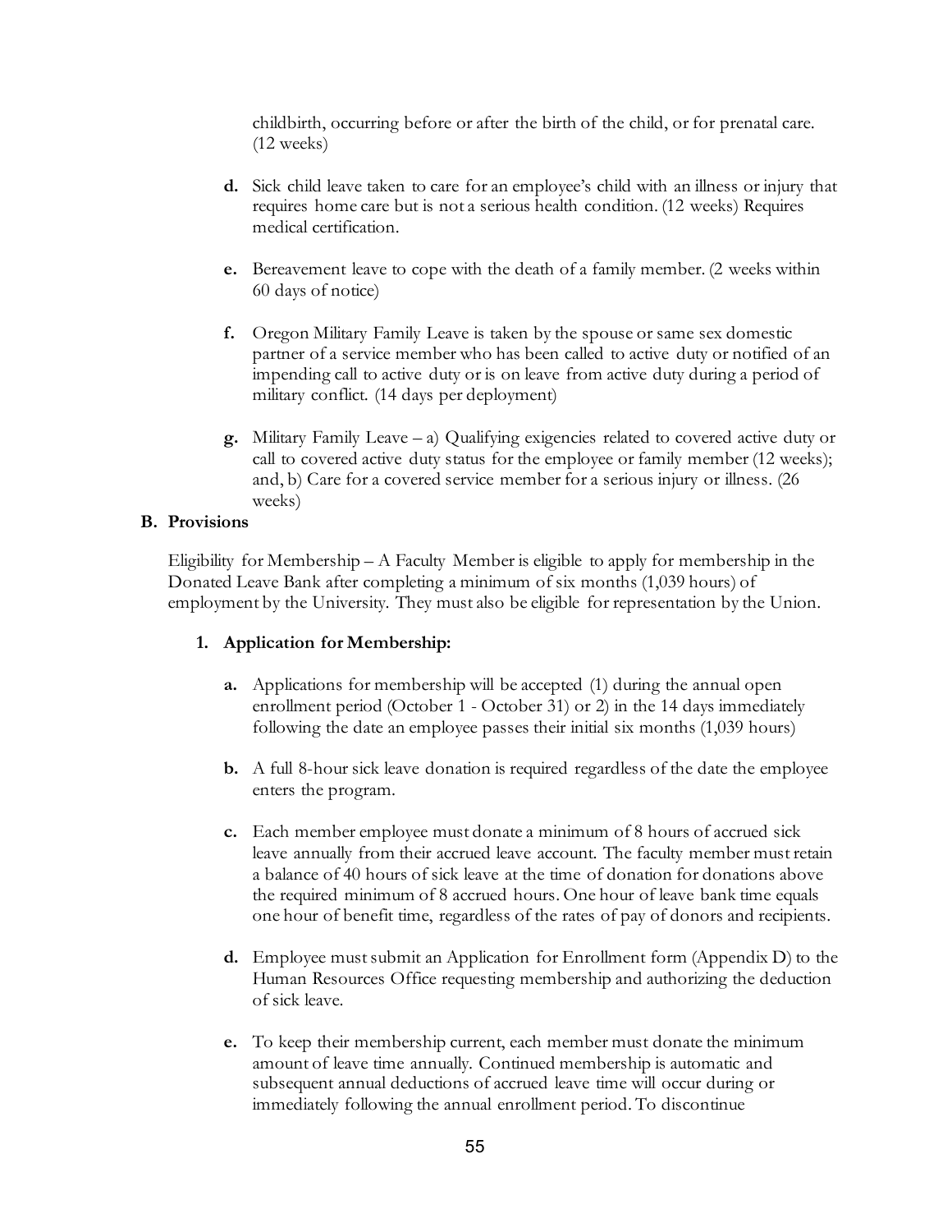childbirth, occurring before or after the birth of the child, or for prenatal care. (12 weeks)

**d.** Sick child leave taken to care for an employee's child with an illness or injury that requires home care but is not a serious health condition. (12 weeks) Requires medical certification.

**e.** Bereavement leave to cope with the death of a family member. (2 weeks within 60 days of notice)

**f.** Oregon Military Family Leave is taken by the spouse or same sex domestic partner of a service member who has been called to active duty or notified of an impending call to active duty or is on leave from active duty during a period of military conflict. (14 days per deployment)

**g.** Military Family Leave – a) Qualifying exigencies related to covered active duty or call to covered active duty status for the employee or family member (12 weeks); and, b) Care for a covered service member for a serious injury or illness. (26 weeks)

**B. Provisions**

Eligibility for Membership – A Faculty Member is eligible to apply for membership in the Donated Leave Bank after completing a minimum of six months (1,039 hours) of employment by the University. They must also be eligible for representation by the Union.

**1. Application for Membership:**

**a.** Applications for membership will be accepted (1) during the annual open enrollment period (October 1 - October 31) or 2) in the 14 days immediately following the date an employee passes their initial six months (1,039 hours)

**b.** A full 8-hour sick leave donation is required regardless of the date the employee enters the program.

**c.** Each member employee must donate a minimum of 8 hours of accrued sick leave annually from their accrued leave account. The faculty member must retain a balance of 40 hours of sick leave at the time of donation for donations above the required minimum of 8 accrued hours. One hour of leave bank time equals one hour of benefit time, regardless of the rates of pay of donors and recipients.

**d.** Employee must submit an Application for Enrollment form (Appendix D) to the Human Resources Office requesting membership and authorizing the deduction of sick leave.

**e.** To keep their membership current, each member must donate the minimum amount of leave time annually. Continued membership is automatic and subsequent annual deductions of accrued leave time will occur during or immediately following the annual enrollment period. To discontinue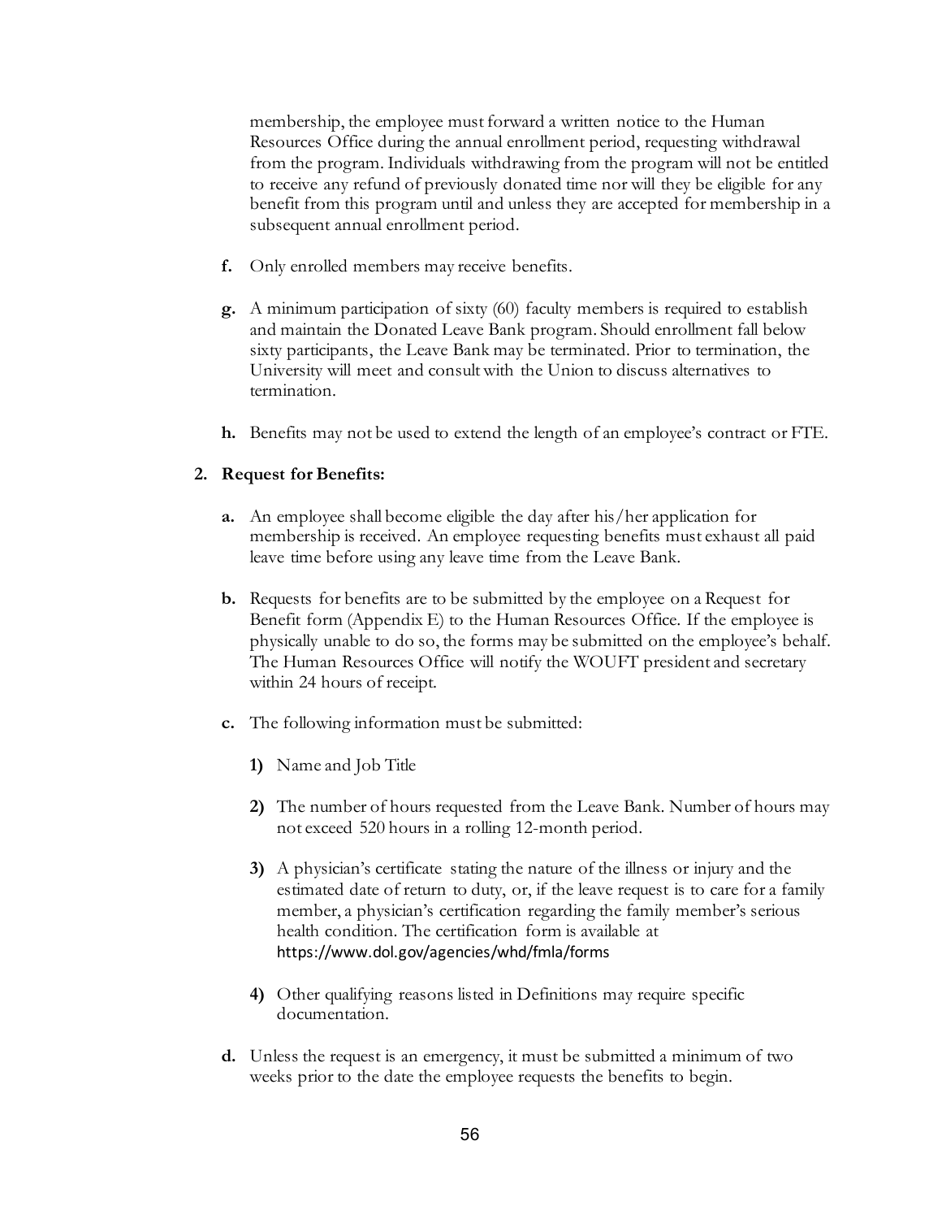membership, the employee must forward a written notice to the Human Resources Office during the annual enrollment period, requesting withdrawal from the program. Individuals withdrawing from the program will not be entitled to receive any refund of previously donated time nor will they be eligible for any benefit from this program until and unless they are accepted for membership in a subsequent annual enrollment period.

**f.** Only enrolled members may receive benefits.

**g.** A minimum participation of sixty (60) faculty members is required to establish and maintain the Donated Leave Bank program. Should enrollment fall below sixty participants, the Leave Bank may be terminated. Prior to termination, the University will meet and consult with the Union to discuss alternatives to termination.

**h.** Benefits may not be used to extend the length of an employee's contract or FTE.

**2. Request for Benefits:**

**a.** An employee shall become eligible the day after his/her application for membership is received. An employee requesting benefits must exhaust all paid leave time before using any leave time from the Leave Bank.

**b.** Requests for benefits are to be submitted by the employee on a Request for Benefit form (Appendix E) to the Human Resources Office. If the employee is physically unable to do so, the forms may be submitted on the employee's behalf. The Human Resources Office will notify the WOUFT president and secretary within 24 hours of receipt.

**c.** The following information must be submitted:

**1)** Name and Job Title

**2)** The number of hours requested from the Leave Bank. Number of hours may not exceed 520 hours in a rolling 12-month period.

**3)** A physician's certificate stating the nature of the illness or injury and the estimated date of return to duty, or, if the leave request is to care for a family member, a physician's certification regarding the family member's serious health condition. The certification form is available at https://www.dol.gov/agencies/whd/fmla/forms

**4)** Other qualifying reasons listed in Definitions may require specific documentation.

**d.** Unless the request is an emergency, it must be submitted a minimum of two weeks prior to the date the employee requests the benefits to begin.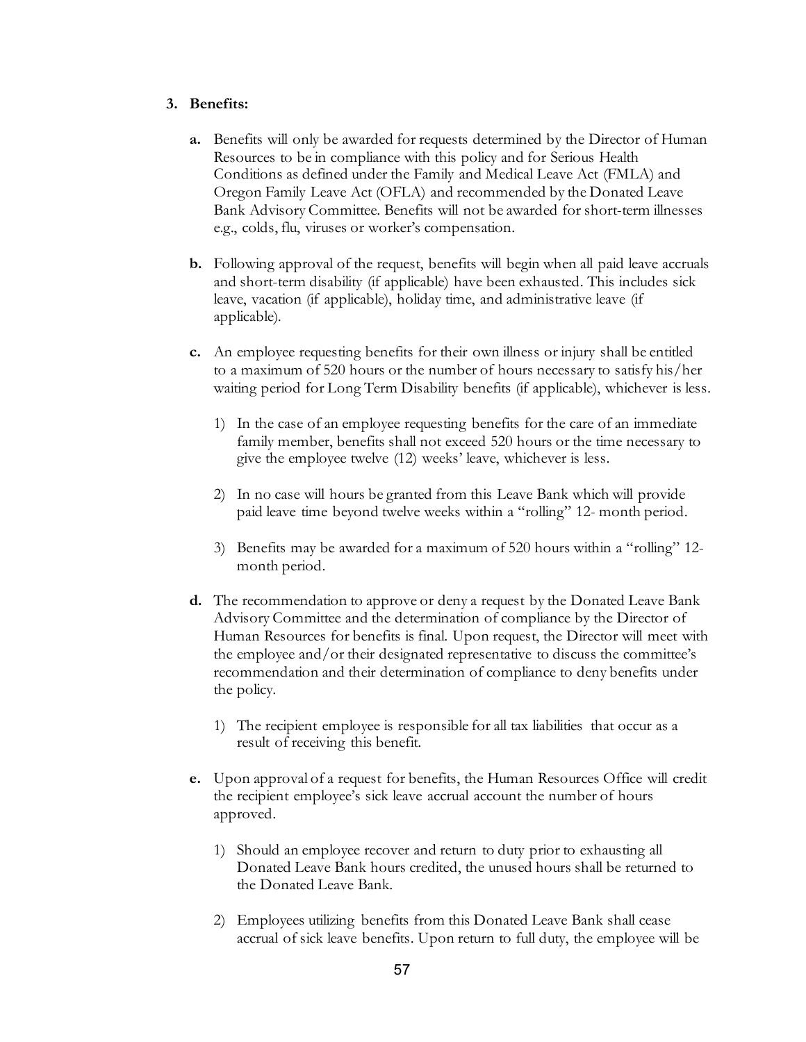3. **Benefits:**

   **a.** Benefits will only be awarded for requests determined by the Director of Human Resources to be in compliance with this policy and for Serious Health Conditions as defined under the Family and Medical Leave Act (FMLA) and Oregon Family Leave Act (OFLA) and recommended by the Donated Leave Bank Advisory Committee. Benefits will not be awarded for short-term illnesses e.g., colds, flu, viruses or worker's compensation.

   **b.** Following approval of the request, benefits will begin when all paid leave accruals and short-term disability (if applicable) have been exhausted. This includes sick leave, vacation (if applicable), holiday time, and administrative leave (if applicable).

   **c.** An employee requesting benefits for their own illness or injury shall be entitled to a maximum of 520 hours or the number of hours necessary to satisfy his/her waiting period for Long Term Disability benefits (if applicable), whichever is less.

      1) In the case of an employee requesting benefits for the care of an immediate family member, benefits shall not exceed 520 hours or the time necessary to give the employee twelve (12) weeks' leave, whichever is less.

      2) In no case will hours be granted from this Leave Bank which will provide paid leave time beyond twelve weeks within a "rolling" 12- month period.

      3) Benefits may be awarded for a maximum of 520 hours within a "rolling" 12-month period.

   **d.** The recommendation to approve or deny a request by the Donated Leave Bank Advisory Committee and the determination of compliance by the Director of Human Resources for benefits is final. Upon request, the Director will meet with the employee and/or their designated representative to discuss the committee's recommendation and their determination of compliance to deny benefits under the policy.

      1) The recipient employee is responsible for all tax liabilities that occur as a result of receiving this benefit.

   **e.** Upon approval of a request for benefits, the Human Resources Office will credit the recipient employee's sick leave accrual account the number of hours approved.

      1) Should an employee recover and return to duty prior to exhausting all Donated Leave Bank hours credited, the unused hours shall be returned to the Donated Leave Bank.

      2) Employees utilizing benefits from this Donated Leave Bank shall cease accrual of sick leave benefits. Upon return to full duty, the employee will be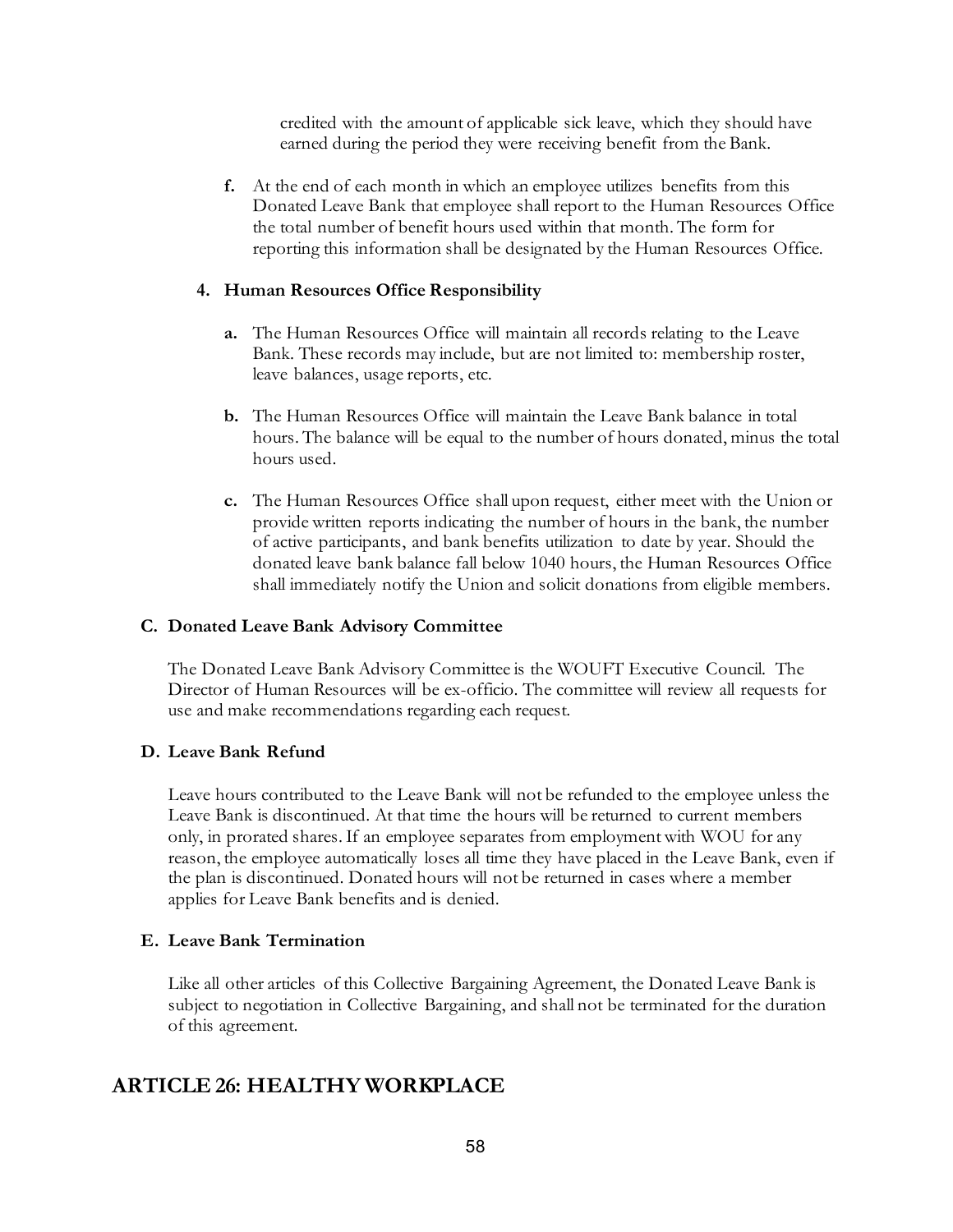credited with the amount of applicable sick leave, which they should have earned during the period they were receiving benefit from the Bank.

**f.** At the end of each month in which an employee utilizes benefits from this Donated Leave Bank that employee shall report to the Human Resources Office the total number of benefit hours used within that month. The form for reporting this information shall be designated by the Human Resources Office.

#### 4. Human Resources Office Responsibility

**a.** The Human Resources Office will maintain all records relating to the Leave Bank. These records may include, but are not limited to: membership roster, leave balances, usage reports, etc.

**b.** The Human Resources Office will maintain the Leave Bank balance in total hours. The balance will be equal to the number of hours donated, minus the total hours used.

**c.** The Human Resources Office shall upon request, either meet with the Union or provide written reports indicating the number of hours in the bank, the number of active participants, and bank benefits utilization to date by year. Should the donated leave bank balance fall below 1040 hours, the Human Resources Office shall immediately notify the Union and solicit donations from eligible members.

### C. Donated Leave Bank Advisory Committee

The Donated Leave Bank Advisory Committee is the WOUFT Executive Council. The Director of Human Resources will be ex-officio. The committee will review all requests for use and make recommendations regarding each request.

### D. Leave Bank Refund

Leave hours contributed to the Leave Bank will not be refunded to the employee unless the Leave Bank is discontinued. At that time the hours will be returned to current members only, in prorated shares. If an employee separates from employment with WOU for any reason, the employee automatically loses all time they have placed in the Leave Bank, even if the plan is discontinued. Donated hours will not be returned in cases where a member applies for Leave Bank benefits and is denied.

### E. Leave Bank Termination

Like all other articles of this Collective Bargaining Agreement, the Donated Leave Bank is subject to negotiation in Collective Bargaining, and shall not be terminated for the duration of this agreement.

## ARTICLE 26: HEALTHY WORKPLACE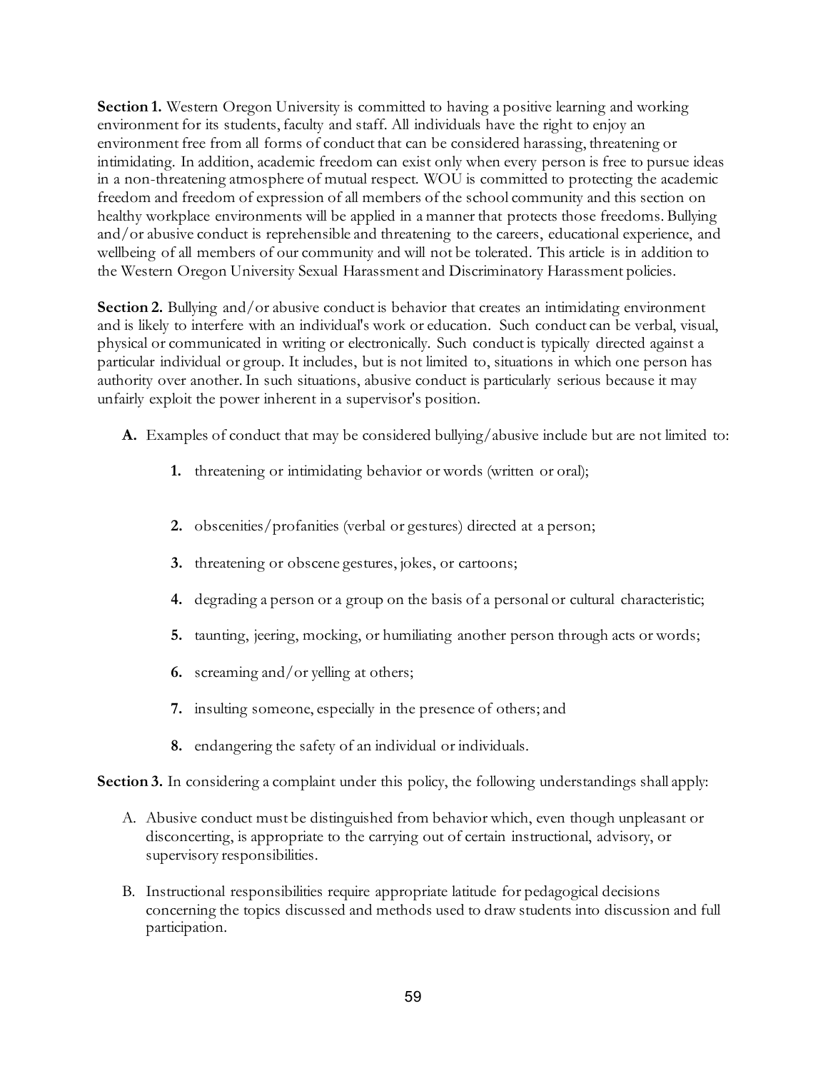**Section 1.** Western Oregon University is committed to having a positive learning and working environment for its students, faculty and staff. All individuals have the right to enjoy an environment free from all forms of conduct that can be considered harassing, threatening or intimidating. In addition, academic freedom can exist only when every person is free to pursue ideas in a non-threatening atmosphere of mutual respect. WOU is committed to protecting the academic freedom and freedom of expression of all members of the school community and this section on healthy workplace environments will be applied in a manner that protects those freedoms. Bullying and/or abusive conduct is reprehensible and threatening to the careers, educational experience, and wellbeing of all members of our community and will not be tolerated. This article is in addition to the Western Oregon University Sexual Harassment and Discriminatory Harassment policies.

**Section 2.** Bullying and/or abusive conduct is behavior that creates an intimidating environment and is likely to interfere with an individual's work or education. Such conduct can be verbal, visual, physical or communicated in writing or electronically. Such conduct is typically directed against a particular individual or group. It includes, but is not limited to, situations in which one person has authority over another. In such situations, abusive conduct is particularly serious because it may unfairly exploit the power inherent in a supervisor's position.

**A.** Examples of conduct that may be considered bullying/abusive include but are not limited to:

1. threatening or intimidating behavior or words (written or oral);
2. obscenities/profanities (verbal or gestures) directed at a person;
3. threatening or obscene gestures, jokes, or cartoons;
4. degrading a person or a group on the basis of a personal or cultural characteristic;
5. taunting, jeering, mocking, or humiliating another person through acts or words;
6. screaming and/or yelling at others;
7. insulting someone, especially in the presence of others; and
8. endangering the safety of an individual or individuals.

**Section 3.** In considering a complaint under this policy, the following understandings shall apply:

A. Abusive conduct must be distinguished from behavior which, even though unpleasant or disconcerting, is appropriate to the carrying out of certain instructional, advisory, or supervisory responsibilities.

B. Instructional responsibilities require appropriate latitude for pedagogical decisions concerning the topics discussed and methods used to draw students into discussion and full participation.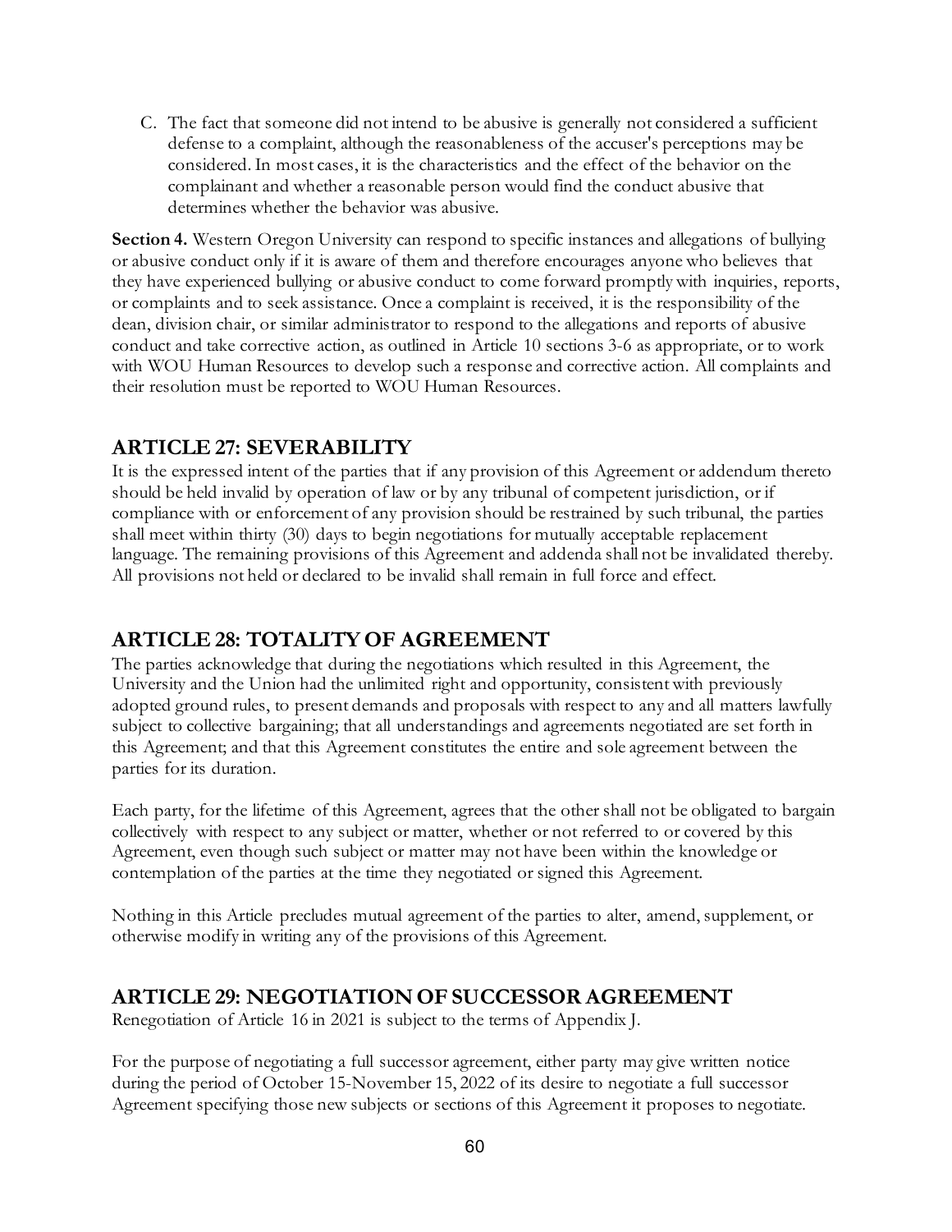C. The fact that someone did not intend to be abusive is generally not considered a sufficient defense to a complaint, although the reasonableness of the accuser's perceptions may be considered. In most cases, it is the characteristics and the effect of the behavior on the complainant and whether a reasonable person would find the conduct abusive that determines whether the behavior was abusive.

**Section 4.** Western Oregon University can respond to specific instances and allegations of bullying or abusive conduct only if it is aware of them and therefore encourages anyone who believes that they have experienced bullying or abusive conduct to come forward promptly with inquiries, reports, or complaints and to seek assistance. Once a complaint is received, it is the responsibility of the dean, division chair, or similar administrator to respond to the allegations and reports of abusive conduct and take corrective action, as outlined in Article 10 sections 3-6 as appropriate, or to work with WOU Human Resources to develop such a response and corrective action. All complaints and their resolution must be reported to WOU Human Resources.

## ARTICLE 27: SEVERABILITY

It is the expressed intent of the parties that if any provision of this Agreement or addendum thereto should be held invalid by operation of law or by any tribunal of competent jurisdiction, or if compliance with or enforcement of any provision should be restrained by such tribunal, the parties shall meet within thirty (30) days to begin negotiations for mutually acceptable replacement language. The remaining provisions of this Agreement and addenda shall not be invalidated thereby. All provisions not held or declared to be invalid shall remain in full force and effect.

## ARTICLE 28: TOTALITY OF AGREEMENT

The parties acknowledge that during the negotiations which resulted in this Agreement, the University and the Union had the unlimited right and opportunity, consistent with previously adopted ground rules, to present demands and proposals with respect to any and all matters lawfully subject to collective bargaining; that all understandings and agreements negotiated are set forth in this Agreement; and that this Agreement constitutes the entire and sole agreement between the parties for its duration.

Each party, for the lifetime of this Agreement, agrees that the other shall not be obligated to bargain collectively with respect to any subject or matter, whether or not referred to or covered by this Agreement, even though such subject or matter may not have been within the knowledge or contemplation of the parties at the time they negotiated or signed this Agreement.

Nothing in this Article precludes mutual agreement of the parties to alter, amend, supplement, or otherwise modify in writing any of the provisions of this Agreement.

## ARTICLE 29: NEGOTIATION OF SUCCESSOR AGREEMENT

Renegotiation of Article 16 in 2021 is subject to the terms of Appendix J.

For the purpose of negotiating a full successor agreement, either party may give written notice during the period of October 15-November 15, 2022 of its desire to negotiate a full successor Agreement specifying those new subjects or sections of this Agreement it proposes to negotiate.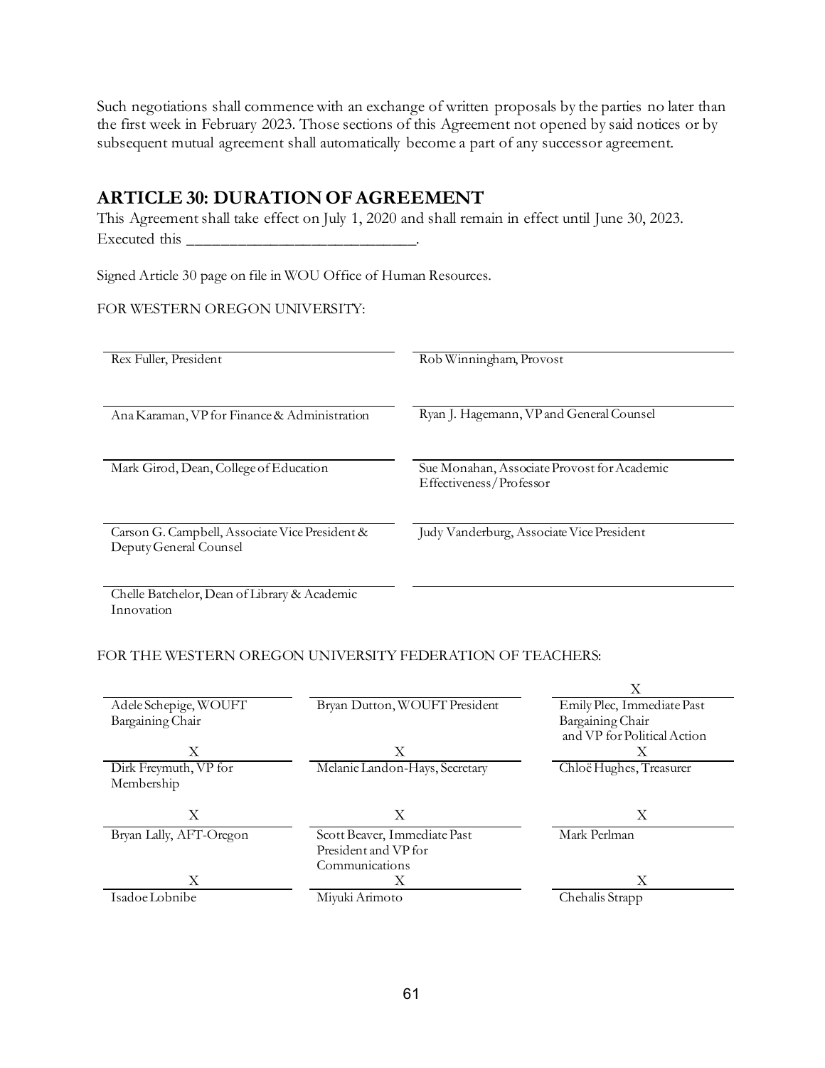Such negotiations shall commence with an exchange of written proposals by the parties no later than the first week in February 2023. Those sections of this Agreement not opened by said notices or by subsequent mutual agreement shall automatically become a part of any successor agreement.

## ARTICLE 30: DURATION OF AGREEMENT

This Agreement shall take effect on July 1, 2020 and shall remain in effect until June 30, 2023. Executed this ______________________________.

Signed Article 30 page on file in WOU Office of Human Resources.

FOR WESTERN OREGON UNIVERSITY:

| | |
|---|---|
| Rex Fuller, President | Rob Winningham, Provost |
| Ana Karaman, VP for Finance & Administration | Ryan J. Hagemann, VP and General Counsel |
| Mark Girod, Dean, College of Education | Sue Monahan, Associate Provost for Academic Effectiveness/Professor |
| Carson G. Campbell, Associate Vice President & Deputy General Counsel | Judy Vanderburg, Associate Vice President |
| Chelle Batchelor, Dean of Library & Academic Innovation | |

FOR THE WESTERN OREGON UNIVERSITY FEDERATION OF TEACHERS:

| | | |
|---|---|---|
| | | X |
| Adele Schepige, WOUFT Bargaining Chair | Bryan Dutton, WOUFT President | Emily Plec, Immediate Past Bargaining Chair and VP for Political Action |
| X | X | X |
| Dirk Freymuth, VP for Membership | Melanie Landon-Hays, Secretary | Chloë Hughes, Treasurer |
| X | X | X |
| Bryan Lally, AFT-Oregon | Scott Beaver, Immediate Past President and VP for Communications | Mark Perlman |
| X | X | X |
| Isadoe Lobnibe | Miyuki Arimoto | Chehalis Strapp |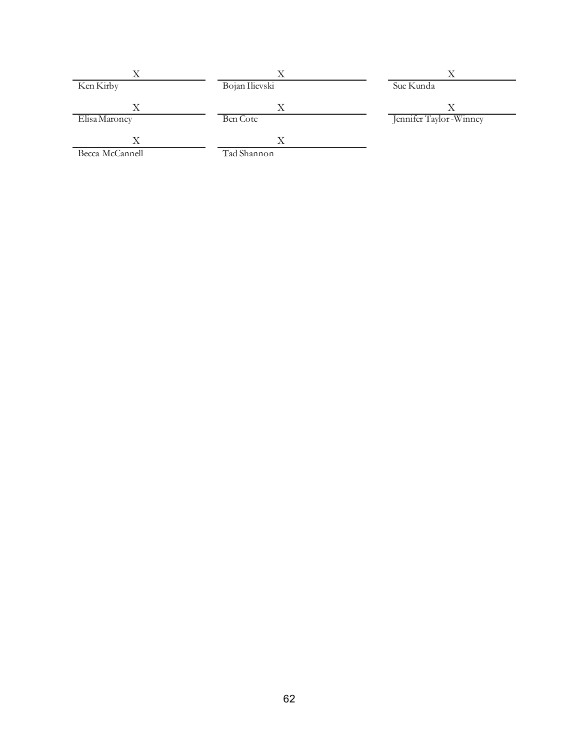| X | X | X |
|---|---|---|
| Ken Kirby | Bojan Ilievski | Sue Kunda |
| X | X | X |
| Elisa Maroney | Ben Cote | Jennifer Taylor-Winney |
| X | X | |
| Becca McCannell | Tad Shannon | |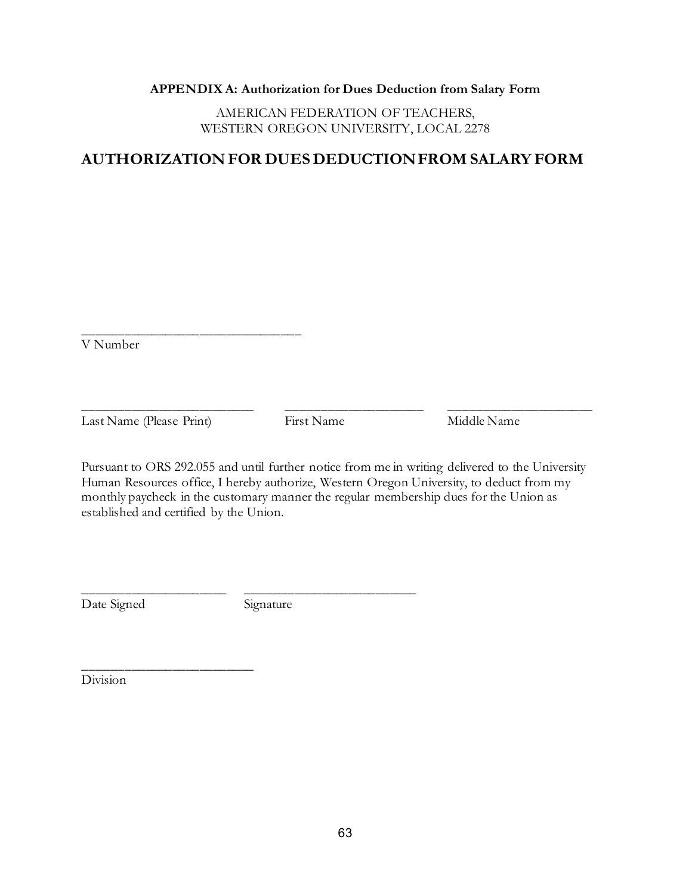**APPENDIX A: Authorization for Dues Deduction from Salary Form**

AMERICAN FEDERATION OF TEACHERS,
WESTERN OREGON UNIVERSITY, LOCAL 2278

## AUTHORIZATION FOR DUES DEDUCTION FROM SALARY FORM

______________________________
V Number

______________________ ______________________ ______________________
Last Name (Please Print) First Name Middle Name

Pursuant to ORS 292.055 and until further notice from me in writing delivered to the University Human Resources office, I hereby authorize, Western Oregon University, to deduct from my monthly paycheck in the customary manner the regular membership dues for the Union as established and certified by the Union.

__________________ ______________________
Date Signed Signature

______________________
Division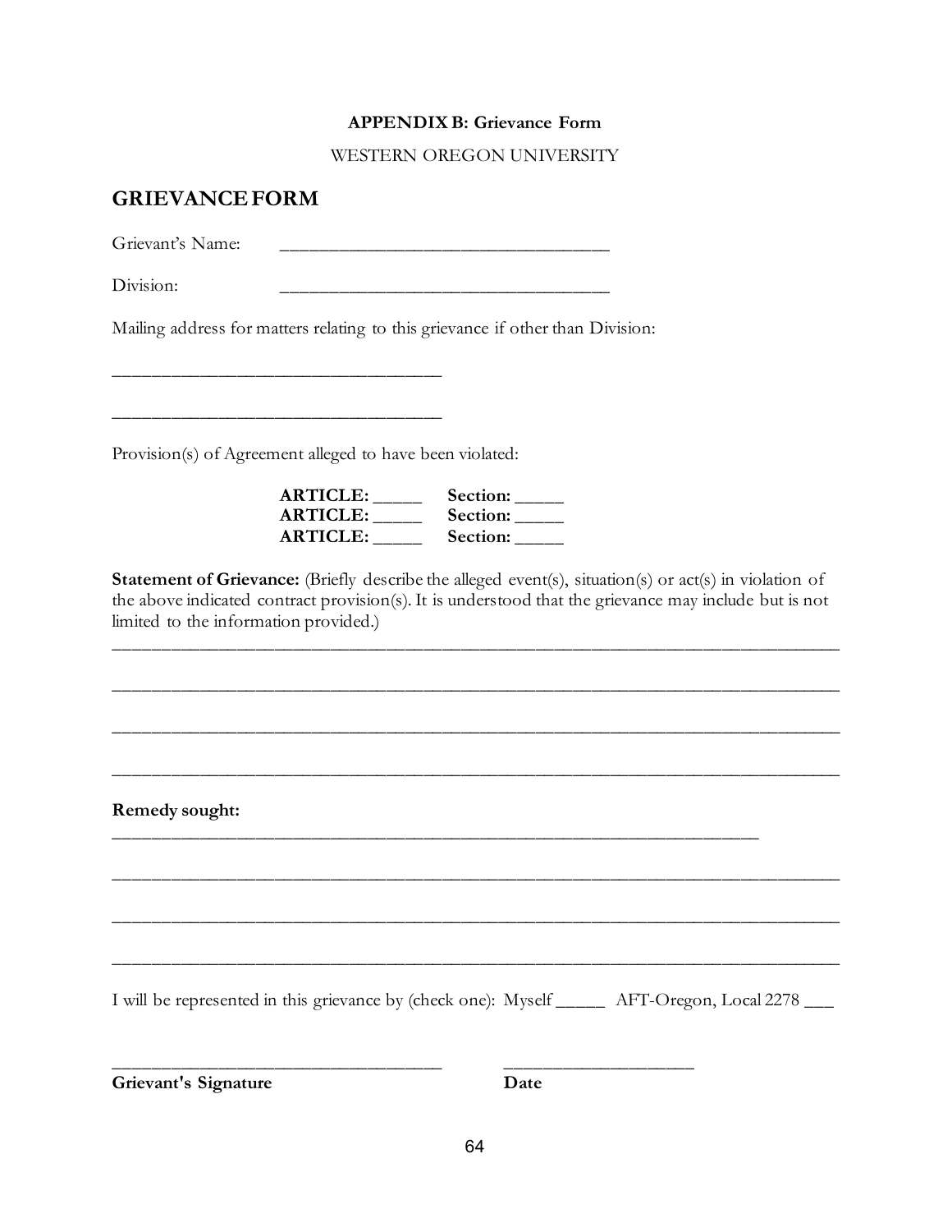**APPENDIX B: Grievance Form**

WESTERN OREGON UNIVERSITY

## GRIEVANCE FORM

Grievant's Name: ___________________________________

Division: ___________________________________

Mailing address for matters relating to this grievance if other than Division:

___________________________________

___________________________________

Provision(s) of Agreement alleged to have been violated:

**ARTICLE:** _____ **Section:** _____
**ARTICLE:** _____ **Section:** _____
**ARTICLE:** _____ **Section:** _____

**Statement of Grievance:** (Briefly describe the alleged event(s), situation(s) or act(s) in violation of the above indicated contract provision(s). It is understood that the grievance may include but is not limited to the information provided.)

_____________________________________________________________________________

_____________________________________________________________________________

_____________________________________________________________________________

_____________________________________________________________________________

**Remedy sought:**

_____________________________________________________________________

_____________________________________________________________________________

_____________________________________________________________________________

_____________________________________________________________________________

I will be represented in this grievance by (check one): Myself _____ AFT-Oregon, Local 2278 ___

___________________________________ ____________________

**Grievant's Signature** **Date**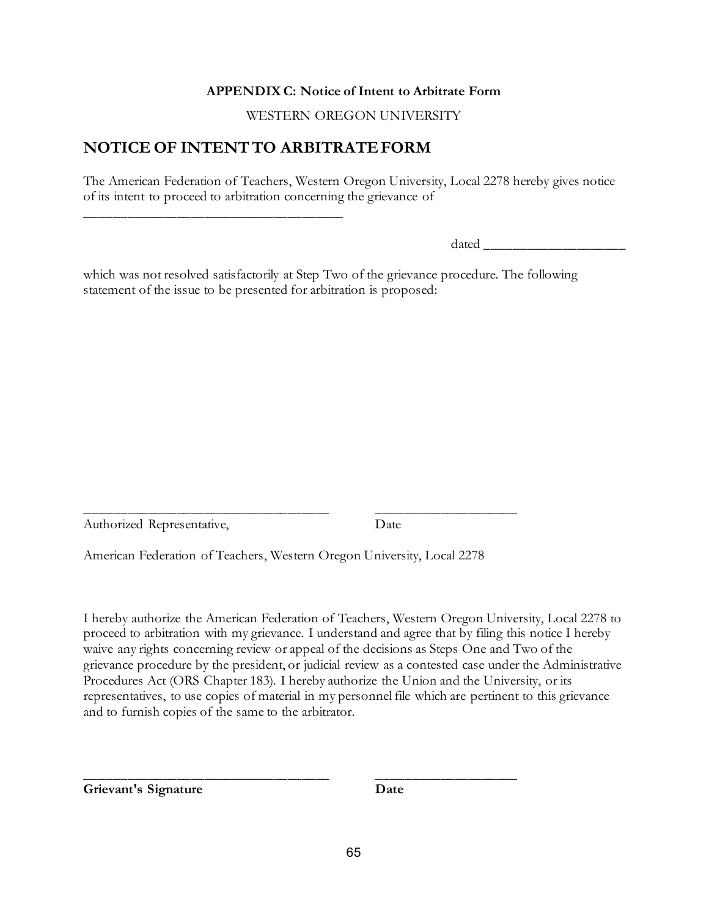**APPENDIX C: Notice of Intent to Arbitrate Form**

WESTERN OREGON UNIVERSITY

## NOTICE OF INTENT TO ARBITRATE FORM

The American Federation of Teachers, Western Oregon University, Local 2278 hereby gives notice of its intent to proceed to arbitration concerning the grievance of

\_\_\_\_\_\_\_\_\_\_\_\_\_\_\_\_\_\_\_\_\_\_\_\_\_\_\_\_\_\_\_\_\_\_\_\_\_\_

dated \_\_\_\_\_\_\_\_\_\_\_\_\_\_\_\_\_\_\_\_\_

which was not resolved satisfactorily at Step Two of the grievance procedure. The following statement of the issue to be presented for arbitration is proposed:

\_\_\_\_\_\_\_\_\_\_\_\_\_\_\_\_\_\_\_\_\_\_\_\_\_\_\_\_\_\_\_\_\_\_\_\_ \_\_\_\_\_\_\_\_\_\_\_\_\_\_\_\_\_\_\_\_\_

Authorized Representative, Date

American Federation of Teachers, Western Oregon University, Local 2278

I hereby authorize the American Federation of Teachers, Western Oregon University, Local 2278 to proceed to arbitration with my grievance. I understand and agree that by filing this notice I hereby waive any rights concerning review or appeal of the decisions as Steps One and Two of the grievance procedure by the president, or judicial review as a contested case under the Administrative Procedures Act (ORS Chapter 183). I hereby authorize the Union and the University, or its representatives, to use copies of material in my personnel file which are pertinent to this grievance and to furnish copies of the same to the arbitrator.

\_\_\_\_\_\_\_\_\_\_\_\_\_\_\_\_\_\_\_\_\_\_\_\_\_\_\_\_\_\_\_\_\_\_\_\_ \_\_\_\_\_\_\_\_\_\_\_\_\_\_\_\_\_\_\_\_\_

**Grievant's Signature** **Date**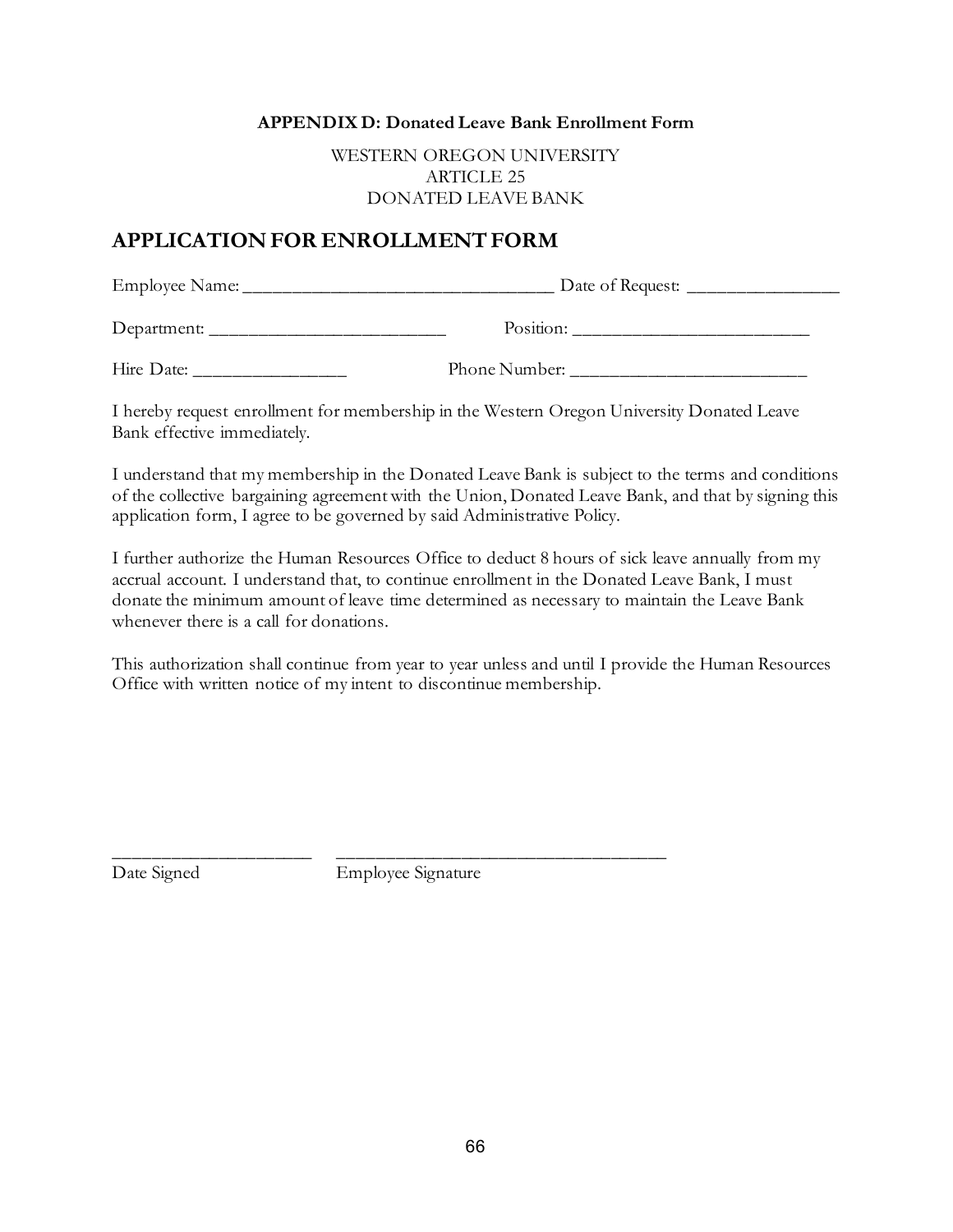**APPENDIX D: Donated Leave Bank Enrollment Form**

WESTERN OREGON UNIVERSITY
ARTICLE 25
DONATED LEAVE BANK

## APPLICATION FOR ENROLLMENT FORM

Employee Name: _______________________________ Date of Request: _______________

Department: ________________________ Position: ________________________

Hire Date: _______________ Phone Number: ________________________

I hereby request enrollment for membership in the Western Oregon University Donated Leave Bank effective immediately.

I understand that my membership in the Donated Leave Bank is subject to the terms and conditions of the collective bargaining agreement with the Union, Donated Leave Bank, and that by signing this application form, I agree to be governed by said Administrative Policy.

I further authorize the Human Resources Office to deduct 8 hours of sick leave annually from my accrual account. I understand that, to continue enrollment in the Donated Leave Bank, I must donate the minimum amount of leave time determined as necessary to maintain the Leave Bank whenever there is a call for donations.

This authorization shall continue from year to year unless and until I provide the Human Resources Office with written notice of my intent to discontinue membership.

____________________ __________________________________
Date Signed Employee Signature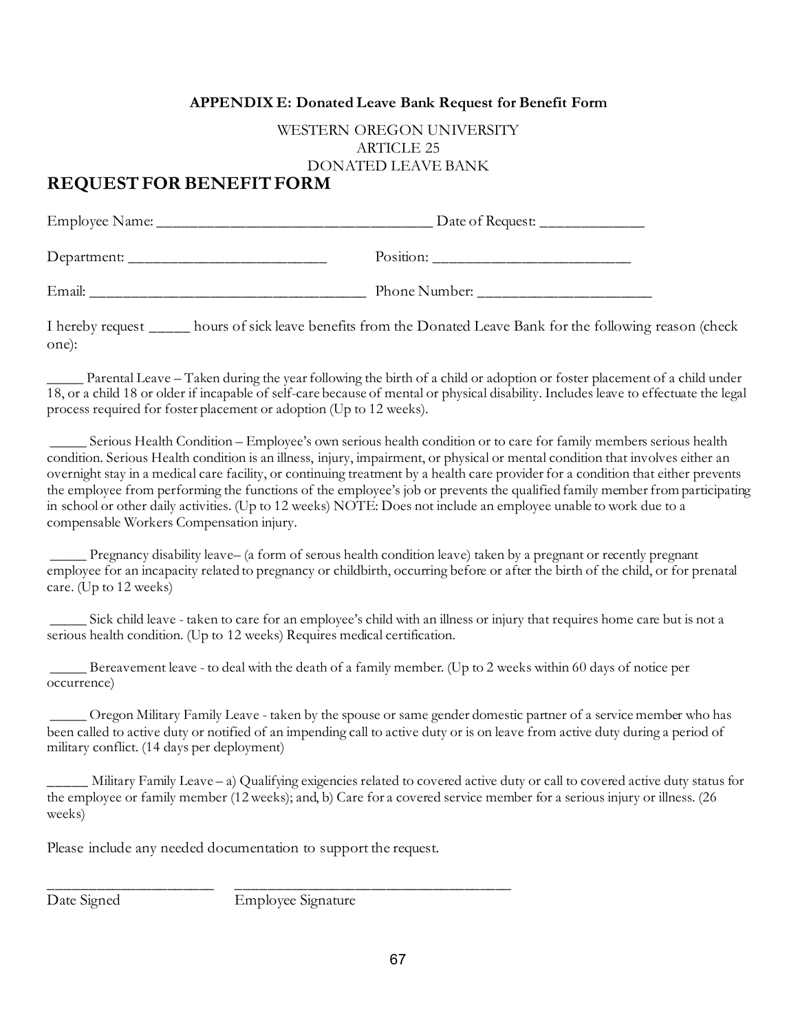**APPENDIX E: Donated Leave Bank Request for Benefit Form**

WESTERN OREGON UNIVERSITY
ARTICLE 25
DONATED LEAVE BANK

## REQUEST FOR BENEFIT FORM

Employee Name: ___________________________________ Date of Request: _____________

Department: _________________________ Position: _________________________

Email: ____________________________________ Phone Number: ______________________

I hereby request _____ hours of sick leave benefits from the Donated Leave Bank for the following reason (check one):

_____ Parental Leave – Taken during the year following the birth of a child or adoption or foster placement of a child under 18, or a child 18 or older if incapable of self-care because of mental or physical disability. Includes leave to effectuate the legal process required for foster placement or adoption (Up to 12 weeks).

_____ Serious Health Condition – Employee's own serious health condition or to care for family members serious health condition. Serious Health condition is an illness, injury, impairment, or physical or mental condition that involves either an overnight stay in a medical care facility, or continuing treatment by a health care provider for a condition that either prevents the employee from performing the functions of the employee's job or prevents the qualified family member from participating in school or other daily activities. (Up to 12 weeks) NOTE: Does not include an employee unable to work due to a compensable Workers Compensation injury.

_____ Pregnancy disability leave– (a form of serous health condition leave) taken by a pregnant or recently pregnant employee for an incapacity related to pregnancy or childbirth, occurring before or after the birth of the child, or for prenatal care. (Up to 12 weeks)

_____ Sick child leave - taken to care for an employee's child with an illness or injury that requires home care but is not a serious health condition. (Up to 12 weeks) Requires medical certification.

_____ Bereavement leave - to deal with the death of a family member. (Up to 2 weeks within 60 days of notice per occurrence)

_____ Oregon Military Family Leave - taken by the spouse or same gender domestic partner of a service member who has been called to active duty or notified of an impending call to active duty or is on leave from active duty during a period of military conflict. (14 days per deployment)

______ Military Family Leave – a) Qualifying exigencies related to covered active duty or call to covered active duty status for the employee or family member (12 weeks); and, b) Care for a covered service member for a serious injury or illness. (26 weeks)

Please include any needed documentation to support the request.

______________________ ____________________________________
Date Signed Employee Signature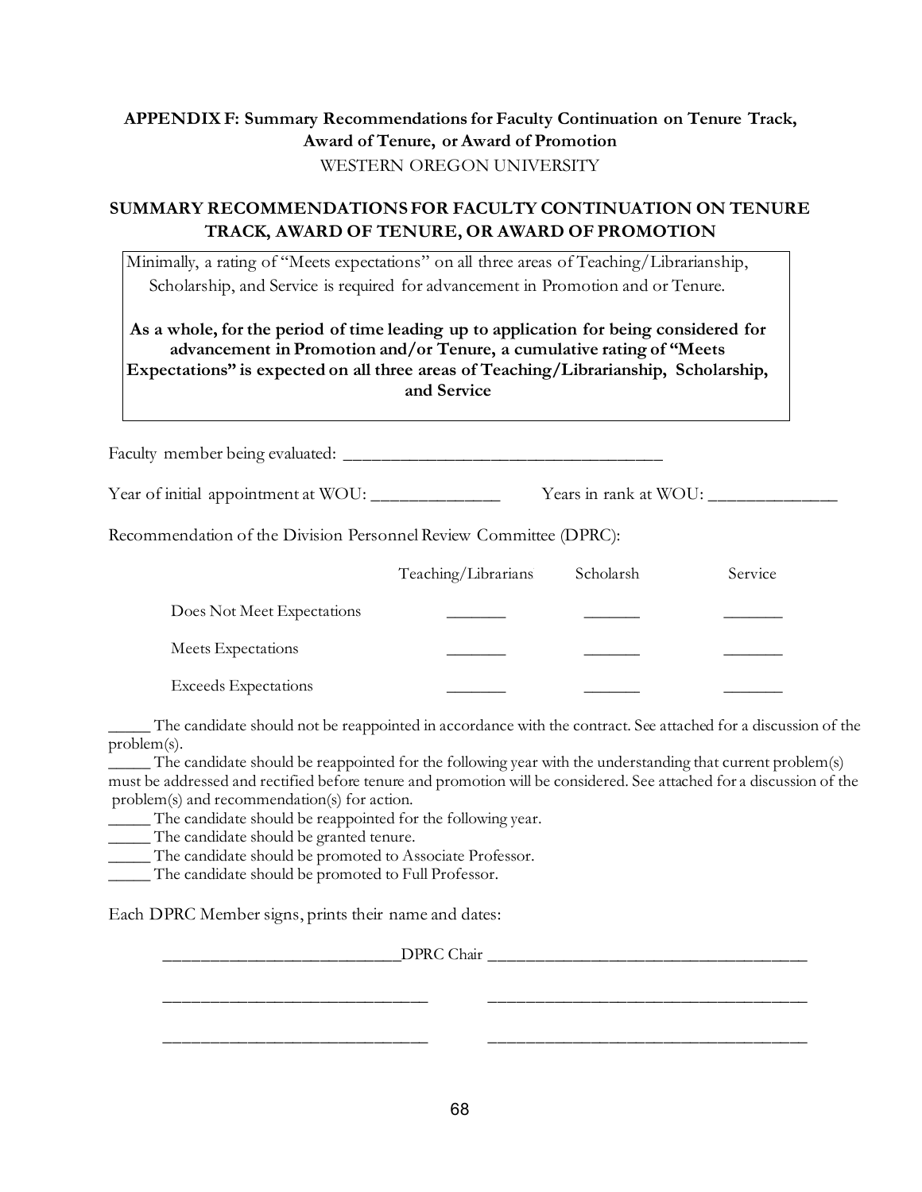**APPENDIX F: Summary Recommendations for Faculty Continuation on Tenure Track, Award of Tenure, or Award of Promotion**

WESTERN OREGON UNIVERSITY

## SUMMARY RECOMMENDATIONS FOR FACULTY CONTINUATION ON TENURE TRACK, AWARD OF TENURE, OR AWARD OF PROMOTION

Minimally, a rating of "Meets expectations" on all three areas of Teaching/Librarianship, Scholarship, and Service is required for advancement in Promotion and or Tenure.

**As a whole, for the period of time leading up to application for being considered for advancement in Promotion and/or Tenure, a cumulative rating of "Meets Expectations" is expected on all three areas of Teaching/Librarianship, Scholarship, and Service**

Faculty member being evaluated: ___________________________________

Year of initial appointment at WOU: ______________ Years in rank at WOU: ______________

Recommendation of the Division Personnel Review Committee (DPRC):

| | Teaching/Librarians | Scholarsh | Service |
|---|---|---|---|
| Does Not Meet Expectations | _______ | _______ | _______ |
| Meets Expectations | _______ | _______ | _______ |
| Exceeds Expectations | _______ | _______ | _______ |

_____ The candidate should not be reappointed in accordance with the contract. See attached for a discussion of the problem(s).
_____ The candidate should be reappointed for the following year with the understanding that current problem(s) must be addressed and rectified before tenure and promotion will be considered. See attached for a discussion of the problem(s) and recommendation(s) for action.
_____ The candidate should be reappointed for the following year.
_____ The candidate should be granted tenure.
_____ The candidate should be promoted to Associate Professor.
_____ The candidate should be promoted to Full Professor.

Each DPRC Member signs, prints their name and dates:

___________________________DPRC Chair ____________________________________

______________________________ ____________________________________

______________________________ ____________________________________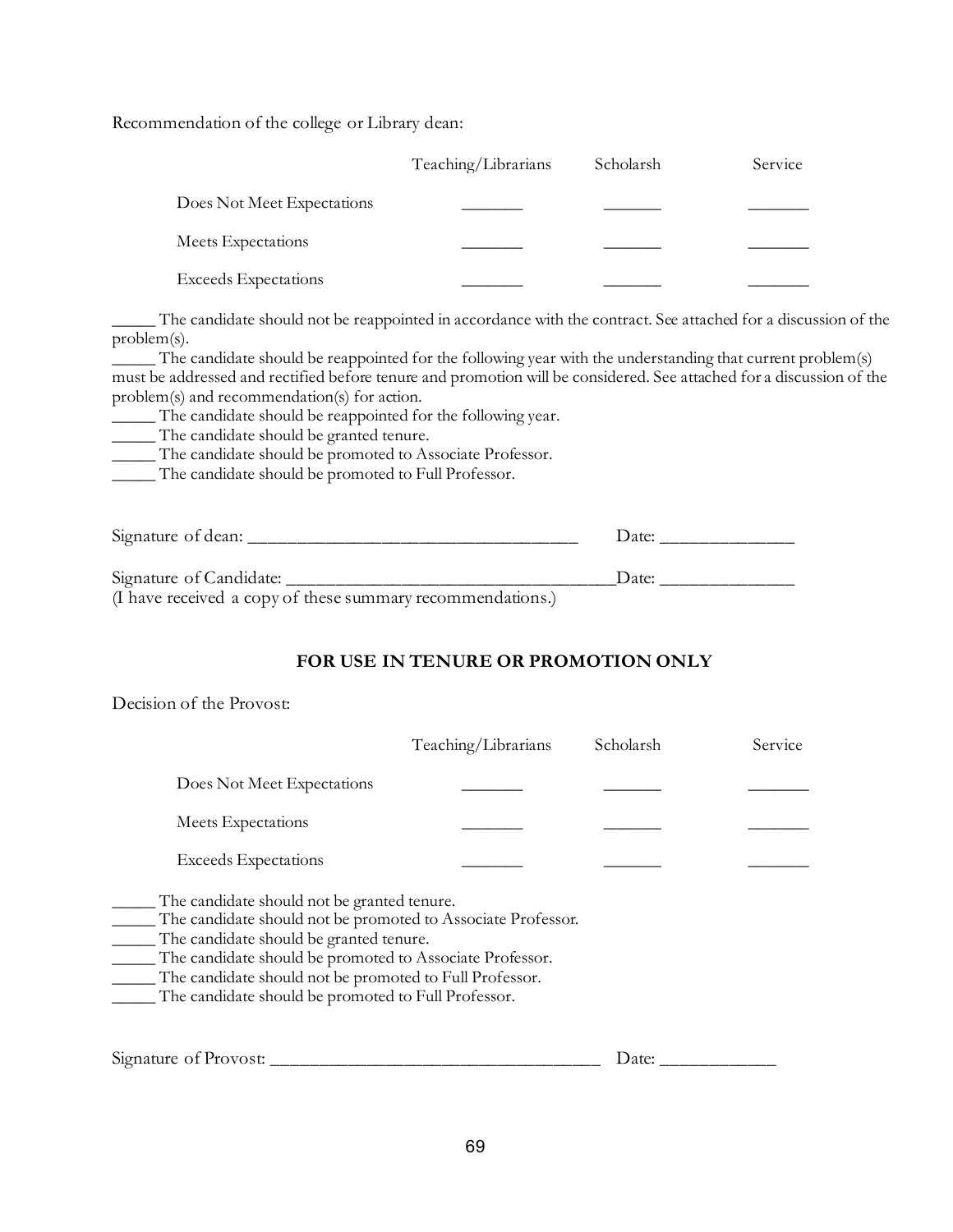Recommendation of the college or Library dean:

| | Teaching/Librarians | Scholarsh | Service |
|---|---|---|---|
| Does Not Meet Expectations | _______ | _______ | _______ |
| Meets Expectations | _______ | _______ | _______ |
| Exceeds Expectations | _______ | _______ | _______ |

_____ The candidate should not be reappointed in accordance with the contract. See attached for a discussion of the problem(s).
_____ The candidate should be reappointed for the following year with the understanding that current problem(s) must be addressed and rectified before tenure and promotion will be considered. See attached for a discussion of the problem(s) and recommendation(s) for action.
_____ The candidate should be reappointed for the following year.
_____ The candidate should be granted tenure.
_____ The candidate should be promoted to Associate Professor.
_____ The candidate should be promoted to Full Professor.

Signature of dean: ___________________________________ Date: ______________

Signature of Candidate: ___________________________________Date: ______________
(I have received a copy of these summary recommendations.)

**FOR USE IN TENURE OR PROMOTION ONLY**

Decision of the Provost:

| | Teaching/Librarians | Scholarsh | Service |
|---|---|---|---|
| Does Not Meet Expectations | _______ | _______ | _______ |
| Meets Expectations | _______ | _______ | _______ |
| Exceeds Expectations | _______ | _______ | _______ |

_____ The candidate should not be granted tenure.
_____ The candidate should not be promoted to Associate Professor.
_____ The candidate should be granted tenure.
_____ The candidate should be promoted to Associate Professor.
_____ The candidate should not be promoted to Full Professor.
_____ The candidate should be promoted to Full Professor.

Signature of Provost: ___________________________________ Date: ____________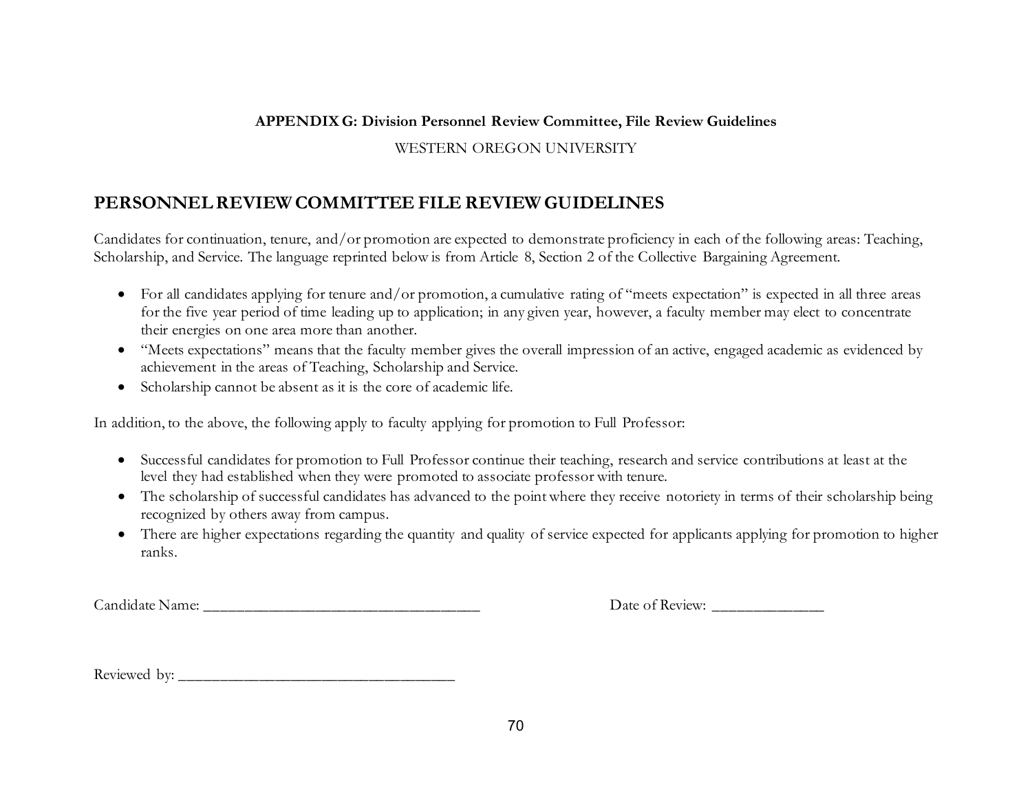**APPENDIX G: Division Personnel Review Committee, File Review Guidelines**

WESTERN OREGON UNIVERSITY

## PERSONNEL REVIEW COMMITTEE FILE REVIEW GUIDELINES

Candidates for continuation, tenure, and/or promotion are expected to demonstrate proficiency in each of the following areas: Teaching, Scholarship, and Service. The language reprinted below is from Article 8, Section 2 of the Collective Bargaining Agreement.

- For all candidates applying for tenure and/or promotion, a cumulative rating of "meets expectation" is expected in all three areas for the five year period of time leading up to application; in any given year, however, a faculty member may elect to concentrate their energies on one area more than another.
- "Meets expectations" means that the faculty member gives the overall impression of an active, engaged academic as evidenced by achievement in the areas of Teaching, Scholarship and Service.
- Scholarship cannot be absent as it is the core of academic life.

In addition, to the above, the following apply to faculty applying for promotion to Full Professor:

- Successful candidates for promotion to Full Professor continue their teaching, research and service contributions at least at the level they had established when they were promoted to associate professor with tenure.
- The scholarship of successful candidates has advanced to the point where they receive notoriety in terms of their scholarship being recognized by others away from campus.
- There are higher expectations regarding the quantity and quality of service expected for applicants applying for promotion to higher ranks.

Candidate Name: ___________________________________ Date of Review: ______________

Reviewed by: ___________________________________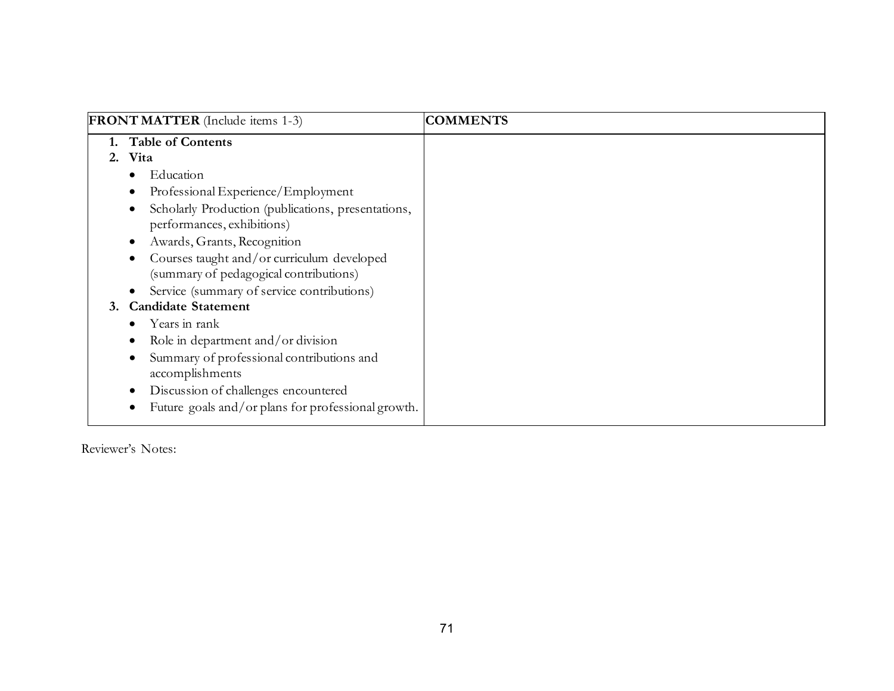| **FRONT MATTER** (Include items 1-3) | **COMMENTS** |
|---|---|
| 1. **Table of Contents**<br>2. **Vita**<br>• Education<br>• Professional Experience/Employment<br>• Scholarly Production (publications, presentations, performances, exhibitions)<br>• Awards, Grants, Recognition<br>• Courses taught and/or curriculum developed (summary of pedagogical contributions)<br>• Service (summary of service contributions)<br>3. **Candidate Statement**<br>• Years in rank<br>• Role in department and/or division<br>• Summary of professional contributions and accomplishments<br>• Discussion of challenges encountered<br>• Future goals and/or plans for professional growth. | |

Reviewer's Notes: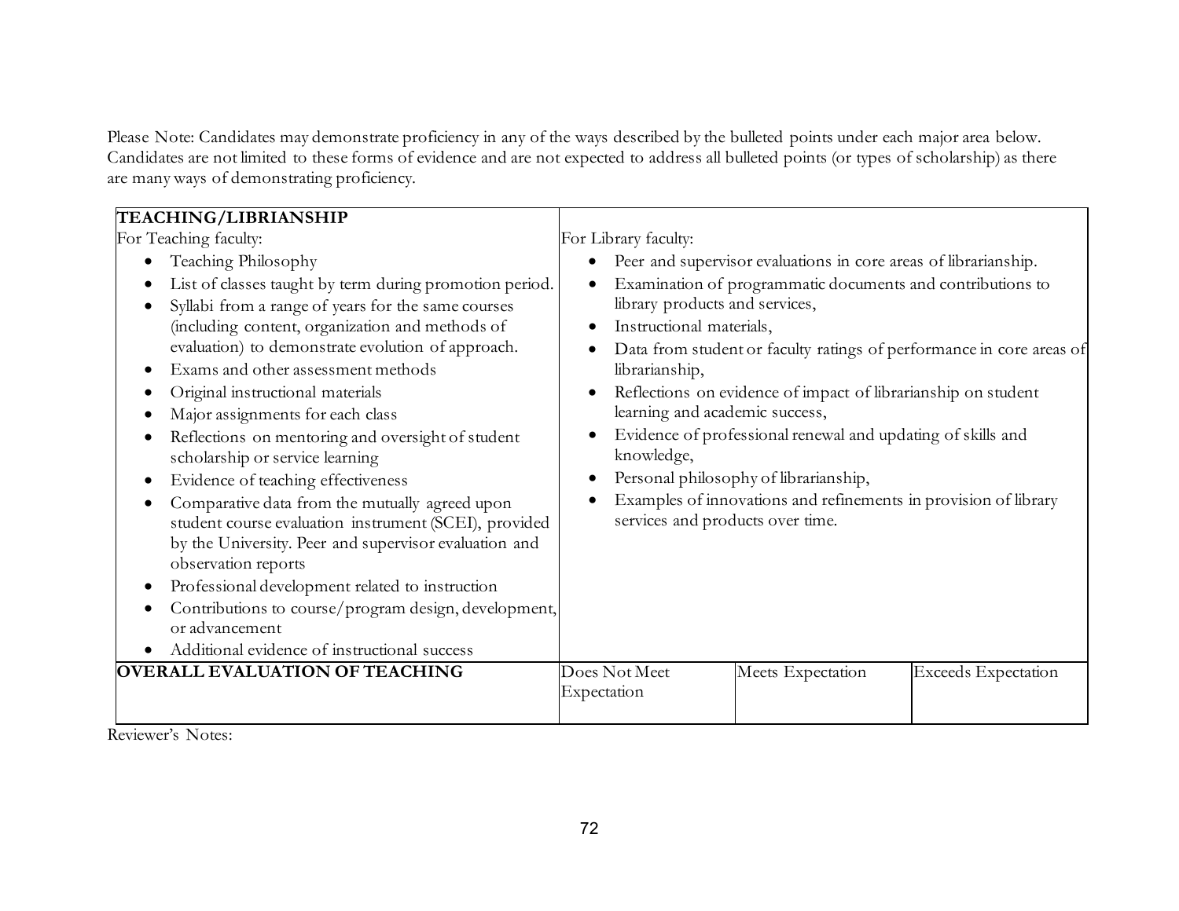Please Note: Candidates may demonstrate proficiency in any of the ways described by the bulleted points under each major area below. Candidates are not limited to these forms of evidence and are not expected to address all bulleted points (or types of scholarship) as there are many ways of demonstrating proficiency.

| **TEACHING/LIBRIANSHIP** | | | |
|---|---|---|---|
| For Teaching faculty:<br>• Teaching Philosophy<br>• List of classes taught by term during promotion period.<br>• Syllabi from a range of years for the same courses (including content, organization and methods of evaluation) to demonstrate evolution of approach.<br>• Exams and other assessment methods<br>• Original instructional materials<br>• Major assignments for each class<br>• Reflections on mentoring and oversight of student scholarship or service learning<br>• Evidence of teaching effectiveness<br>• Comparative data from the mutually agreed upon student course evaluation instrument (SCEI), provided by the University. Peer and supervisor evaluation and observation reports<br>• Professional development related to instruction<br>• Contributions to course/program design, development, or advancement<br>• Additional evidence of instructional success | For Library faculty:<br>• Peer and supervisor evaluations in core areas of librarianship.<br>• Examination of programmatic documents and contributions to library products and services,<br>• Instructional materials,<br>• Data from student or faculty ratings of performance in core areas of librarianship,<br>• Reflections on evidence of impact of librarianship on student learning and academic success,<br>• Evidence of professional renewal and updating of skills and knowledge,<br>• Personal philosophy of librarianship,<br>• Examples of innovations and refinements in provision of library services and products over time. | | |
| **OVERALL EVALUATION OF TEACHING** | Does Not Meet Expectation | Meets Expectation | Exceeds Expectation |

Reviewer's Notes: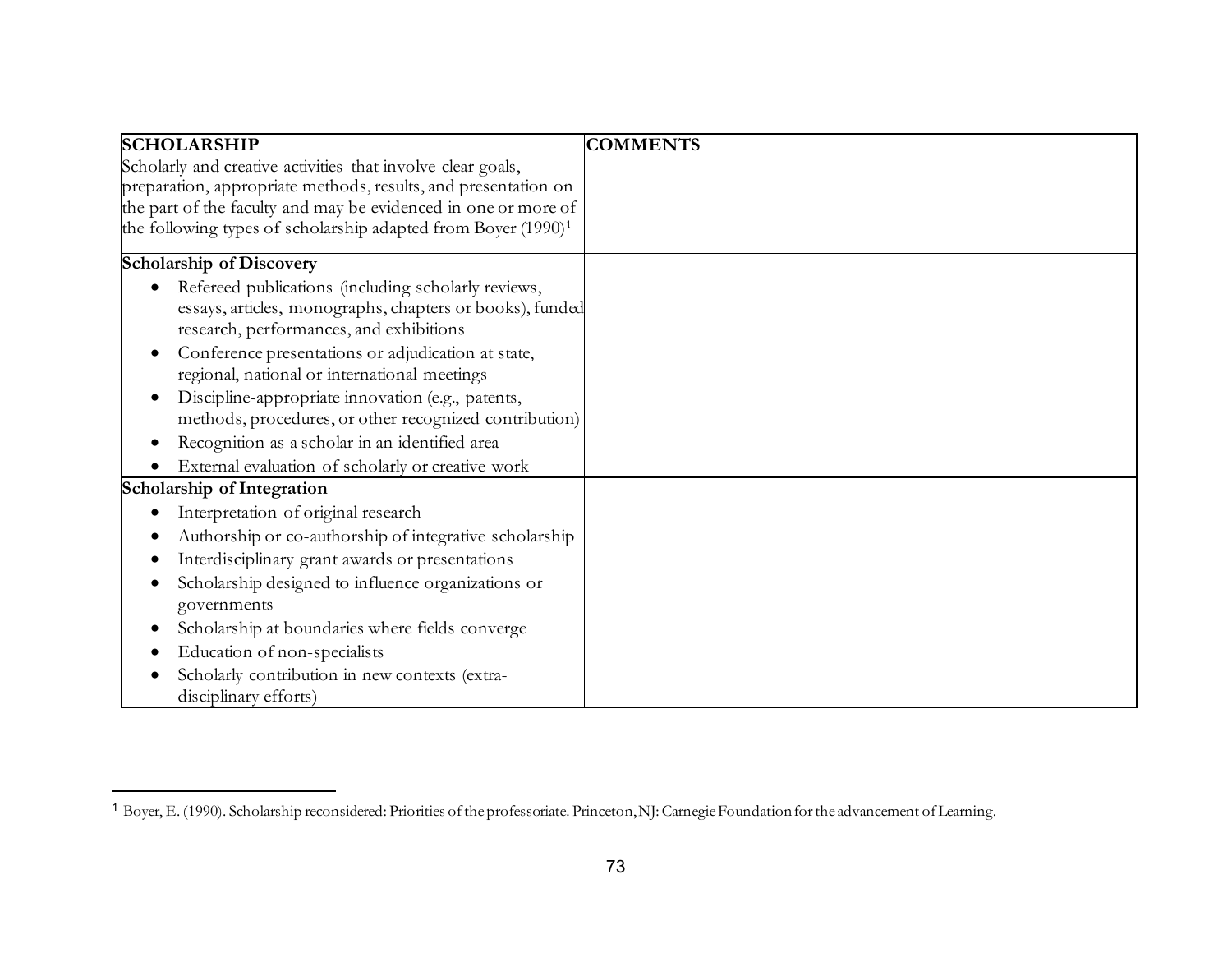| SCHOLARSHIP<br>Scholarly and creative activities that involve clear goals, preparation, appropriate methods, results, and presentation on the part of the faculty and may be evidenced in one or more of the following types of scholarship adapted from Boyer (1990)[1] | COMMENTS |
|---|---|
| **Scholarship of Discovery**<br>• Refereed publications (including scholarly reviews, essays, articles, monographs, chapters or books), funded research, performances, and exhibitions<br>• Conference presentations or adjudication at state, regional, national or international meetings<br>• Discipline-appropriate innovation (e.g., patents, methods, procedures, or other recognized contribution)<br>• Recognition as a scholar in an identified area<br>• External evaluation of scholarly or creative work | |
| **Scholarship of Integration**<br>• Interpretation of original research<br>• Authorship or co-authorship of integrative scholarship<br>• Interdisciplinary grant awards or presentations<br>• Scholarship designed to influence organizations or governments<br>• Scholarship at boundaries where fields converge<br>• Education of non-specialists<br>• Scholarly contribution in new contexts (extra-disciplinary efforts) | |

[1] Boyer, E. (1990). Scholarship reconsidered: Priorities of the professoriate. Princeton, NJ: Carnegie Foundation for the advancement of Learning.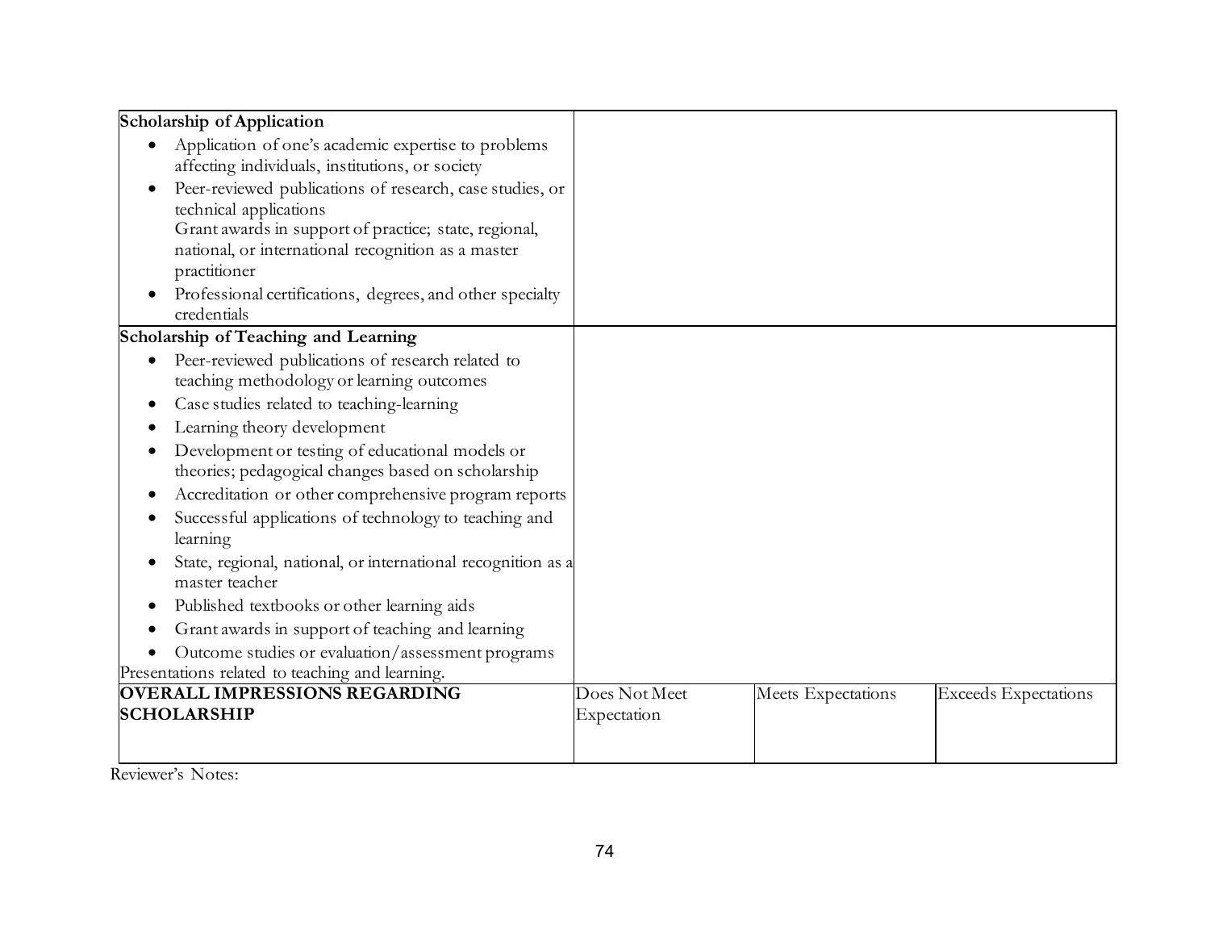| | | | |
|---|---|---|---|
| **Scholarship of Application**<br>• Application of one's academic expertise to problems affecting individuals, institutions, or society<br>• Peer-reviewed publications of research, case studies, or technical applications<br>Grant awards in support of practice; state, regional, national, or international recognition as a master practitioner<br>• Professional certifications, degrees, and other specialty credentials | | | |
| **Scholarship of Teaching and Learning**<br>• Peer-reviewed publications of research related to teaching methodology or learning outcomes<br>• Case studies related to teaching-learning<br>• Learning theory development<br>• Development or testing of educational models or theories; pedagogical changes based on scholarship<br>• Accreditation or other comprehensive program reports<br>• Successful applications of technology to teaching and learning<br>• State, regional, national, or international recognition as a master teacher<br>• Published textbooks or other learning aids<br>• Grant awards in support of teaching and learning<br>• Outcome studies or evaluation/assessment programs<br>Presentations related to teaching and learning. | | | |
| **OVERALL IMPRESSIONS REGARDING SCHOLARSHIP** | Does Not Meet Expectation | Meets Expectations | Exceeds Expectations |

Reviewer's Notes: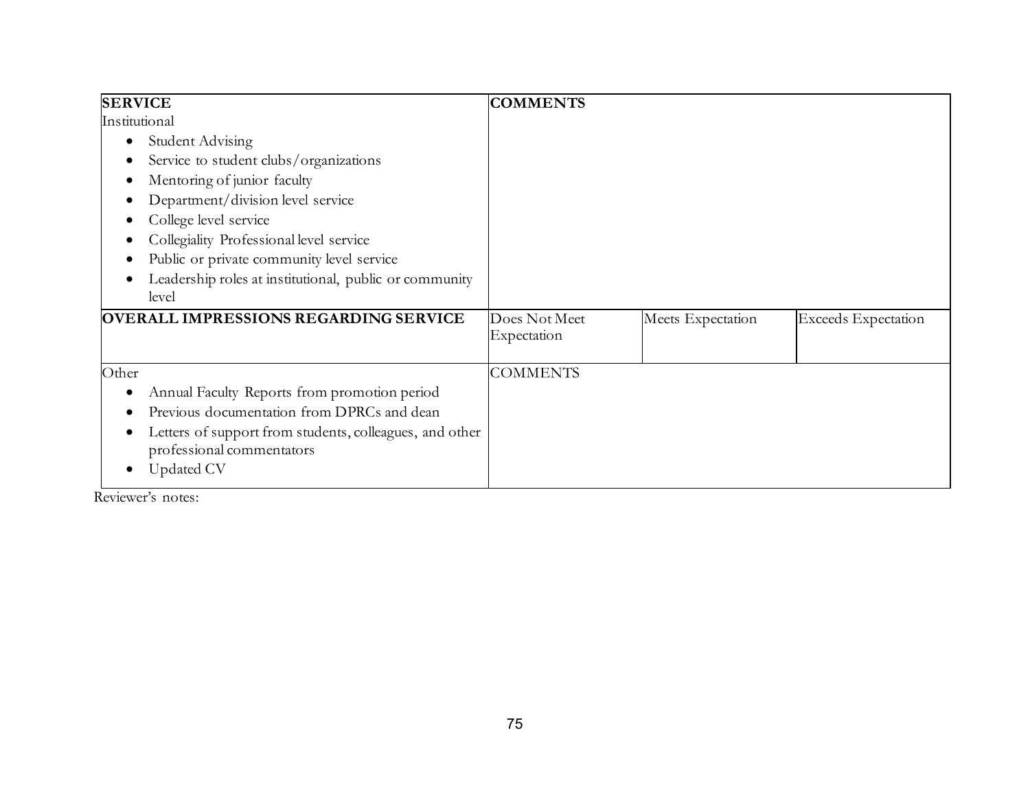| **SERVICE**<br>Institutional<br>• Student Advising<br>• Service to student clubs/organizations<br>• Mentoring of junior faculty<br>• Department/division level service<br>• College level service<br>• Collegiality Professional level service<br>• Public or private community level service<br>• Leadership roles at institutional, public or community level | **COMMENTS** | | |
|---|---|---|---|
| **OVERALL IMPRESSIONS REGARDING SERVICE** | Does Not Meet Expectation | Meets Expectation | Exceeds Expectation |
| Other<br>• Annual Faculty Reports from promotion period<br>• Previous documentation from DPRCs and dean<br>• Letters of support from students, colleagues, and other professional commentators<br>• Updated CV | COMMENTS | | |

Reviewer's notes: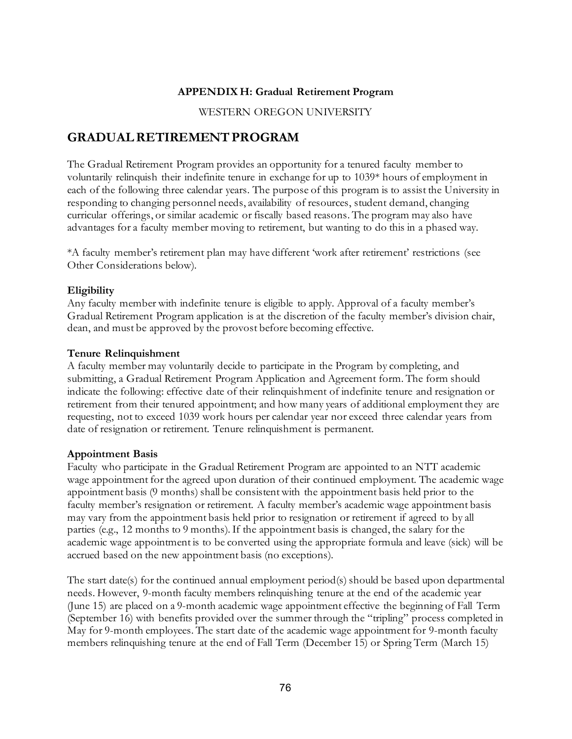**APPENDIX H: Gradual Retirement Program**

WESTERN OREGON UNIVERSITY

## GRADUAL RETIREMENT PROGRAM

The Gradual Retirement Program provides an opportunity for a tenured faculty member to voluntarily relinquish their indefinite tenure in exchange for up to 1039* hours of employment in each of the following three calendar years. The purpose of this program is to assist the University in responding to changing personnel needs, availability of resources, student demand, changing curricular offerings, or similar academic or fiscally based reasons. The program may also have advantages for a faculty member moving to retirement, but wanting to do this in a phased way.

*A faculty member's retirement plan may have different 'work after retirement' restrictions (see Other Considerations below).

**Eligibility**
Any faculty member with indefinite tenure is eligible to apply. Approval of a faculty member's Gradual Retirement Program application is at the discretion of the faculty member's division chair, dean, and must be approved by the provost before becoming effective.

**Tenure Relinquishment**
A faculty member may voluntarily decide to participate in the Program by completing, and submitting, a Gradual Retirement Program Application and Agreement form. The form should indicate the following: effective date of their relinquishment of indefinite tenure and resignation or retirement from their tenured appointment; and how many years of additional employment they are requesting, not to exceed 1039 work hours per calendar year nor exceed three calendar years from date of resignation or retirement. Tenure relinquishment is permanent.

**Appointment Basis**
Faculty who participate in the Gradual Retirement Program are appointed to an NTT academic wage appointment for the agreed upon duration of their continued employment. The academic wage appointment basis (9 months) shall be consistent with the appointment basis held prior to the faculty member's resignation or retirement. A faculty member's academic wage appointment basis may vary from the appointment basis held prior to resignation or retirement if agreed to by all parties (e.g., 12 months to 9 months). If the appointment basis is changed, the salary for the academic wage appointment is to be converted using the appropriate formula and leave (sick) will be accrued based on the new appointment basis (no exceptions).

The start date(s) for the continued annual employment period(s) should be based upon departmental needs. However, 9-month faculty members relinquishing tenure at the end of the academic year (June 15) are placed on a 9-month academic wage appointment effective the beginning of Fall Term (September 16) with benefits provided over the summer through the "tripling" process completed in May for 9-month employees. The start date of the academic wage appointment for 9-month faculty members relinquishing tenure at the end of Fall Term (December 15) or Spring Term (March 15)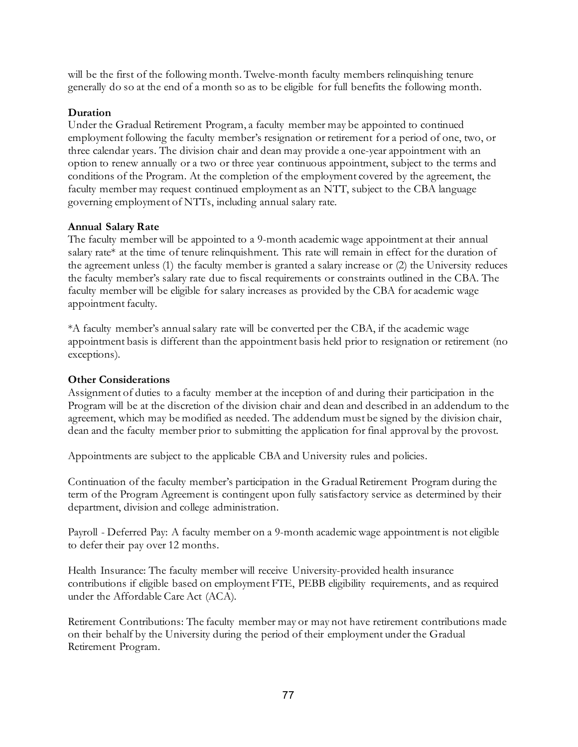will be the first of the following month. Twelve-month faculty members relinquishing tenure generally do so at the end of a month so as to be eligible for full benefits the following month.

**Duration**

Under the Gradual Retirement Program, a faculty member may be appointed to continued employment following the faculty member's resignation or retirement for a period of one, two, or three calendar years. The division chair and dean may provide a one-year appointment with an option to renew annually or a two or three year continuous appointment, subject to the terms and conditions of the Program. At the completion of the employment covered by the agreement, the faculty member may request continued employment as an NTT, subject to the CBA language governing employment of NTTs, including annual salary rate.

**Annual Salary Rate**

The faculty member will be appointed to a 9-month academic wage appointment at their annual salary rate* at the time of tenure relinquishment. This rate will remain in effect for the duration of the agreement unless (1) the faculty member is granted a salary increase or (2) the University reduces the faculty member's salary rate due to fiscal requirements or constraints outlined in the CBA. The faculty member will be eligible for salary increases as provided by the CBA for academic wage appointment faculty.

*A faculty member's annual salary rate will be converted per the CBA, if the academic wage appointment basis is different than the appointment basis held prior to resignation or retirement (no exceptions).

**Other Considerations**

Assignment of duties to a faculty member at the inception of and during their participation in the Program will be at the discretion of the division chair and dean and described in an addendum to the agreement, which may be modified as needed. The addendum must be signed by the division chair, dean and the faculty member prior to submitting the application for final approval by the provost.

Appointments are subject to the applicable CBA and University rules and policies.

Continuation of the faculty member's participation in the Gradual Retirement Program during the term of the Program Agreement is contingent upon fully satisfactory service as determined by their department, division and college administration.

Payroll - Deferred Pay: A faculty member on a 9-month academic wage appointment is not eligible to defer their pay over 12 months.

Health Insurance: The faculty member will receive University-provided health insurance contributions if eligible based on employment FTE, PEBB eligibility requirements, and as required under the Affordable Care Act (ACA).

Retirement Contributions: The faculty member may or may not have retirement contributions made on their behalf by the University during the period of their employment under the Gradual Retirement Program.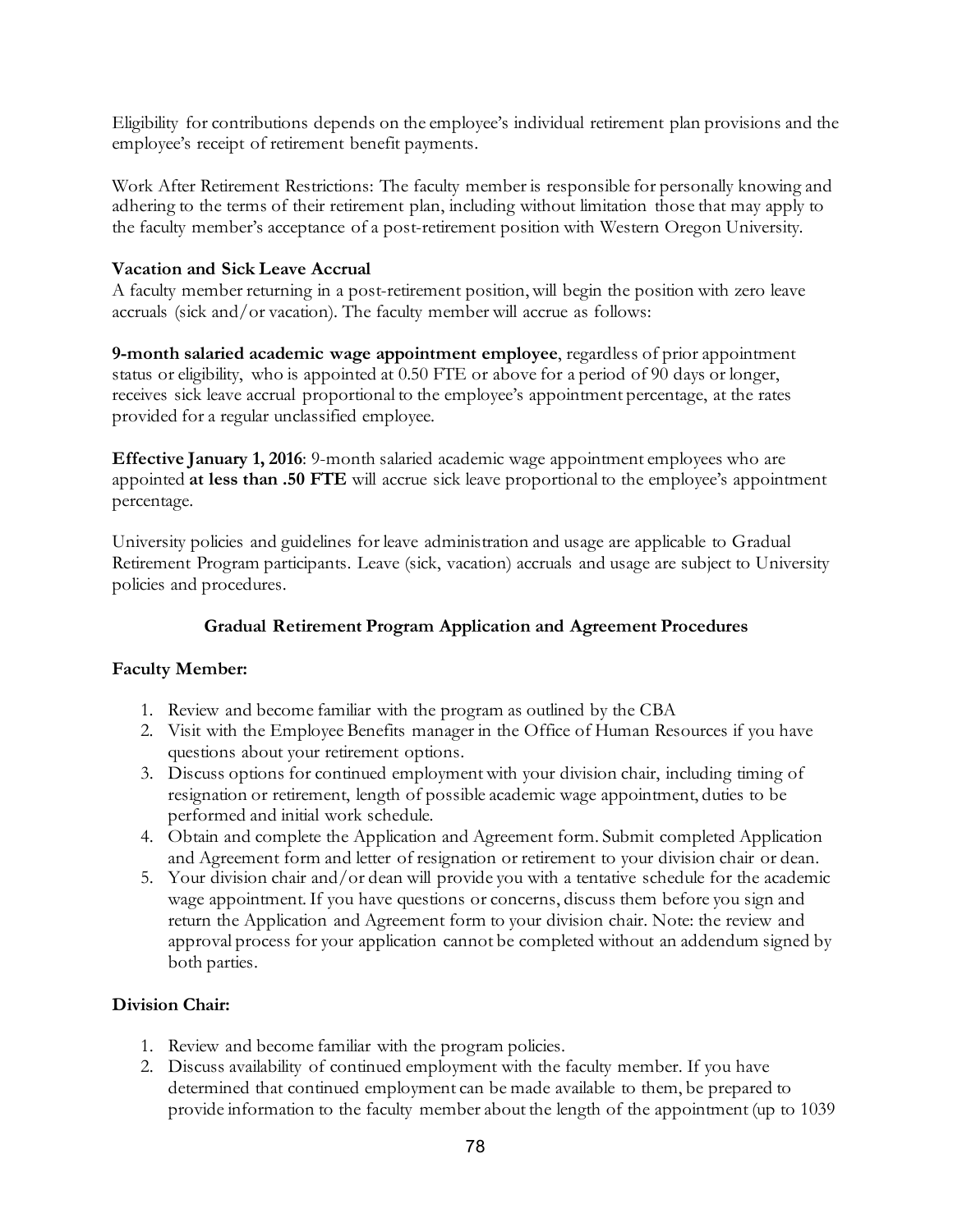Eligibility for contributions depends on the employee's individual retirement plan provisions and the employee's receipt of retirement benefit payments.

Work After Retirement Restrictions: The faculty member is responsible for personally knowing and adhering to the terms of their retirement plan, including without limitation those that may apply to the faculty member's acceptance of a post-retirement position with Western Oregon University.

**Vacation and Sick Leave Accrual**

A faculty member returning in a post-retirement position, will begin the position with zero leave accruals (sick and/or vacation). The faculty member will accrue as follows:

**9-month salaried academic wage appointment employee**, regardless of prior appointment status or eligibility, who is appointed at 0.50 FTE or above for a period of 90 days or longer, receives sick leave accrual proportional to the employee's appointment percentage, at the rates provided for a regular unclassified employee.

**Effective January 1, 2016**: 9-month salaried academic wage appointment employees who are appointed **at less than .50 FTE** will accrue sick leave proportional to the employee's appointment percentage.

University policies and guidelines for leave administration and usage are applicable to Gradual Retirement Program participants. Leave (sick, vacation) accruals and usage are subject to University policies and procedures.

**Gradual Retirement Program Application and Agreement Procedures**

**Faculty Member:**

1. Review and become familiar with the program as outlined by the CBA
2. Visit with the Employee Benefits manager in the Office of Human Resources if you have questions about your retirement options.
3. Discuss options for continued employment with your division chair, including timing of resignation or retirement, length of possible academic wage appointment, duties to be performed and initial work schedule.
4. Obtain and complete the Application and Agreement form. Submit completed Application and Agreement form and letter of resignation or retirement to your division chair or dean.
5. Your division chair and/or dean will provide you with a tentative schedule for the academic wage appointment. If you have questions or concerns, discuss them before you sign and return the Application and Agreement form to your division chair. Note: the review and approval process for your application cannot be completed without an addendum signed by both parties.

**Division Chair:**

1. Review and become familiar with the program policies.
2. Discuss availability of continued employment with the faculty member. If you have determined that continued employment can be made available to them, be prepared to provide information to the faculty member about the length of the appointment (up to 1039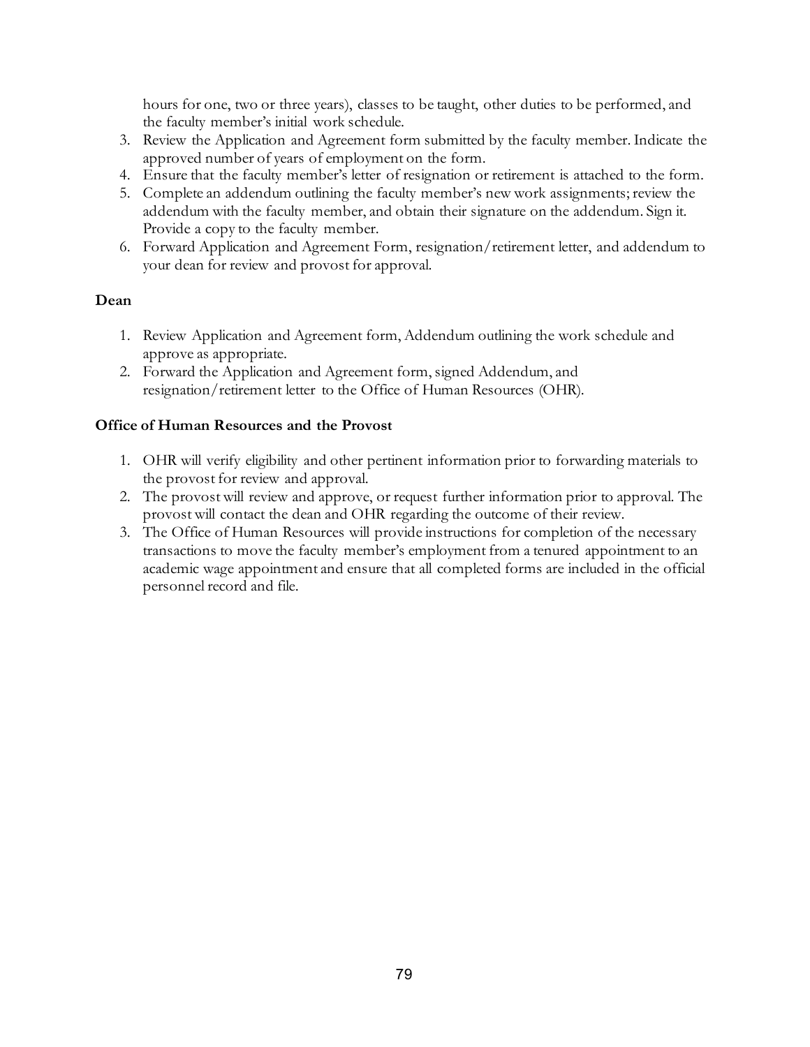hours for one, two or three years), classes to be taught, other duties to be performed, and the faculty member's initial work schedule.

3. Review the Application and Agreement form submitted by the faculty member. Indicate the approved number of years of employment on the form.
4. Ensure that the faculty member's letter of resignation or retirement is attached to the form.
5. Complete an addendum outlining the faculty member's new work assignments; review the addendum with the faculty member, and obtain their signature on the addendum. Sign it. Provide a copy to the faculty member.
6. Forward Application and Agreement Form, resignation/retirement letter, and addendum to your dean for review and provost for approval.

**Dean**

1. Review Application and Agreement form, Addendum outlining the work schedule and approve as appropriate.
2. Forward the Application and Agreement form, signed Addendum, and resignation/retirement letter to the Office of Human Resources (OHR).

**Office of Human Resources and the Provost**

1. OHR will verify eligibility and other pertinent information prior to forwarding materials to the provost for review and approval.
2. The provost will review and approve, or request further information prior to approval. The provost will contact the dean and OHR regarding the outcome of their review.
3. The Office of Human Resources will provide instructions for completion of the necessary transactions to move the faculty member's employment from a tenured appointment to an academic wage appointment and ensure that all completed forms are included in the official personnel record and file.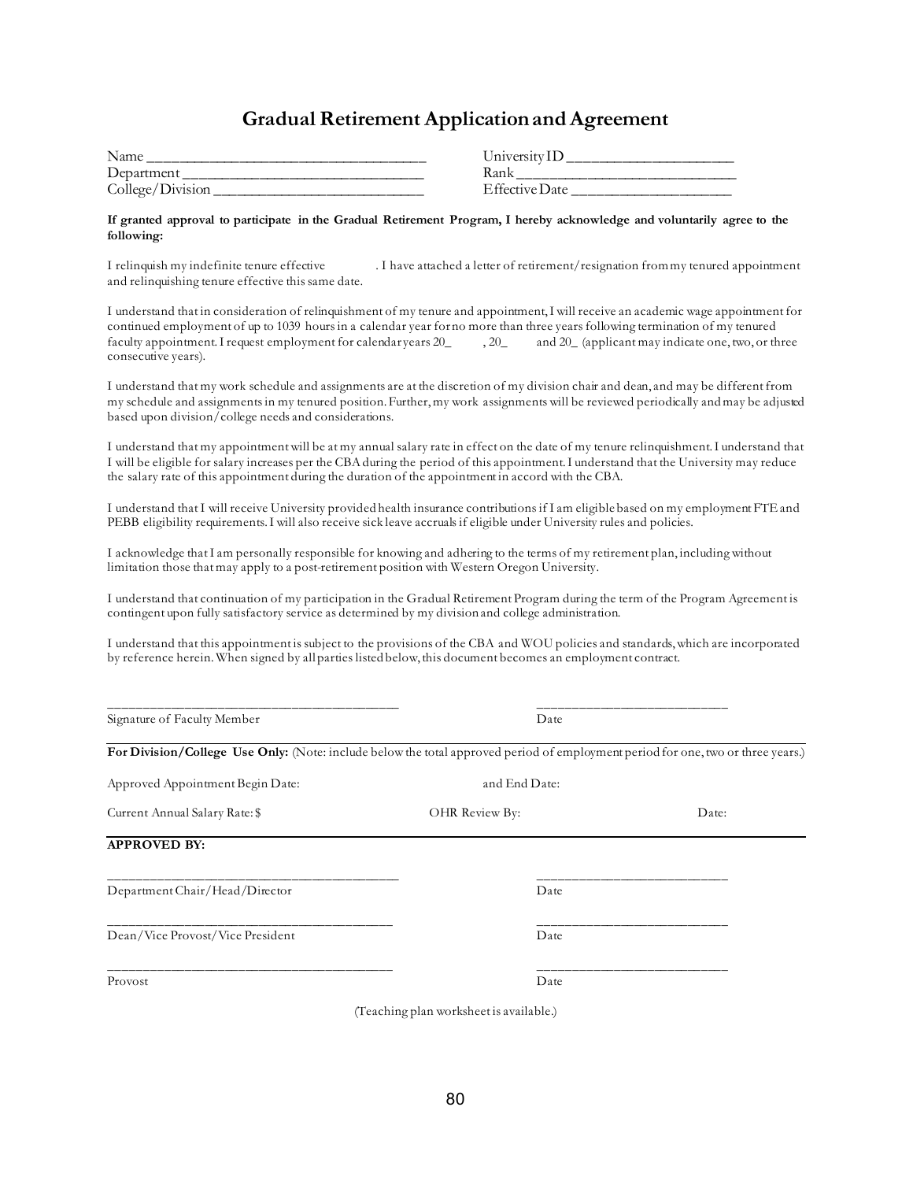# Gradual Retirement Application and Agreement

Name ____________________________________ University ID ______________________
Department ________________________________ Rank _____________________________
College/Division ____________________________ Effective Date _____________________

**If granted approval to participate in the Gradual Retirement Program, I hereby acknowledge and voluntarily agree to the following:**

I relinquish my indefinite tenure effective . I have attached a letter of retirement/resignation from my tenured appointment and relinquishing tenure effective this same date.

I understand that in consideration of relinquishment of my tenure and appointment, I will receive an academic wage appointment for continued employment of up to 1039 hours in a calendar year for no more than three years following termination of my tenured faculty appointment. I request employment for calendar years 20_ , 20_ and 20_ (applicant may indicate one, two, or three consecutive years).

I understand that my work schedule and assignments are at the discretion of my division chair and dean, and may be different from my schedule and assignments in my tenured position. Further, my work assignments will be reviewed periodically and may be adjusted based upon division/college needs and considerations.

I understand that my appointment will be at my annual salary rate in effect on the date of my tenure relinquishment. I understand that I will be eligible for salary increases per the CBA during the period of this appointment. I understand that the University may reduce the salary rate of this appointment during the duration of the appointment in accord with the CBA.

I understand that I will receive University provided health insurance contributions if I am eligible based on my employment FTE and PEBB eligibility requirements. I will also receive sick leave accruals if eligible under University rules and policies.

I acknowledge that I am personally responsible for knowing and adhering to the terms of my retirement plan, including without limitation those that may apply to a post-retirement position with Western Oregon University.

I understand that continuation of my participation in the Gradual Retirement Program during the term of the Program Agreement is contingent upon fully satisfactory service as determined by my division and college administration.

I understand that this appointment is subject to the provisions of the CBA and WOU policies and standards, which are incorporated by reference herein. When signed by all parties listed below, this document becomes an employment contract.

_________________________________________ ___________________________
Signature of Faculty Member Date

**For Division/College Use Only:** (Note: include below the total approved period of employment period for one, two or three years.)

Approved Appointment Begin Date: and End Date:

Current Annual Salary Rate: $ OHR Review By: Date:

**APPROVED BY:**

_________________________________________ ___________________________
Department Chair/Head/Director Date

_________________________________________ ___________________________
Dean/Vice Provost/Vice President Date

_________________________________________ ___________________________
Provost Date

(Teaching plan worksheet is available.)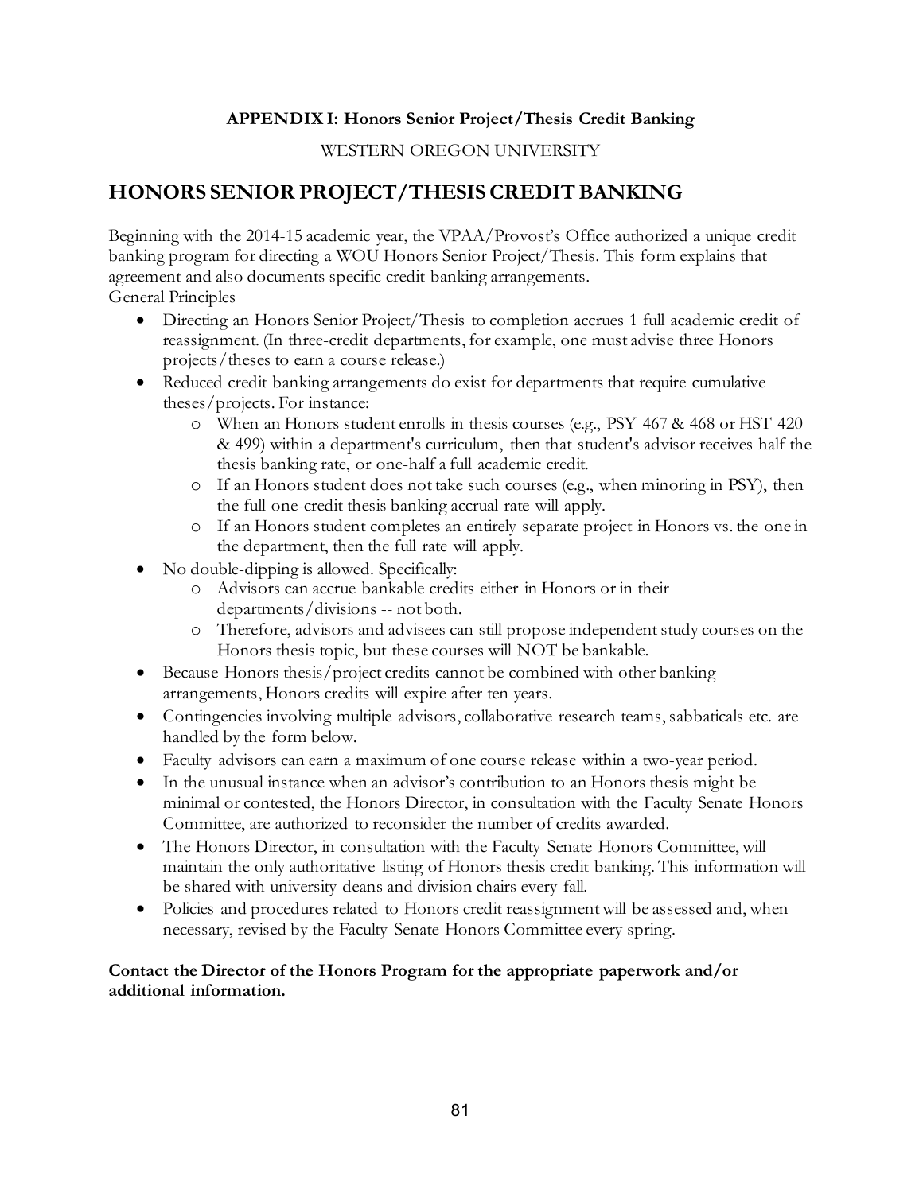**APPENDIX I: Honors Senior Project/Thesis Credit Banking**

WESTERN OREGON UNIVERSITY

## HONORS SENIOR PROJECT/THESIS CREDIT BANKING

Beginning with the 2014-15 academic year, the VPAA/Provost's Office authorized a unique credit banking program for directing a WOU Honors Senior Project/Thesis. This form explains that agreement and also documents specific credit banking arrangements.
General Principles

- Directing an Honors Senior Project/Thesis to completion accrues 1 full academic credit of reassignment. (In three-credit departments, for example, one must advise three Honors projects/theses to earn a course release.)
- Reduced credit banking arrangements do exist for departments that require cumulative theses/projects. For instance:
  - When an Honors student enrolls in thesis courses (e.g., PSY 467 & 468 or HST 420 & 499) within a department's curriculum, then that student's advisor receives half the thesis banking rate, or one-half a full academic credit.
  - If an Honors student does not take such courses (e.g., when minoring in PSY), then the full one-credit thesis banking accrual rate will apply.
  - If an Honors student completes an entirely separate project in Honors vs. the one in the department, then the full rate will apply.
- No double-dipping is allowed. Specifically:
  - Advisors can accrue bankable credits either in Honors or in their departments/divisions -- not both.
  - Therefore, advisors and advisees can still propose independent study courses on the Honors thesis topic, but these courses will NOT be bankable.
- Because Honors thesis/project credits cannot be combined with other banking arrangements, Honors credits will expire after ten years.
- Contingencies involving multiple advisors, collaborative research teams, sabbaticals etc. are handled by the form below.
- Faculty advisors can earn a maximum of one course release within a two-year period.
- In the unusual instance when an advisor's contribution to an Honors thesis might be minimal or contested, the Honors Director, in consultation with the Faculty Senate Honors Committee, are authorized to reconsider the number of credits awarded.
- The Honors Director, in consultation with the Faculty Senate Honors Committee, will maintain the only authoritative listing of Honors thesis credit banking. This information will be shared with university deans and division chairs every fall.
- Policies and procedures related to Honors credit reassignment will be assessed and, when necessary, revised by the Faculty Senate Honors Committee every spring.

**Contact the Director of the Honors Program for the appropriate paperwork and/or additional information.**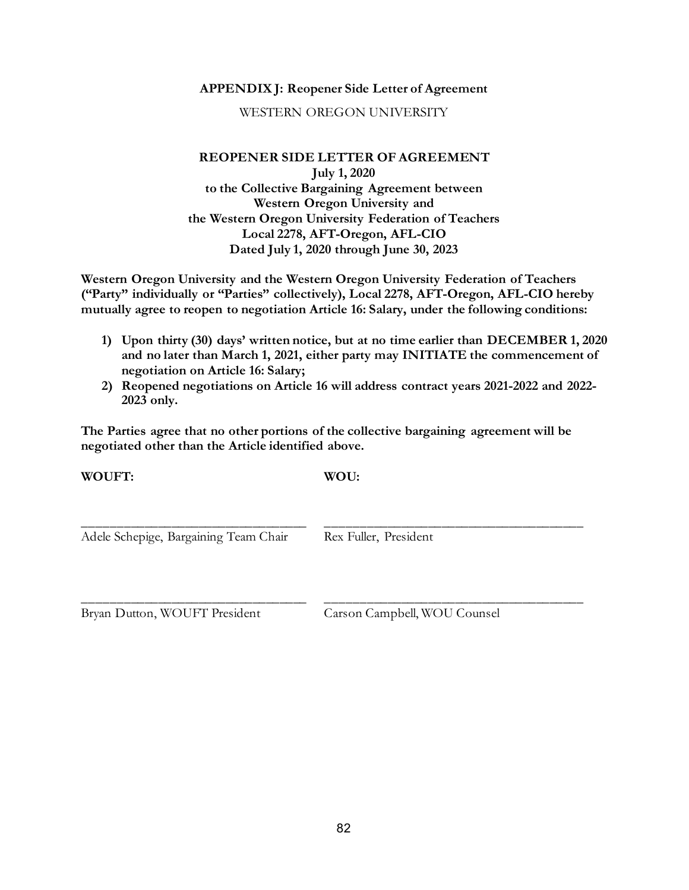**APPENDIX J: Reopener Side Letter of Agreement**

WESTERN OREGON UNIVERSITY

**REOPENER SIDE LETTER OF AGREEMENT**
**July 1, 2020**
**to the Collective Bargaining Agreement between**
**Western Oregon University and**
**the Western Oregon University Federation of Teachers**
**Local 2278, AFT-Oregon, AFL-CIO**
**Dated July 1, 2020 through June 30, 2023**

**Western Oregon University and the Western Oregon University Federation of Teachers ("Party" individually or "Parties" collectively), Local 2278, AFT-Oregon, AFL-CIO hereby mutually agree to reopen to negotiation Article 16: Salary, under the following conditions:**

1) **Upon thirty (30) days' written notice, but at no time earlier than DECEMBER 1, 2020 and no later than March 1, 2021, either party may INITIATE the commencement of negotiation on Article 16: Salary;**
2) **Reopened negotiations on Article 16 will address contract years 2021-2022 and 2022-2023 only.**

**The Parties agree that no other portions of the collective bargaining agreement will be negotiated other than the Article identified above.**

| **WOUFT:** | **WOU:** |
|---|---|
| ______________________________ | ______________________________ |
| Adele Schepige, Bargaining Team Chair | Rex Fuller, President |
| ______________________________ | ______________________________ |
| Bryan Dutton, WOUFT President | Carson Campbell, WOU Counsel |